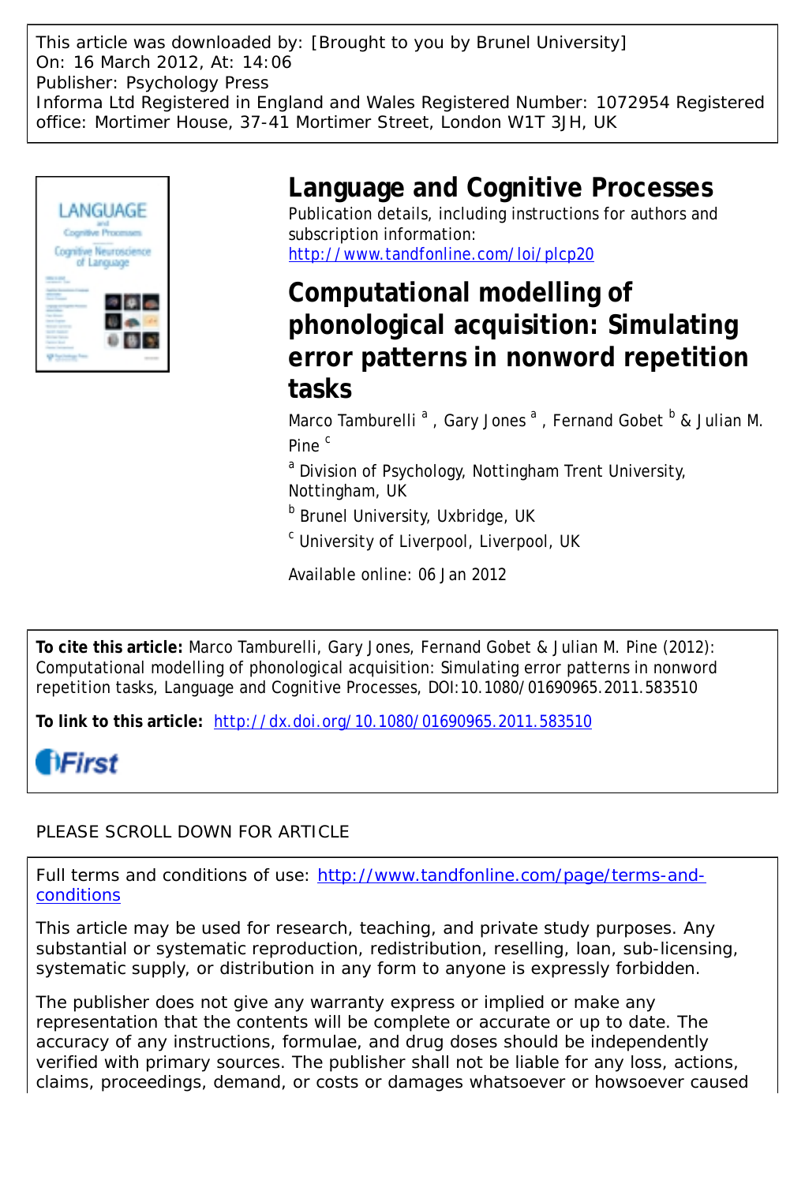This article was downloaded by: [Brought to you by Brunel University]
On: 16 March 2012, At: 14:06
Publisher: Psychology Press
Informa Ltd Registered in England and Wales Registered Number: 1072954 Registered office: Mortimer House, 37-41 Mortimer Street, London W1T 3JH, UK

# Language and Cognitive Processes

Publication details, including instructions for authors and subscription information:
http://www.tandfonline.com/loi/plcp20

## Computational modelling of phonological acquisition: Simulating error patterns in nonword repetition tasks

Marco Tamburelli [a], Gary Jones [a], Fernand Gobet [b] & Julian M. Pine [c]

[a] Division of Psychology, Nottingham Trent University, Nottingham, UK

[b] Brunel University, Uxbridge, UK

[c] University of Liverpool, Liverpool, UK

Available online: 06 Jan 2012

**To cite this article:** Marco Tamburelli, Gary Jones, Fernand Gobet & Julian M. Pine (2012): Computational modelling of phonological acquisition: Simulating error patterns in nonword repetition tasks, Language and Cognitive Processes, DOI:10.1080/01690965.2011.583510

**To link to this article:** http://dx.doi.org/10.1080/01690965.2011.583510

iFirst

PLEASE SCROLL DOWN FOR ARTICLE

Full terms and conditions of use: http://www.tandfonline.com/page/terms-and-conditions

This article may be used for research, teaching, and private study purposes. Any substantial or systematic reproduction, redistribution, reselling, loan, sub-licensing, systematic supply, or distribution in any form to anyone is expressly forbidden.

The publisher does not give any warranty express or implied or make any representation that the contents will be complete or accurate or up to date. The accuracy of any instructions, formulae, and drug doses should be independently verified with primary sources. The publisher shall not be liable for any loss, actions, claims, proceedings, demand, or costs or damages whatsoever or howsoever caused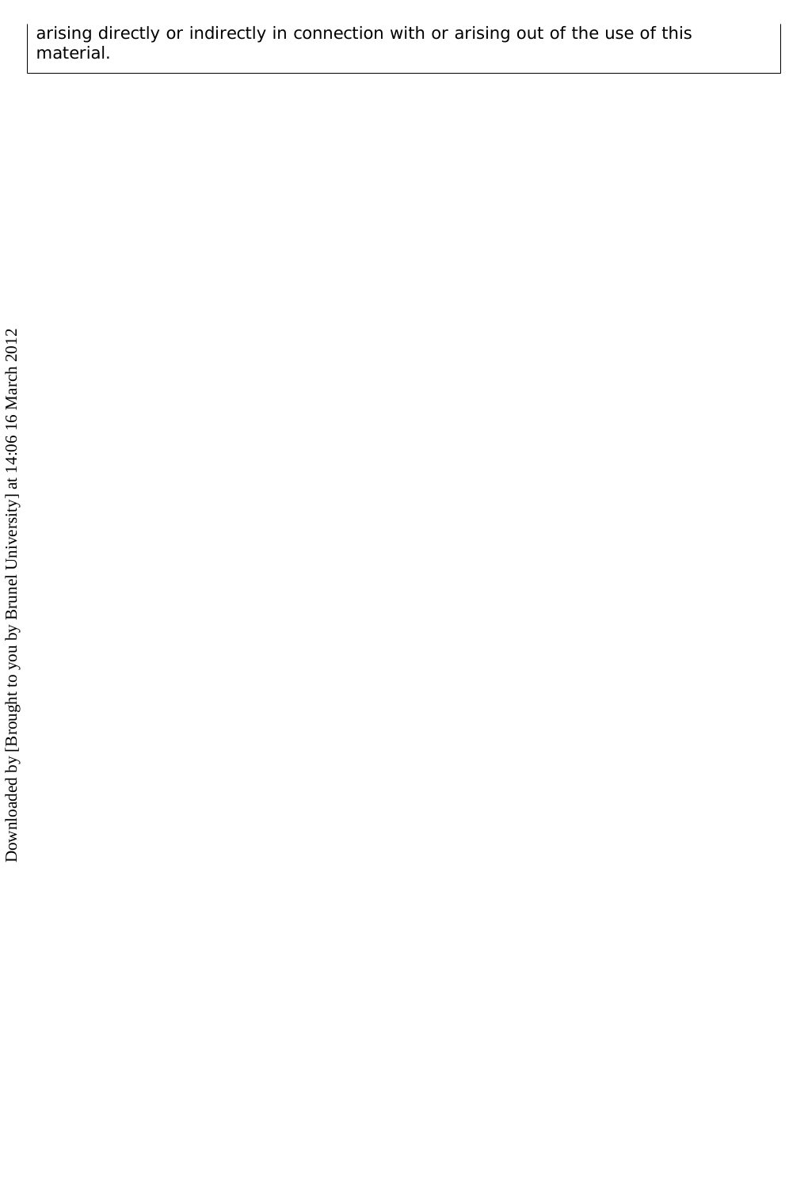arising directly or indirectly in connection with or arising out of the use of this material.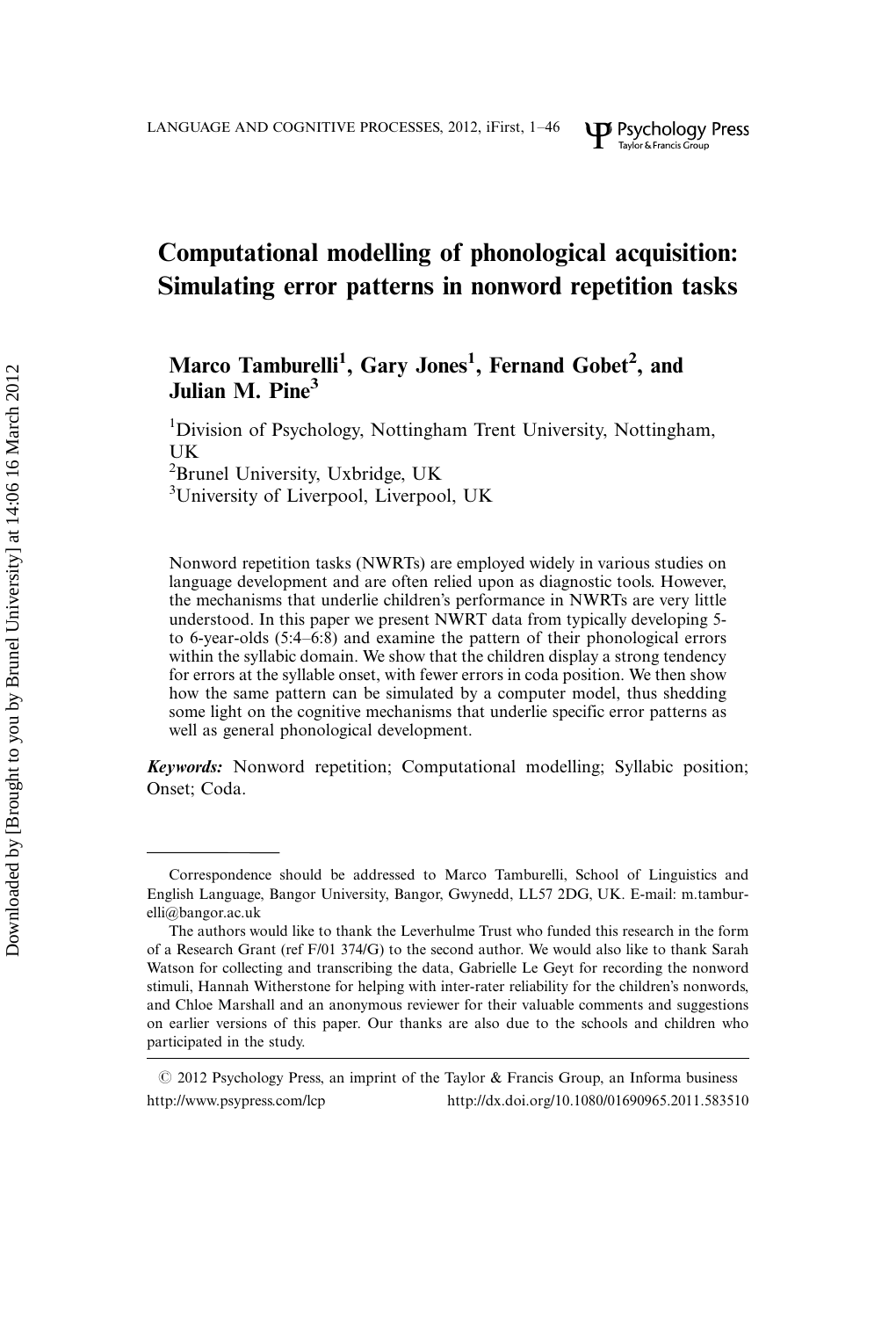# Computational modelling of phonological acquisition: Simulating error patterns in nonword repetition tasks

**Marco Tamburelli[1], Gary Jones[1], Fernand Gobet[2], and Julian M. Pine[3]**

[1]Division of Psychology, Nottingham Trent University, Nottingham, UK
[2]Brunel University, Uxbridge, UK
[3]University of Liverpool, Liverpool, UK

Nonword repetition tasks (NWRTs) are employed widely in various studies on language development and are often relied upon as diagnostic tools. However, the mechanisms that underlie children's performance in NWRTs are very little understood. In this paper we present NWRT data from typically developing 5- to 6-year-olds (5:4–6:8) and examine the pattern of their phonological errors within the syllabic domain. We show that the children display a strong tendency for errors at the syllable onset, with fewer errors in coda position. We then show how the same pattern can be simulated by a computer model, thus shedding some light on the cognitive mechanisms that underlie specific error patterns as well as general phonological development.

***Keywords:*** Nonword repetition; Computational modelling; Syllabic position; Onset; Coda.

---

Correspondence should be addressed to Marco Tamburelli, School of Linguistics and English Language, Bangor University, Bangor, Gwynedd, LL57 2DG, UK. E-mail: m.tamburelli@bangor.ac.uk

The authors would like to thank the Leverhulme Trust who funded this research in the form of a Research Grant (ref F/01 374/G) to the second author. We would also like to thank Sarah Watson for collecting and transcribing the data, Gabrielle Le Geyt for recording the nonword stimuli, Hannah Witherstone for helping with inter-rater reliability for the children's nonwords, and Chloe Marshall and an anonymous reviewer for their valuable comments and suggestions on earlier versions of this paper. Our thanks are also due to the schools and children who participated in the study.

© 2012 Psychology Press, an imprint of the Taylor & Francis Group, an Informa business
http://www.psypress.com/lcp http://dx.doi.org/10.1080/01690965.2011.583510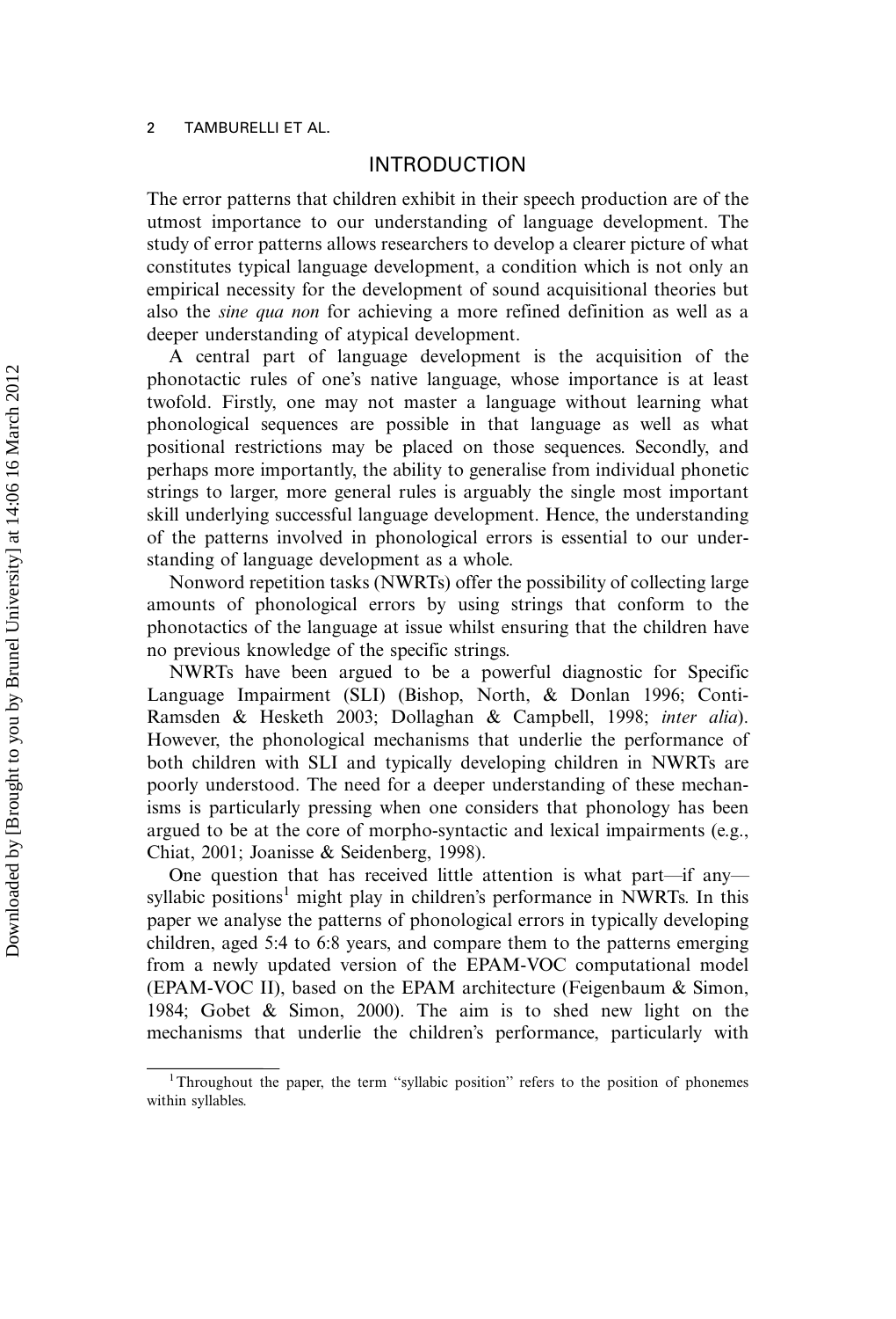## INTRODUCTION

The error patterns that children exhibit in their speech production are of the utmost importance to our understanding of language development. The study of error patterns allows researchers to develop a clearer picture of what constitutes typical language development, a condition which is not only an empirical necessity for the development of sound acquisitional theories but also the *sine qua non* for achieving a more refined definition as well as a deeper understanding of atypical development.

A central part of language development is the acquisition of the phonotactic rules of one's native language, whose importance is at least twofold. Firstly, one may not master a language without learning what phonological sequences are possible in that language as well as what positional restrictions may be placed on those sequences. Secondly, and perhaps more importantly, the ability to generalise from individual phonetic strings to larger, more general rules is arguably the single most important skill underlying successful language development. Hence, the understanding of the patterns involved in phonological errors is essential to our understanding of language development as a whole.

Nonword repetition tasks (NWRTs) offer the possibility of collecting large amounts of phonological errors by using strings that conform to the phonotactics of the language at issue whilst ensuring that the children have no previous knowledge of the specific strings.

NWRTs have been argued to be a powerful diagnostic for Specific Language Impairment (SLI) (Bishop, North, & Donlan 1996; Conti-Ramsden & Hesketh 2003; Dollaghan & Campbell, 1998; *inter alia*). However, the phonological mechanisms that underlie the performance of both children with SLI and typically developing children in NWRTs are poorly understood. The need for a deeper understanding of these mechanisms is particularly pressing when one considers that phonology has been argued to be at the core of morpho-syntactic and lexical impairments (e.g., Chiat, 2001; Joanisse & Seidenberg, 1998).

One question that has received little attention is what part—if any—syllabic positions[1] might play in children's performance in NWRTs. In this paper we analyse the patterns of phonological errors in typically developing children, aged 5:4 to 6:8 years, and compare them to the patterns emerging from a newly updated version of the EPAM-VOC computational model (EPAM-VOC II), based on the EPAM architecture (Feigenbaum & Simon, 1984; Gobet & Simon, 2000). The aim is to shed new light on the mechanisms that underlie the children's performance, particularly with

[1] Throughout the paper, the term "syllabic position" refers to the position of phonemes within syllables.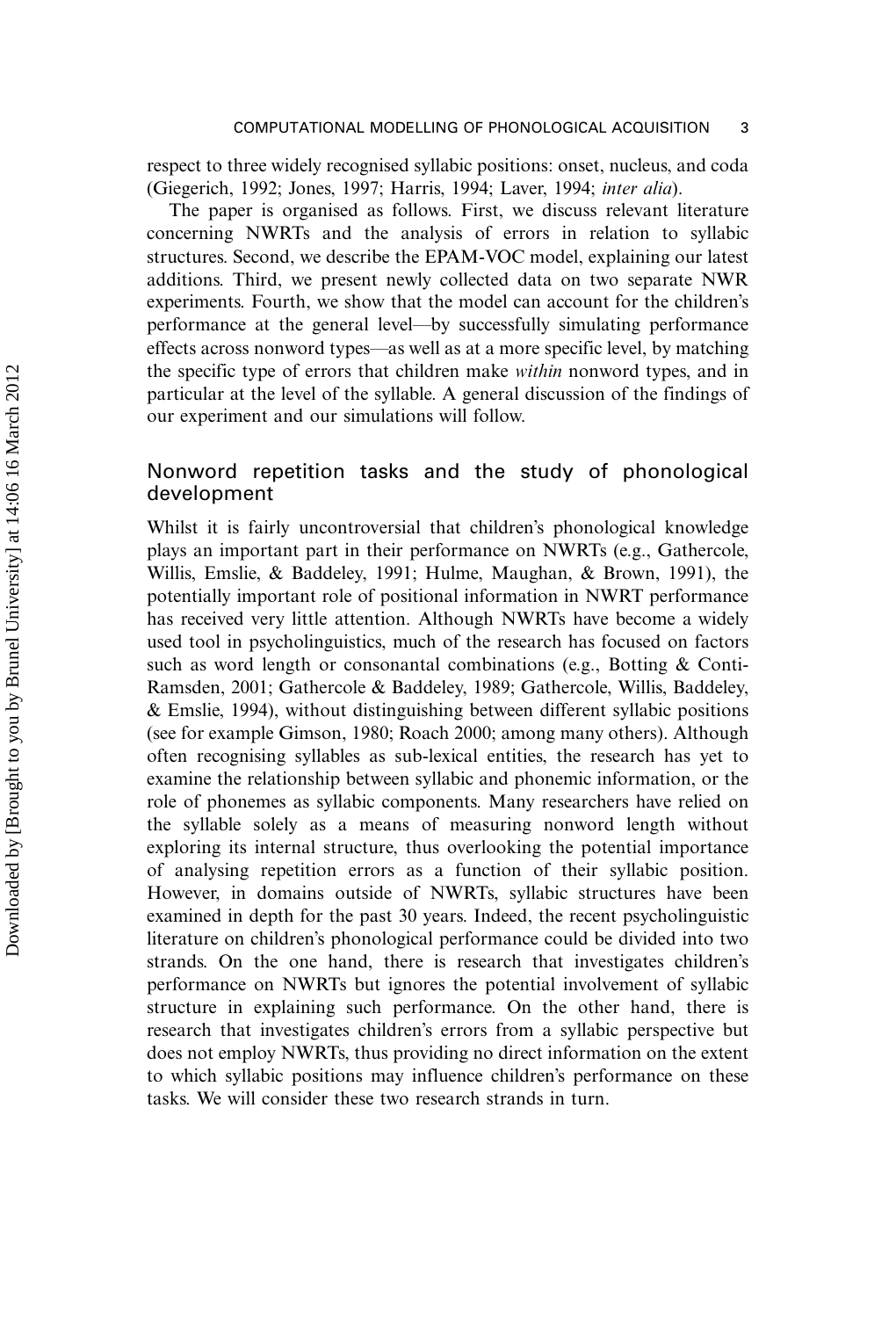respect to three widely recognised syllabic positions: onset, nucleus, and coda (Giegerich, 1992; Jones, 1997; Harris, 1994; Laver, 1994; *inter alia*).

The paper is organised as follows. First, we discuss relevant literature concerning NWRTs and the analysis of errors in relation to syllabic structures. Second, we describe the EPAM-VOC model, explaining our latest additions. Third, we present newly collected data on two separate NWR experiments. Fourth, we show that the model can account for the children's performance at the general level—by successfully simulating performance effects across nonword types—as well as at a more specific level, by matching the specific type of errors that children make *within* nonword types, and in particular at the level of the syllable. A general discussion of the findings of our experiment and our simulations will follow.

## Nonword repetition tasks and the study of phonological development

Whilst it is fairly uncontroversial that children's phonological knowledge plays an important part in their performance on NWRTs (e.g., Gathercole, Willis, Emslie, & Baddeley, 1991; Hulme, Maughan, & Brown, 1991), the potentially important role of positional information in NWRT performance has received very little attention. Although NWRTs have become a widely used tool in psycholinguistics, much of the research has focused on factors such as word length or consonantal combinations (e.g., Botting & Conti-Ramsden, 2001; Gathercole & Baddeley, 1989; Gathercole, Willis, Baddeley, & Emslie, 1994), without distinguishing between different syllabic positions (see for example Gimson, 1980; Roach 2000; among many others). Although often recognising syllables as sub-lexical entities, the research has yet to examine the relationship between syllabic and phonemic information, or the role of phonemes as syllabic components. Many researchers have relied on the syllable solely as a means of measuring nonword length without exploring its internal structure, thus overlooking the potential importance of analysing repetition errors as a function of their syllabic position. However, in domains outside of NWRTs, syllabic structures have been examined in depth for the past 30 years. Indeed, the recent psycholinguistic literature on children's phonological performance could be divided into two strands. On the one hand, there is research that investigates children's performance on NWRTs but ignores the potential involvement of syllabic structure in explaining such performance. On the other hand, there is research that investigates children's errors from a syllabic perspective but does not employ NWRTs, thus providing no direct information on the extent to which syllabic positions may influence children's performance on these tasks. We will consider these two research strands in turn.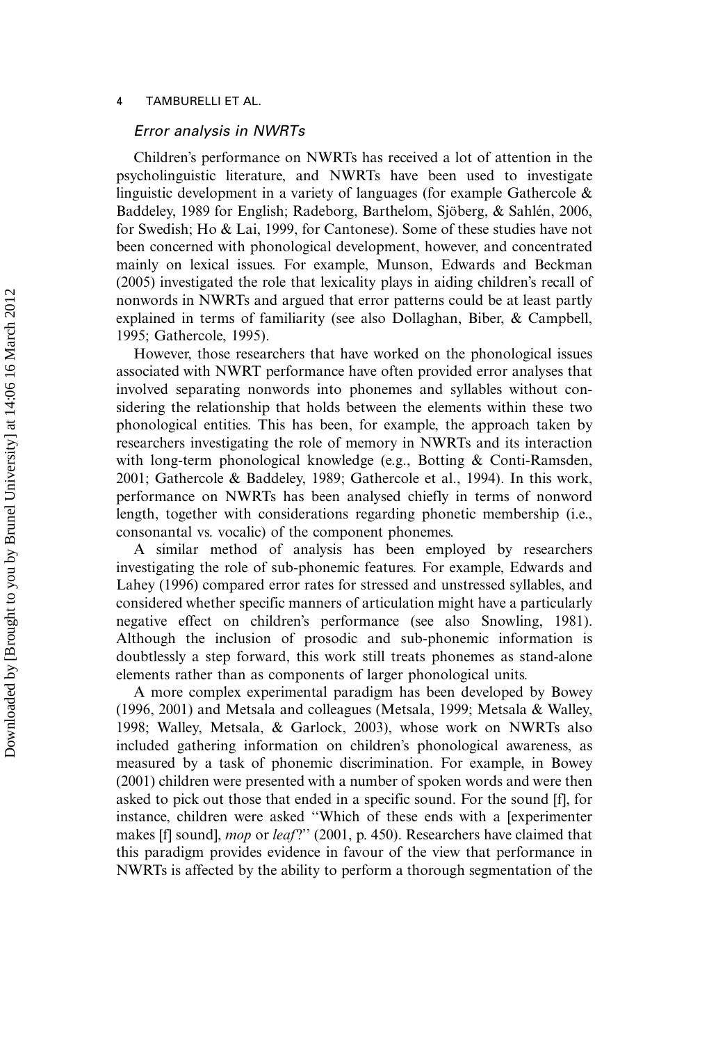### *Error analysis in NWRTs*

Children's performance on NWRTs has received a lot of attention in the psycholinguistic literature, and NWRTs have been used to investigate linguistic development in a variety of languages (for example Gathercole & Baddeley, 1989 for English; Radeborg, Barthelom, Sjöberg, & Sahlén, 2006, for Swedish; Ho & Lai, 1999, for Cantonese). Some of these studies have not been concerned with phonological development, however, and concentrated mainly on lexical issues. For example, Munson, Edwards and Beckman (2005) investigated the role that lexicality plays in aiding children's recall of nonwords in NWRTs and argued that error patterns could be at least partly explained in terms of familiarity (see also Dollaghan, Biber, & Campbell, 1995; Gathercole, 1995).

However, those researchers that have worked on the phonological issues associated with NWRT performance have often provided error analyses that involved separating nonwords into phonemes and syllables without considering the relationship that holds between the elements within these two phonological entities. This has been, for example, the approach taken by researchers investigating the role of memory in NWRTs and its interaction with long-term phonological knowledge (e.g., Botting & Conti-Ramsden, 2001; Gathercole & Baddeley, 1989; Gathercole et al., 1994). In this work, performance on NWRTs has been analysed chiefly in terms of nonword length, together with considerations regarding phonetic membership (i.e., consonantal vs. vocalic) of the component phonemes.

A similar method of analysis has been employed by researchers investigating the role of sub-phonemic features. For example, Edwards and Lahey (1996) compared error rates for stressed and unstressed syllables, and considered whether specific manners of articulation might have a particularly negative effect on children's performance (see also Snowling, 1981). Although the inclusion of prosodic and sub-phonemic information is doubtlessly a step forward, this work still treats phonemes as stand-alone elements rather than as components of larger phonological units.

A more complex experimental paradigm has been developed by Bowey (1996, 2001) and Metsala and colleagues (Metsala, 1999; Metsala & Walley, 1998; Walley, Metsala, & Garlock, 2003), whose work on NWRTs also included gathering information on children's phonological awareness, as measured by a task of phonemic discrimination. For example, in Bowey (2001) children were presented with a number of spoken words and were then asked to pick out those that ended in a specific sound. For the sound [f], for instance, children were asked "Which of these ends with a [experimenter makes [f] sound], *mop* or *leaf*?" (2001, p. 450). Researchers have claimed that this paradigm provides evidence in favour of the view that performance in NWRTs is affected by the ability to perform a thorough segmentation of the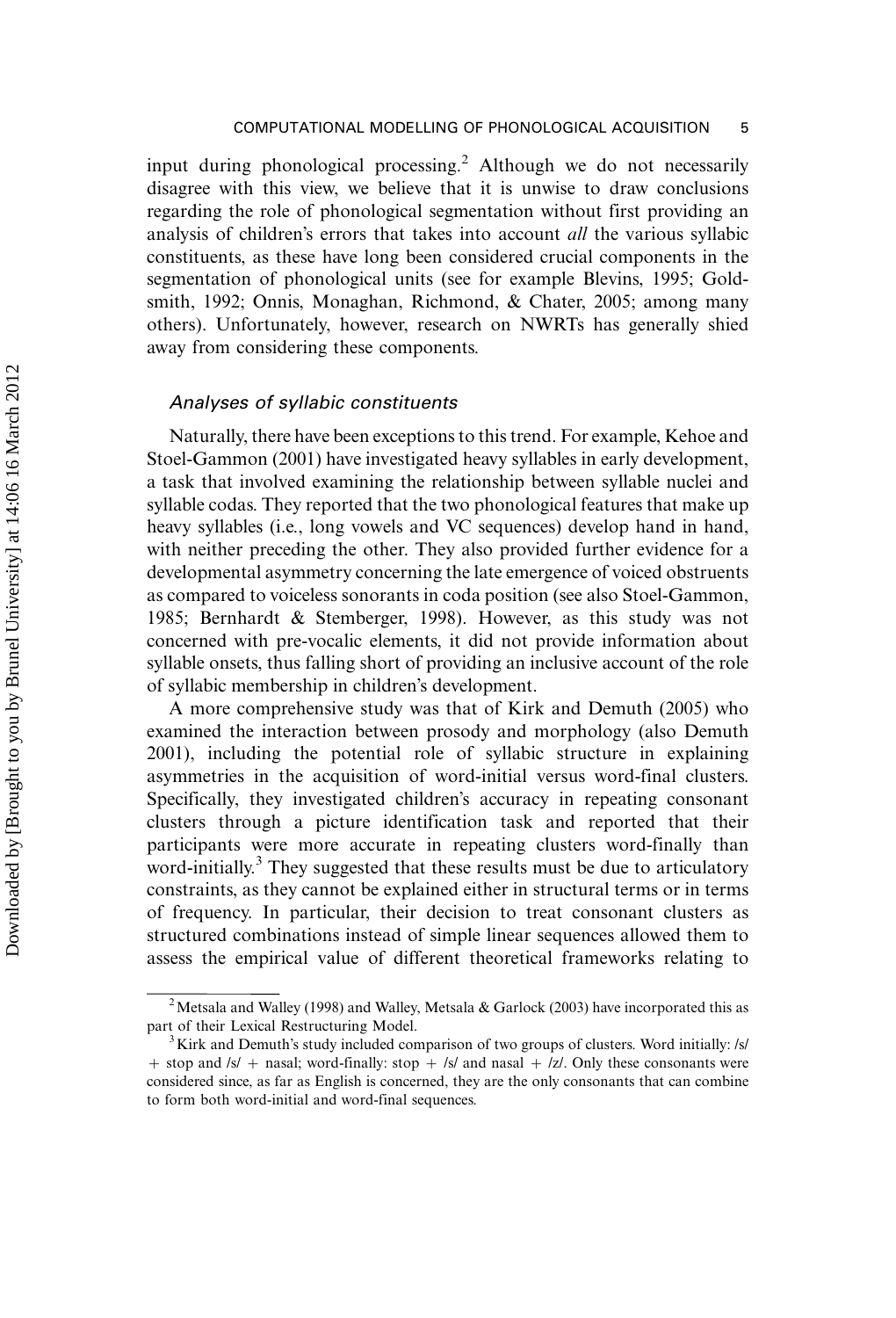input during phonological processing.[2] Although we do not necessarily disagree with this view, we believe that it is unwise to draw conclusions regarding the role of phonological segmentation without first providing an analysis of children's errors that takes into account *all* the various syllabic constituents, as these have long been considered crucial components in the segmentation of phonological units (see for example Blevins, 1995; Goldsmith, 1992; Onnis, Monaghan, Richmond, & Chater, 2005; among many others). Unfortunately, however, research on NWRTs has generally shied away from considering these components.

### *Analyses of syllabic constituents*

Naturally, there have been exceptions to this trend. For example, Kehoe and Stoel-Gammon (2001) have investigated heavy syllables in early development, a task that involved examining the relationship between syllable nuclei and syllable codas. They reported that the two phonological features that make up heavy syllables (i.e., long vowels and VC sequences) develop hand in hand, with neither preceding the other. They also provided further evidence for a developmental asymmetry concerning the late emergence of voiced obstruents as compared to voiceless sonorants in coda position (see also Stoel-Gammon, 1985; Bernhardt & Stemberger, 1998). However, as this study was not concerned with pre-vocalic elements, it did not provide information about syllable onsets, thus falling short of providing an inclusive account of the role of syllabic membership in children's development.

A more comprehensive study was that of Kirk and Demuth (2005) who examined the interaction between prosody and morphology (also Demuth 2001), including the potential role of syllabic structure in explaining asymmetries in the acquisition of word-initial versus word-final clusters. Specifically, they investigated children's accuracy in repeating consonant clusters through a picture identification task and reported that their participants were more accurate in repeating clusters word-finally than word-initially.[3] They suggested that these results must be due to articulatory constraints, as they cannot be explained either in structural terms or in terms of frequency. In particular, their decision to treat consonant clusters as structured combinations instead of simple linear sequences allowed them to assess the empirical value of different theoretical frameworks relating to

---

[2] Metsala and Walley (1998) and Walley, Metsala & Garlock (2003) have incorporated this as part of their Lexical Restructuring Model.

[3] Kirk and Demuth's study included comparison of two groups of clusters. Word initially: /s/ + stop and /s/ + nasal; word-finally: stop + /s/ and nasal + /z/. Only these consonants were considered since, as far as English is concerned, they are the only consonants that can combine to form both word-initial and word-final sequences.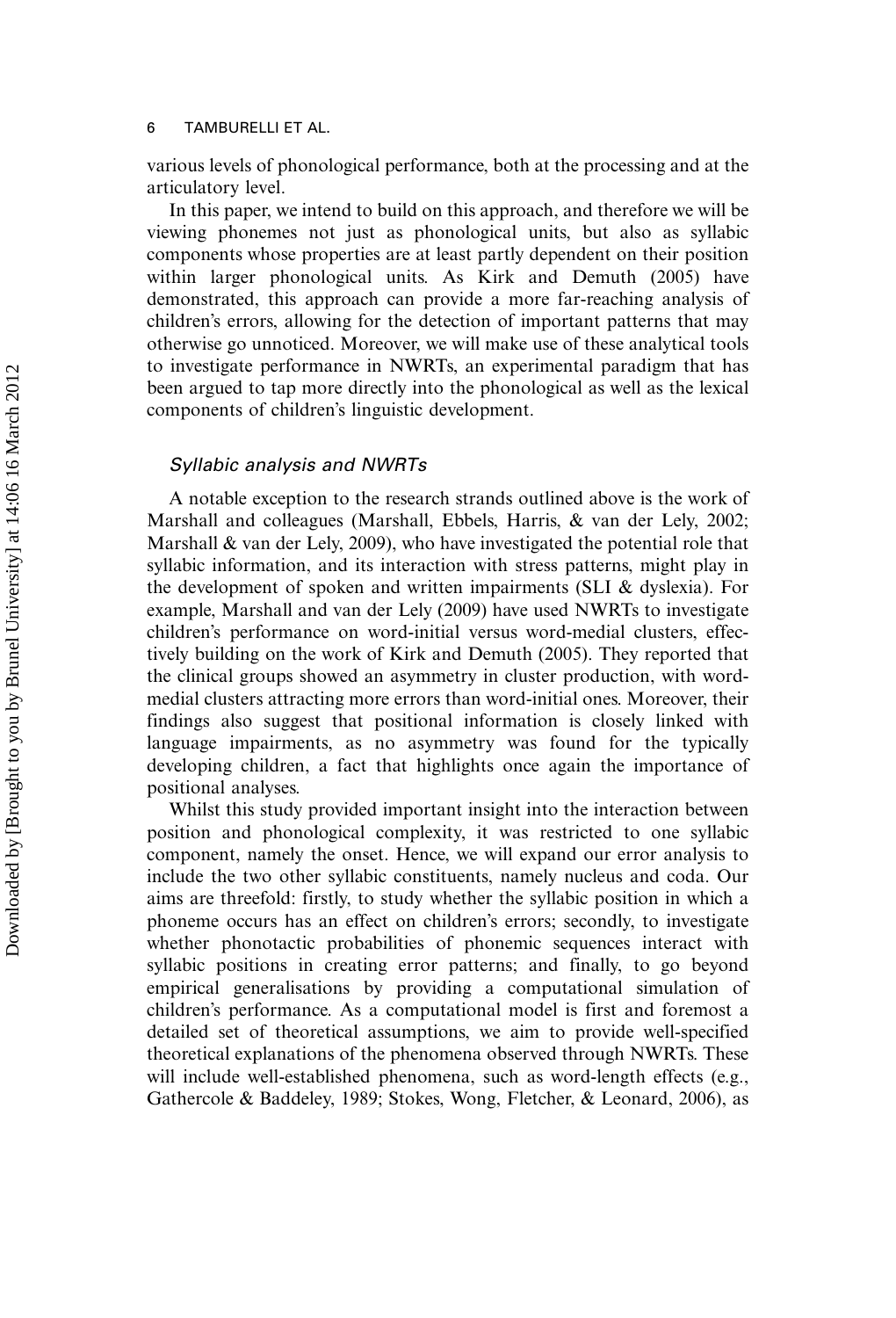various levels of phonological performance, both at the processing and at the articulatory level.

In this paper, we intend to build on this approach, and therefore we will be viewing phonemes not just as phonological units, but also as syllabic components whose properties are at least partly dependent on their position within larger phonological units. As Kirk and Demuth (2005) have demonstrated, this approach can provide a more far-reaching analysis of children's errors, allowing for the detection of important patterns that may otherwise go unnoticed. Moreover, we will make use of these analytical tools to investigate performance in NWRTs, an experimental paradigm that has been argued to tap more directly into the phonological as well as the lexical components of children's linguistic development.

### *Syllabic analysis and NWRTs*

A notable exception to the research strands outlined above is the work of Marshall and colleagues (Marshall, Ebbels, Harris, & van der Lely, 2002; Marshall & van der Lely, 2009), who have investigated the potential role that syllabic information, and its interaction with stress patterns, might play in the development of spoken and written impairments (SLI & dyslexia). For example, Marshall and van der Lely (2009) have used NWRTs to investigate children's performance on word-initial versus word-medial clusters, effectively building on the work of Kirk and Demuth (2005). They reported that the clinical groups showed an asymmetry in cluster production, with word-medial clusters attracting more errors than word-initial ones. Moreover, their findings also suggest that positional information is closely linked with language impairments, as no asymmetry was found for the typically developing children, a fact that highlights once again the importance of positional analyses.

Whilst this study provided important insight into the interaction between position and phonological complexity, it was restricted to one syllabic component, namely the onset. Hence, we will expand our error analysis to include the two other syllabic constituents, namely nucleus and coda. Our aims are threefold: firstly, to study whether the syllabic position in which a phoneme occurs has an effect on children's errors; secondly, to investigate whether phonotactic probabilities of phonemic sequences interact with syllabic positions in creating error patterns; and finally, to go beyond empirical generalisations by providing a computational simulation of children's performance. As a computational model is first and foremost a detailed set of theoretical assumptions, we aim to provide well-specified theoretical explanations of the phenomena observed through NWRTs. These will include well-established phenomena, such as word-length effects (e.g., Gathercole & Baddeley, 1989; Stokes, Wong, Fletcher, & Leonard, 2006), as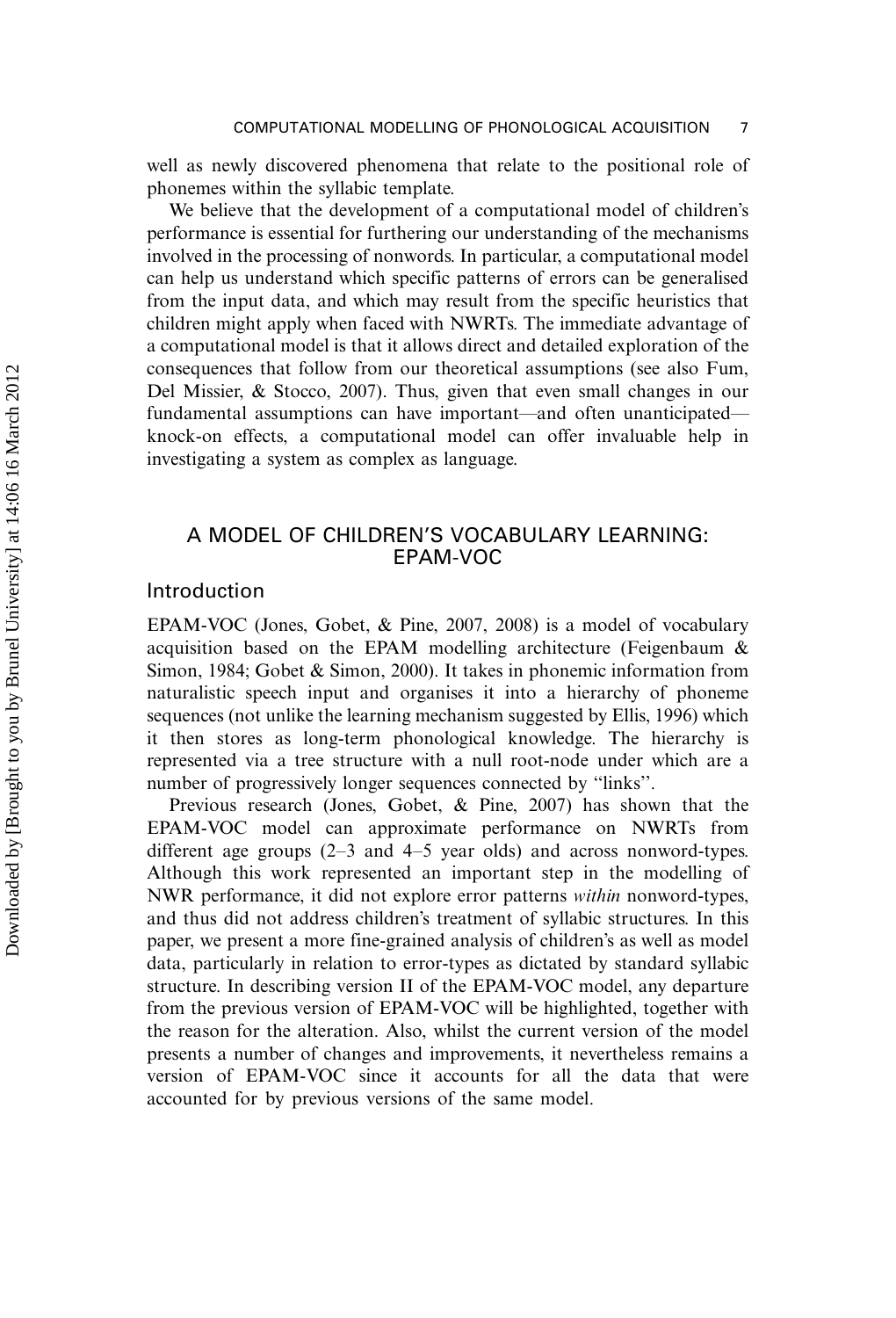well as newly discovered phenomena that relate to the positional role of phonemes within the syllabic template.

We believe that the development of a computational model of children's performance is essential for furthering our understanding of the mechanisms involved in the processing of nonwords. In particular, a computational model can help us understand which specific patterns of errors can be generalised from the input data, and which may result from the specific heuristics that children might apply when faced with NWRTs. The immediate advantage of a computational model is that it allows direct and detailed exploration of the consequences that follow from our theoretical assumptions (see also Fum, Del Missier, & Stocco, 2007). Thus, given that even small changes in our fundamental assumptions can have important—and often unanticipated—knock-on effects, a computational model can offer invaluable help in investigating a system as complex as language.

## A MODEL OF CHILDREN'S VOCABULARY LEARNING: EPAM-VOC

### Introduction

EPAM-VOC (Jones, Gobet, & Pine, 2007, 2008) is a model of vocabulary acquisition based on the EPAM modelling architecture (Feigenbaum & Simon, 1984; Gobet & Simon, 2000). It takes in phonemic information from naturalistic speech input and organises it into a hierarchy of phoneme sequences (not unlike the learning mechanism suggested by Ellis, 1996) which it then stores as long-term phonological knowledge. The hierarchy is represented via a tree structure with a null root-node under which are a number of progressively longer sequences connected by "links".

Previous research (Jones, Gobet, & Pine, 2007) has shown that the EPAM-VOC model can approximate performance on NWRTs from different age groups (2–3 and 4–5 year olds) and across nonword-types. Although this work represented an important step in the modelling of NWR performance, it did not explore error patterns *within* nonword-types, and thus did not address children's treatment of syllabic structures. In this paper, we present a more fine-grained analysis of children's as well as model data, particularly in relation to error-types as dictated by standard syllabic structure. In describing version II of the EPAM-VOC model, any departure from the previous version of EPAM-VOC will be highlighted, together with the reason for the alteration. Also, whilst the current version of the model presents a number of changes and improvements, it nevertheless remains a version of EPAM-VOC since it accounts for all the data that were accounted for by previous versions of the same model.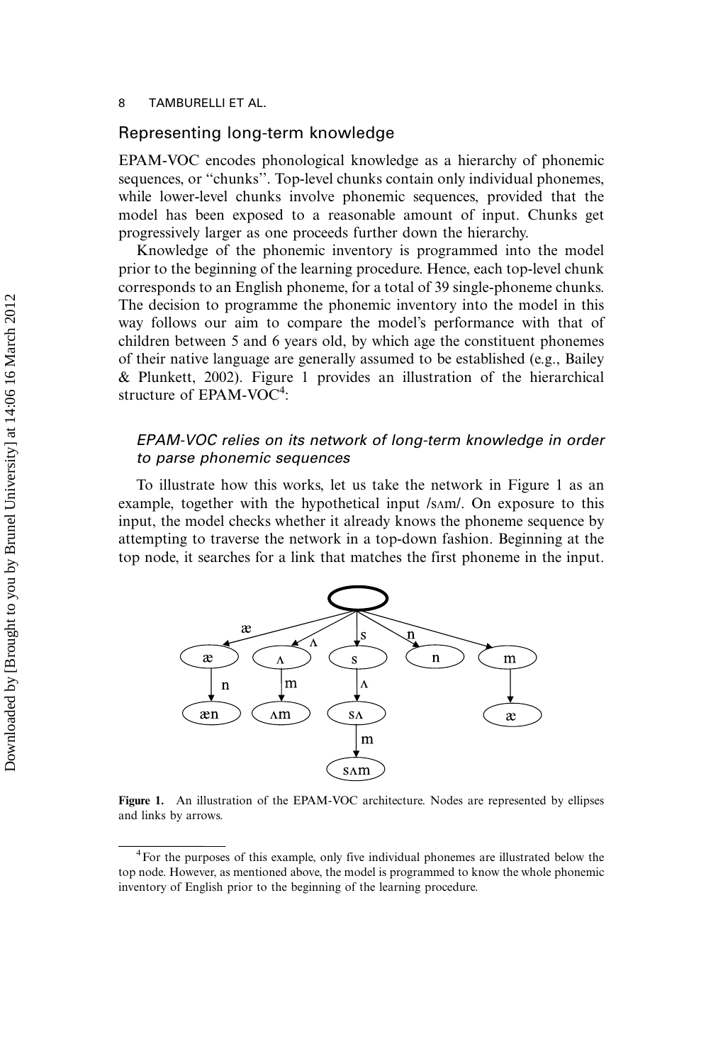## Representing long-term knowledge

EPAM-VOC encodes phonological knowledge as a hierarchy of phonemic sequences, or "chunks". Top-level chunks contain only individual phonemes, while lower-level chunks involve phonemic sequences, provided that the model has been exposed to a reasonable amount of input. Chunks get progressively larger as one proceeds further down the hierarchy.

Knowledge of the phonemic inventory is programmed into the model prior to the beginning of the learning procedure. Hence, each top-level chunk corresponds to an English phoneme, for a total of 39 single-phoneme chunks. The decision to programme the phonemic inventory into the model in this way follows our aim to compare the model's performance with that of children between 5 and 6 years old, by which age the constituent phonemes of their native language are generally assumed to be established (e.g., Bailey & Plunkett, 2002). Figure 1 provides an illustration of the hierarchical structure of EPAM-VOC[4]:

### *EPAM-VOC relies on its network of long-term knowledge in order to parse phonemic sequences*

To illustrate how this works, let us take the network in Figure 1 as an example, together with the hypothetical input /sʌm/. On exposure to this input, the model checks whether it already knows the phoneme sequence by attempting to traverse the network in a top-down fashion. Beginning at the top node, it searches for a link that matches the first phoneme in the input.

**Figure 1.** An illustration of the EPAM-VOC architecture. Nodes are represented by ellipses and links by arrows.

[4] For the purposes of this example, only five individual phonemes are illustrated below the top node. However, as mentioned above, the model is programmed to know the whole phonemic inventory of English prior to the beginning of the learning procedure.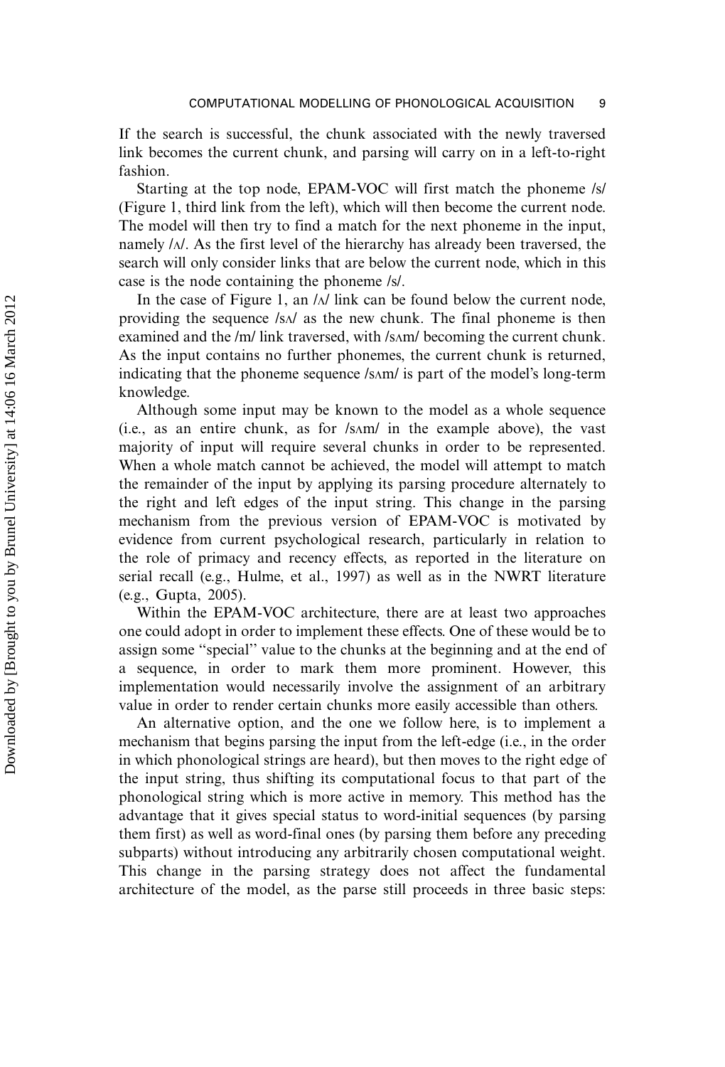If the search is successful, the chunk associated with the newly traversed link becomes the current chunk, and parsing will carry on in a left-to-right fashion.

Starting at the top node, EPAM-VOC will first match the phoneme /s/ (Figure 1, third link from the left), which will then become the current node. The model will then try to find a match for the next phoneme in the input, namely /ʌ/. As the first level of the hierarchy has already been traversed, the search will only consider links that are below the current node, which in this case is the node containing the phoneme /s/.

In the case of Figure 1, an /ʌ/ link can be found below the current node, providing the sequence /sʌ/ as the new chunk. The final phoneme is then examined and the /m/ link traversed, with /sʌm/ becoming the current chunk. As the input contains no further phonemes, the current chunk is returned, indicating that the phoneme sequence /sʌm/ is part of the model's long-term knowledge.

Although some input may be known to the model as a whole sequence (i.e., as an entire chunk, as for /sʌm/ in the example above), the vast majority of input will require several chunks in order to be represented. When a whole match cannot be achieved, the model will attempt to match the remainder of the input by applying its parsing procedure alternately to the right and left edges of the input string. This change in the parsing mechanism from the previous version of EPAM-VOC is motivated by evidence from current psychological research, particularly in relation to the role of primacy and recency effects, as reported in the literature on serial recall (e.g., Hulme, et al., 1997) as well as in the NWRT literature (e.g., Gupta, 2005).

Within the EPAM-VOC architecture, there are at least two approaches one could adopt in order to implement these effects. One of these would be to assign some "special" value to the chunks at the beginning and at the end of a sequence, in order to mark them more prominent. However, this implementation would necessarily involve the assignment of an arbitrary value in order to render certain chunks more easily accessible than others.

An alternative option, and the one we follow here, is to implement a mechanism that begins parsing the input from the left-edge (i.e., in the order in which phonological strings are heard), but then moves to the right edge of the input string, thus shifting its computational focus to that part of the phonological string which is more active in memory. This method has the advantage that it gives special status to word-initial sequences (by parsing them first) as well as word-final ones (by parsing them before any preceding subparts) without introducing any arbitrarily chosen computational weight. This change in the parsing strategy does not affect the fundamental architecture of the model, as the parse still proceeds in three basic steps: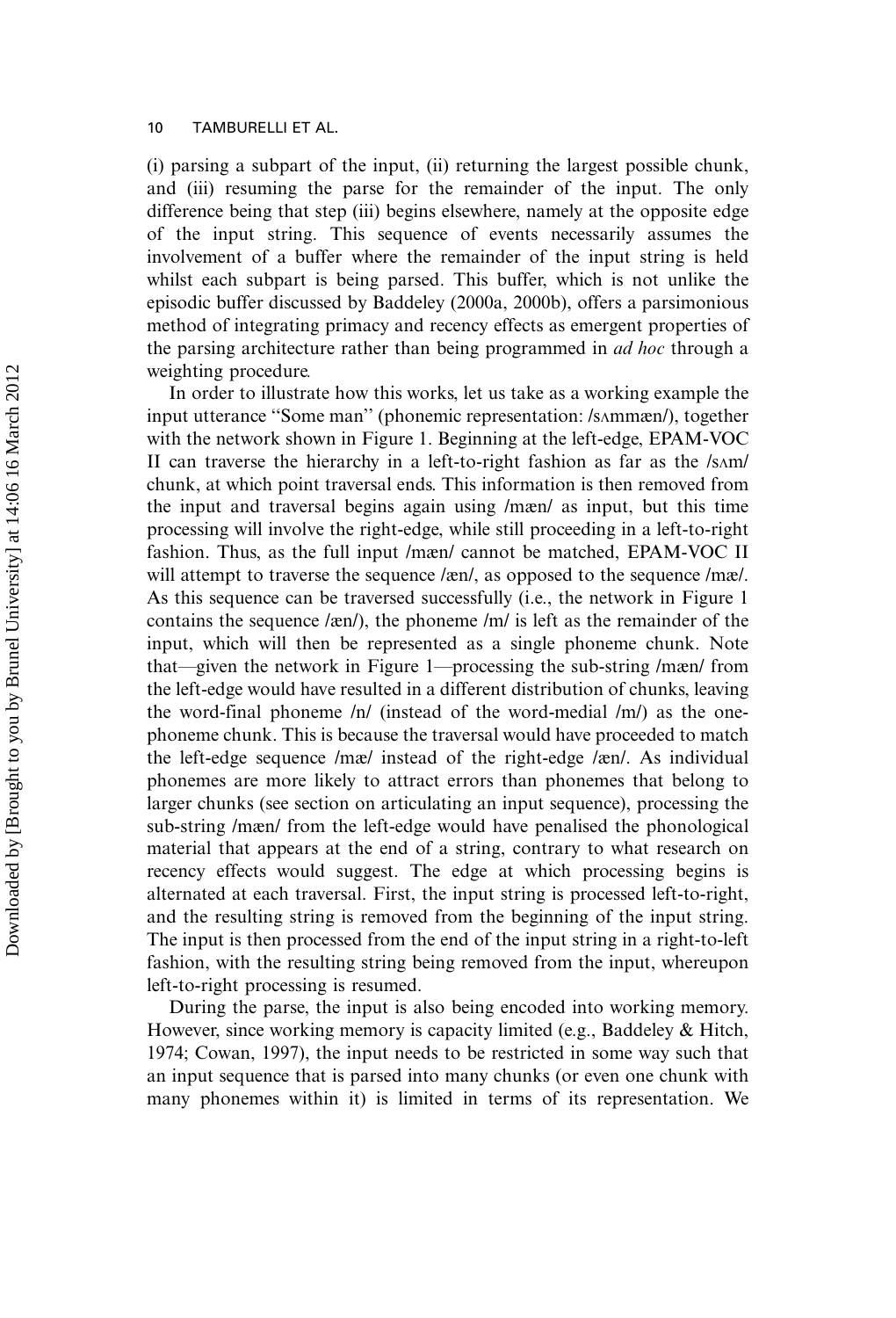(i) parsing a subpart of the input, (ii) returning the largest possible chunk, and (iii) resuming the parse for the remainder of the input. The only difference being that step (iii) begins elsewhere, namely at the opposite edge of the input string. This sequence of events necessarily assumes the involvement of a buffer where the remainder of the input string is held whilst each subpart is being parsed. This buffer, which is not unlike the episodic buffer discussed by Baddeley (2000a, 2000b), offers a parsimonious method of integrating primacy and recency effects as emergent properties of the parsing architecture rather than being programmed in *ad hoc* through a weighting procedure.

In order to illustrate how this works, let us take as a working example the input utterance "Some man" (phonemic representation: /sʌmmæn/), together with the network shown in Figure 1. Beginning at the left-edge, EPAM-VOC II can traverse the hierarchy in a left-to-right fashion as far as the /sʌm/ chunk, at which point traversal ends. This information is then removed from the input and traversal begins again using /mæn/ as input, but this time processing will involve the right-edge, while still proceeding in a left-to-right fashion. Thus, as the full input /mæn/ cannot be matched, EPAM-VOC II will attempt to traverse the sequence /æn/, as opposed to the sequence /mæ/. As this sequence can be traversed successfully (i.e., the network in Figure 1 contains the sequence /æn/), the phoneme /m/ is left as the remainder of the input, which will then be represented as a single phoneme chunk. Note that—given the network in Figure 1—processing the sub-string /mæn/ from the left-edge would have resulted in a different distribution of chunks, leaving the word-final phoneme /n/ (instead of the word-medial /m/) as the one-phoneme chunk. This is because the traversal would have proceeded to match the left-edge sequence /mæ/ instead of the right-edge /æn/. As individual phonemes are more likely to attract errors than phonemes that belong to larger chunks (see section on articulating an input sequence), processing the sub-string /mæn/ from the left-edge would have penalised the phonological material that appears at the end of a string, contrary to what research on recency effects would suggest. The edge at which processing begins is alternated at each traversal. First, the input string is processed left-to-right, and the resulting string is removed from the beginning of the input string. The input is then processed from the end of the input string in a right-to-left fashion, with the resulting string being removed from the input, whereupon left-to-right processing is resumed.

During the parse, the input is also being encoded into working memory. However, since working memory is capacity limited (e.g., Baddeley & Hitch, 1974; Cowan, 1997), the input needs to be restricted in some way such that an input sequence that is parsed into many chunks (or even one chunk with many phonemes within it) is limited in terms of its representation. We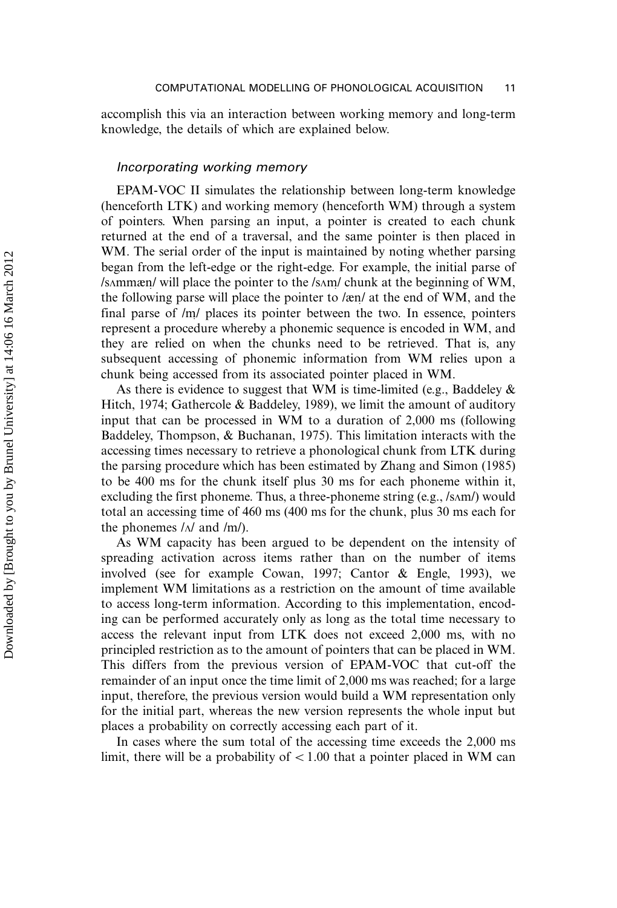accomplish this via an interaction between working memory and long-term knowledge, the details of which are explained below.

### *Incorporating working memory*

EPAM-VOC II simulates the relationship between long-term knowledge (henceforth LTK) and working memory (henceforth WM) through a system of pointers. When parsing an input, a pointer is created to each chunk returned at the end of a traversal, and the same pointer is then placed in WM. The serial order of the input is maintained by noting whether parsing began from the left-edge or the right-edge. For example, the initial parse of /sʌmmæn̩/ will place the pointer to the /sʌm̩/ chunk at the beginning of WM, the following parse will place the pointer to /æn̩/ at the end of WM, and the final parse of /m̩/ places its pointer between the two. In essence, pointers represent a procedure whereby a phonemic sequence is encoded in WM, and they are relied on when the chunks need to be retrieved. That is, any subsequent accessing of phonemic information from WM relies upon a chunk being accessed from its associated pointer placed in WM.

As there is evidence to suggest that WM is time-limited (e.g., Baddeley & Hitch, 1974; Gathercole & Baddeley, 1989), we limit the amount of auditory input that can be processed in WM to a duration of 2,000 ms (following Baddeley, Thompson, & Buchanan, 1975). This limitation interacts with the accessing times necessary to retrieve a phonological chunk from LTK during the parsing procedure which has been estimated by Zhang and Simon (1985) to be 400 ms for the chunk itself plus 30 ms for each phoneme within it, excluding the first phoneme. Thus, a three-phoneme string (e.g., /sʌm/) would total an accessing time of 460 ms (400 ms for the chunk, plus 30 ms each for the phonemes /ʌ/ and /m/).

As WM capacity has been argued to be dependent on the intensity of spreading activation across items rather than on the number of items involved (see for example Cowan, 1997; Cantor & Engle, 1993), we implement WM limitations as a restriction on the amount of time available to access long-term information. According to this implementation, encoding can be performed accurately only as long as the total time necessary to access the relevant input from LTK does not exceed 2,000 ms, with no principled restriction as to the amount of pointers that can be placed in WM. This differs from the previous version of EPAM-VOC that cut-off the remainder of an input once the time limit of 2,000 ms was reached; for a large input, therefore, the previous version would build a WM representation only for the initial part, whereas the new version represents the whole input but places a probability on correctly accessing each part of it.

In cases where the sum total of the accessing time exceeds the 2,000 ms limit, there will be a probability of $< 1.00$ that a pointer placed in WM can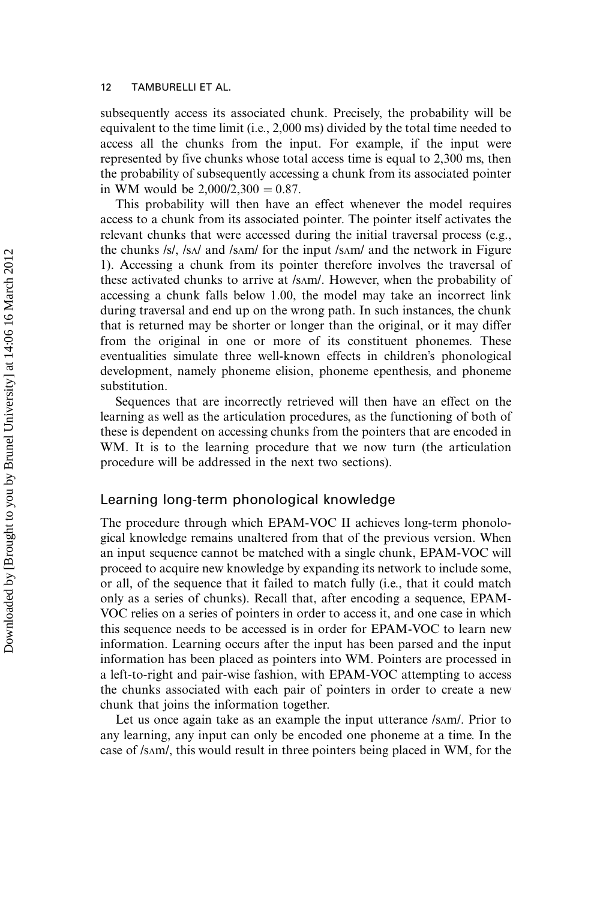subsequently access its associated chunk. Precisely, the probability will be equivalent to the time limit (i.e., 2,000 ms) divided by the total time needed to access all the chunks from the input. For example, if the input were represented by five chunks whose total access time is equal to 2,300 ms, then the probability of subsequently accessing a chunk from its associated pointer in WM would be $2{,}000/2{,}300 = 0.87$.

This probability will then have an effect whenever the model requires access to a chunk from its associated pointer. The pointer itself activates the relevant chunks that were accessed during the initial traversal process (e.g., the chunks /s/, /sʌ/ and /sʌm/ for the input /sʌm/ and the network in Figure 1). Accessing a chunk from its pointer therefore involves the traversal of these activated chunks to arrive at /sʌm/. However, when the probability of accessing a chunk falls below 1.00, the model may take an incorrect link during traversal and end up on the wrong path. In such instances, the chunk that is returned may be shorter or longer than the original, or it may differ from the original in one or more of its constituent phonemes. These eventualities simulate three well-known effects in children's phonological development, namely phoneme elision, phoneme epenthesis, and phoneme substitution.

Sequences that are incorrectly retrieved will then have an effect on the learning as well as the articulation procedures, as the functioning of both of these is dependent on accessing chunks from the pointers that are encoded in WM. It is to the learning procedure that we now turn (the articulation procedure will be addressed in the next two sections).

## Learning long-term phonological knowledge

The procedure through which EPAM-VOC II achieves long-term phonological knowledge remains unaltered from that of the previous version. When an input sequence cannot be matched with a single chunk, EPAM-VOC will proceed to acquire new knowledge by expanding its network to include some, or all, of the sequence that it failed to match fully (i.e., that it could match only as a series of chunks). Recall that, after encoding a sequence, EPAM-VOC relies on a series of pointers in order to access it, and one case in which this sequence needs to be accessed is in order for EPAM-VOC to learn new information. Learning occurs after the input has been parsed and the input information has been placed as pointers into WM. Pointers are processed in a left-to-right and pair-wise fashion, with EPAM-VOC attempting to access the chunks associated with each pair of pointers in order to create a new chunk that joins the information together.

Let us once again take as an example the input utterance /sʌm/. Prior to any learning, any input can only be encoded one phoneme at a time. In the case of /sʌm/, this would result in three pointers being placed in WM, for the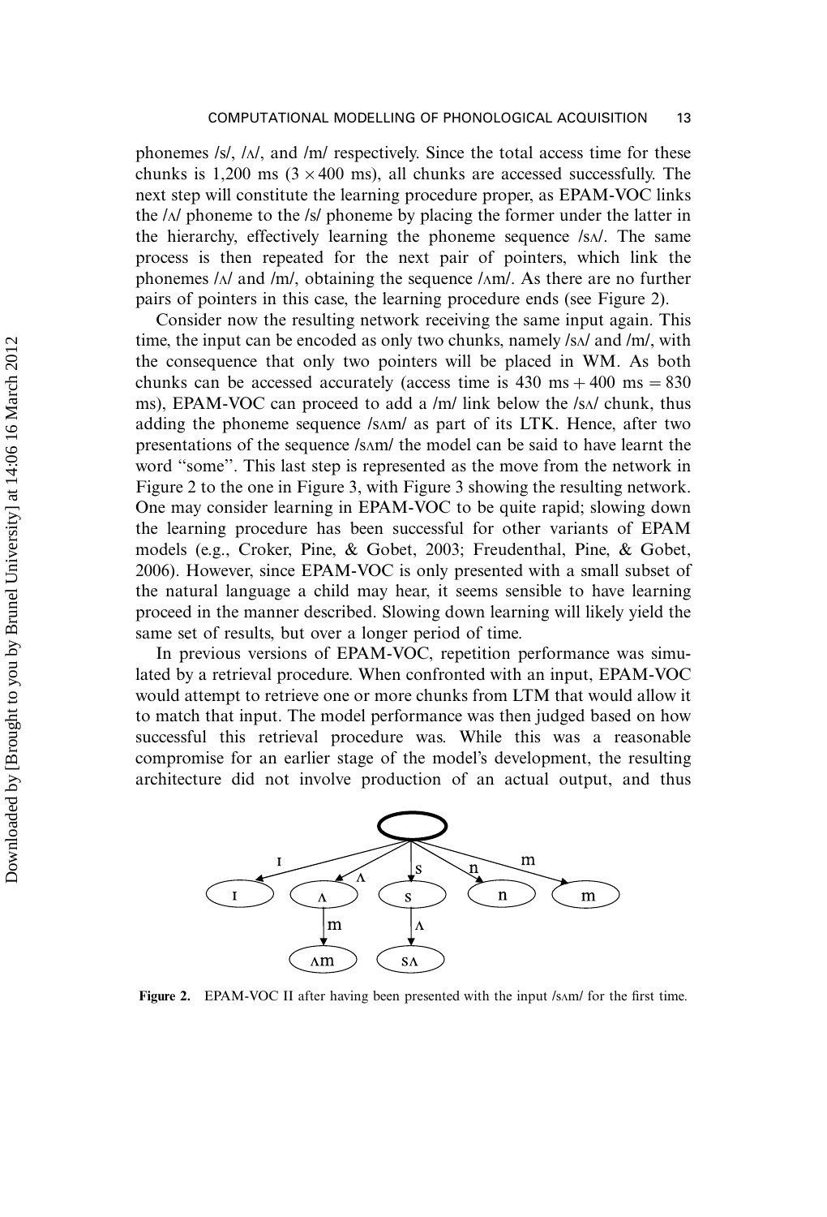phonemes /s/, /ʌ/, and /m/ respectively. Since the total access time for these chunks is 1,200 ms ($3 \times 400$ ms), all chunks are accessed successfully. The next step will constitute the learning procedure proper, as EPAM-VOC links the /ʌ/ phoneme to the /s/ phoneme by placing the former under the latter in the hierarchy, effectively learning the phoneme sequence /sʌ/. The same process is then repeated for the next pair of pointers, which link the phonemes /ʌ/ and /m/, obtaining the sequence /ʌm/. As there are no further pairs of pointers in this case, the learning procedure ends (see Figure 2).

Consider now the resulting network receiving the same input again. This time, the input can be encoded as only two chunks, namely /sʌ/ and /m/, with the consequence that only two pointers will be placed in WM. As both chunks can be accessed accurately (access time is $430 \text{ ms} + 400 \text{ ms} = 830$ ms), EPAM-VOC can proceed to add a /m/ link below the /sʌ/ chunk, thus adding the phoneme sequence /sʌm/ as part of its LTK. Hence, after two presentations of the sequence /sʌm/ the model can be said to have learnt the word "some". This last step is represented as the move from the network in Figure 2 to the one in Figure 3, with Figure 3 showing the resulting network. One may consider learning in EPAM-VOC to be quite rapid; slowing down the learning procedure has been successful for other variants of EPAM models (e.g., Croker, Pine, & Gobet, 2003; Freudenthal, Pine, & Gobet, 2006). However, since EPAM-VOC is only presented with a small subset of the natural language a child may hear, it seems sensible to have learning proceed in the manner described. Slowing down learning will likely yield the same set of results, but over a longer period of time.

In previous versions of EPAM-VOC, repetition performance was simulated by a retrieval procedure. When confronted with an input, EPAM-VOC would attempt to retrieve one or more chunks from LTM that would allow it to match that input. The model performance was then judged based on how successful this retrieval procedure was. While this was a reasonable compromise for an earlier stage of the model's development, the resulting architecture did not involve production of an actual output, and thus

**Figure 2.** EPAM-VOC II after having been presented with the input /sʌm/ for the first time.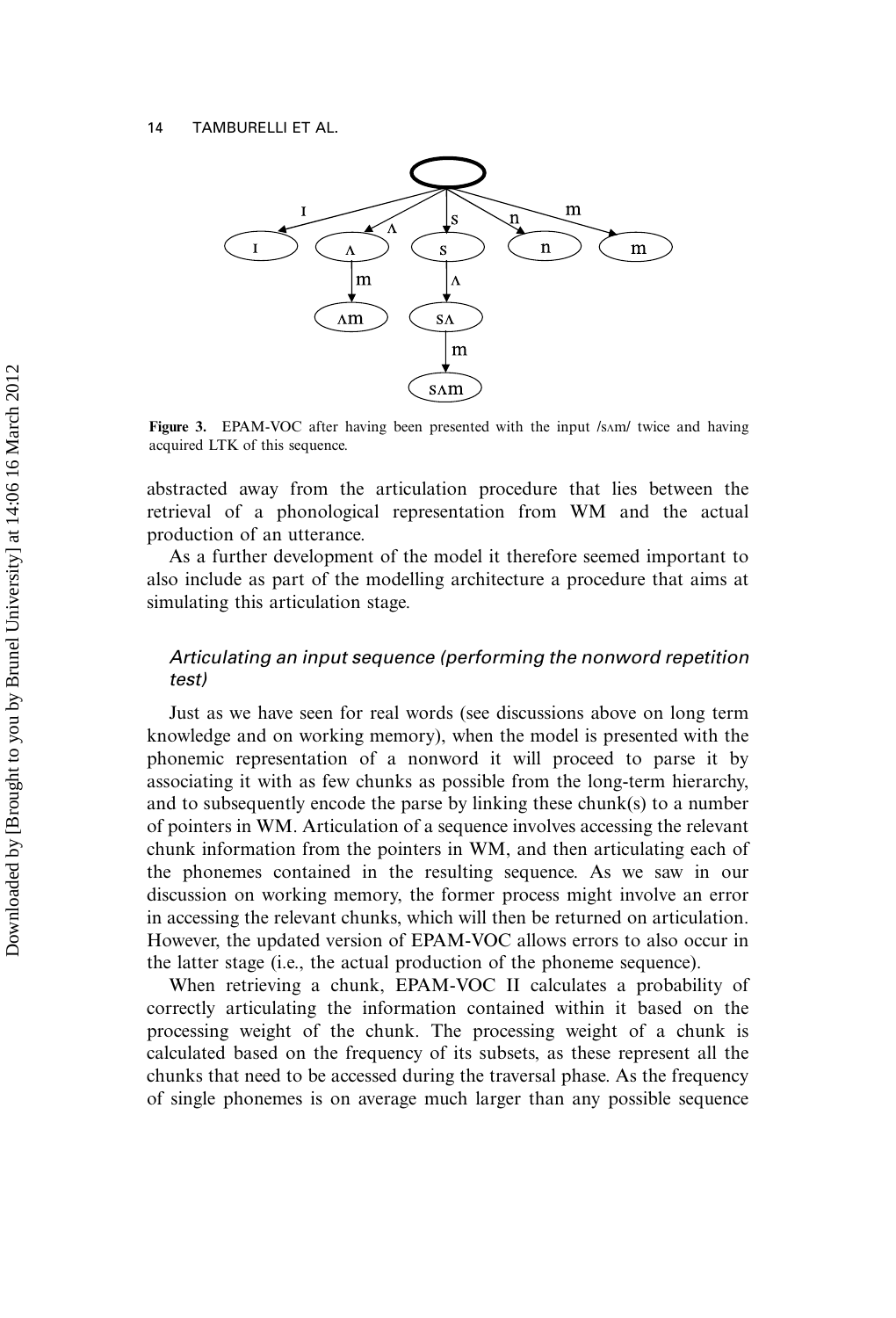**Figure 3.** EPAM-VOC after having been presented with the input /sʌm/ twice and having acquired LTK of this sequence.

abstracted away from the articulation procedure that lies between the retrieval of a phonological representation from WM and the actual production of an utterance.

As a further development of the model it therefore seemed important to also include as part of the modelling architecture a procedure that aims at simulating this articulation stage.

### *Articulating an input sequence (performing the nonword repetition test)*

Just as we have seen for real words (see discussions above on long term knowledge and on working memory), when the model is presented with the phonemic representation of a nonword it will proceed to parse it by associating it with as few chunks as possible from the long-term hierarchy, and to subsequently encode the parse by linking these chunk(s) to a number of pointers in WM. Articulation of a sequence involves accessing the relevant chunk information from the pointers in WM, and then articulating each of the phonemes contained in the resulting sequence. As we saw in our discussion on working memory, the former process might involve an error in accessing the relevant chunks, which will then be returned on articulation. However, the updated version of EPAM-VOC allows errors to also occur in the latter stage (i.e., the actual production of the phoneme sequence).

When retrieving a chunk, EPAM-VOC II calculates a probability of correctly articulating the information contained within it based on the processing weight of the chunk. The processing weight of a chunk is calculated based on the frequency of its subsets, as these represent all the chunks that need to be accessed during the traversal phase. As the frequency of single phonemes is on average much larger than any possible sequence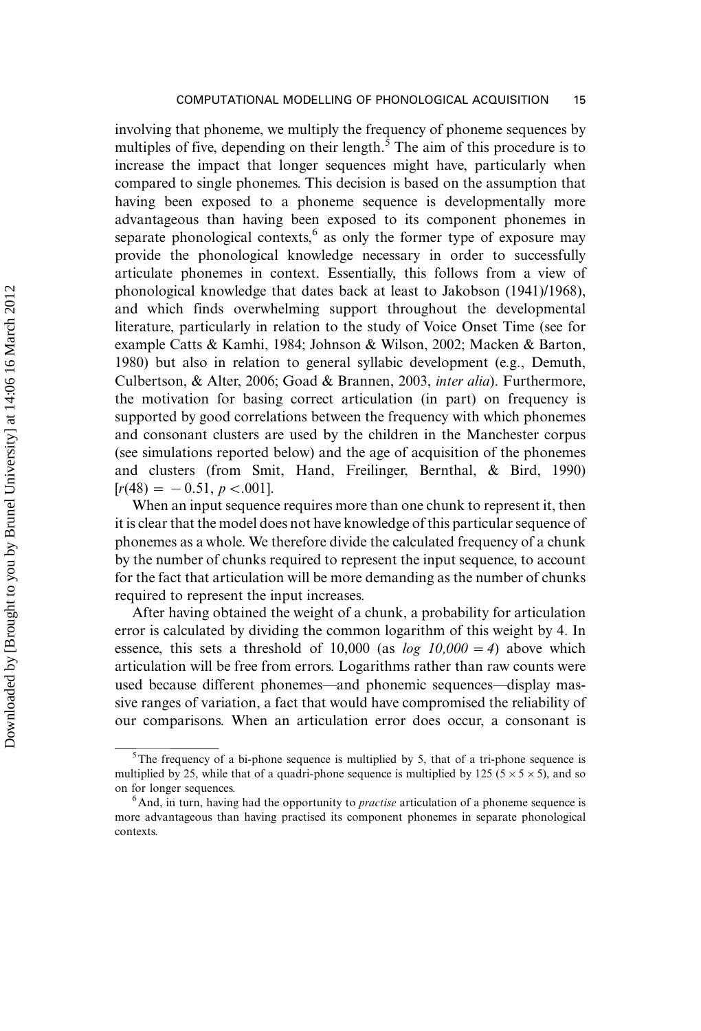involving that phoneme, we multiply the frequency of phoneme sequences by multiples of five, depending on their length.[5] The aim of this procedure is to increase the impact that longer sequences might have, particularly when compared to single phonemes. This decision is based on the assumption that having been exposed to a phoneme sequence is developmentally more advantageous than having been exposed to its component phonemes in separate phonological contexts,[6] as only the former type of exposure may provide the phonological knowledge necessary in order to successfully articulate phonemes in context. Essentially, this follows from a view of phonological knowledge that dates back at least to Jakobson (1941)/1968), and which finds overwhelming support throughout the developmental literature, particularly in relation to the study of Voice Onset Time (see for example Catts & Kamhi, 1984; Johnson & Wilson, 2002; Macken & Barton, 1980) but also in relation to general syllabic development (e.g., Demuth, Culbertson, & Alter, 2006; Goad & Brannen, 2003, *inter alia*). Furthermore, the motivation for basing correct articulation (in part) on frequency is supported by good correlations between the frequency with which phonemes and consonant clusters are used by the children in the Manchester corpus (see simulations reported below) and the age of acquisition of the phonemes and clusters (from Smit, Hand, Freilinger, Bernthal, & Bird, 1990) [$r(48) = -0.51$, $p < .001$].

When an input sequence requires more than one chunk to represent it, then it is clear that the model does not have knowledge of this particular sequence of phonemes as a whole. We therefore divide the calculated frequency of a chunk by the number of chunks required to represent the input sequence, to account for the fact that articulation will be more demanding as the number of chunks required to represent the input increases.

After having obtained the weight of a chunk, a probability for articulation error is calculated by dividing the common logarithm of this weight by 4. In essence, this sets a threshold of 10,000 (as $\log 10{,}000 = 4$) above which articulation will be free from errors. Logarithms rather than raw counts were used because different phonemes—and phonemic sequences—display massive ranges of variation, a fact that would have compromised the reliability of our comparisons. When an articulation error does occur, a consonant is

---

[5] The frequency of a bi-phone sequence is multiplied by 5, that of a tri-phone sequence is multiplied by 25, while that of a quadri-phone sequence is multiplied by 125 ($5 \times 5 \times 5$), and so on for longer sequences.

[6] And, in turn, having had the opportunity to *practise* articulation of a phoneme sequence is more advantageous than having practised its component phonemes in separate phonological contexts.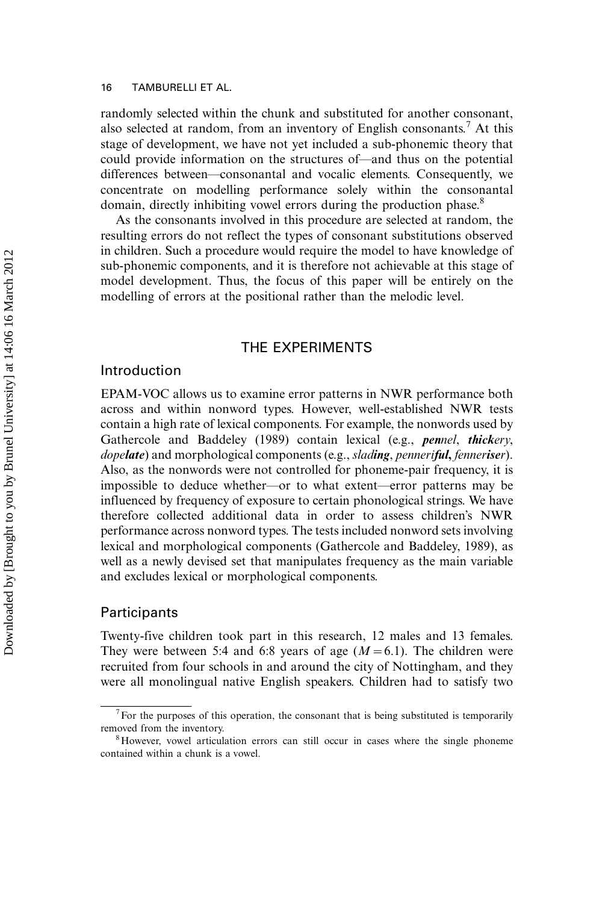randomly selected within the chunk and substituted for another consonant, also selected at random, from an inventory of English consonants.[7] At this stage of development, we have not yet included a sub-phonemic theory that could provide information on the structures of—and thus on the potential differences between—consonantal and vocalic elements. Consequently, we concentrate on modelling performance solely within the consonantal domain, directly inhibiting vowel errors during the production phase.[8]

As the consonants involved in this procedure are selected at random, the resulting errors do not reflect the types of consonant substitutions observed in children. Such a procedure would require the model to have knowledge of sub-phonemic components, and it is therefore not achievable at this stage of model development. Thus, the focus of this paper will be entirely on the modelling of errors at the positional rather than the melodic level.

## THE EXPERIMENTS

### Introduction

EPAM-VOC allows us to examine error patterns in NWR performance both across and within nonword types. However, well-established NWR tests contain a high rate of lexical components. For example, the nonwords used by Gathercole and Baddeley (1989) contain lexical (e.g., ***pen**nel*, ***thick**ery*, *dope**late***) and morphological components (e.g., *slad**ing***, *penneri**ful***, *fenner**iser***). Also, as the nonwords were not controlled for phoneme-pair frequency, it is impossible to deduce whether—or to what extent—error patterns may be influenced by frequency of exposure to certain phonological strings. We have therefore collected additional data in order to assess children's NWR performance across nonword types. The tests included nonword sets involving lexical and morphological components (Gathercole and Baddeley, 1989), as well as a newly devised set that manipulates frequency as the main variable and excludes lexical or morphological components.

### Participants

Twenty-five children took part in this research, 12 males and 13 females. They were between 5:4 and 6:8 years of age ($M = 6.1$). The children were recruited from four schools in and around the city of Nottingham, and they were all monolingual native English speakers. Children had to satisfy two

[7] For the purposes of this operation, the consonant that is being substituted is temporarily removed from the inventory.

[8] However, vowel articulation errors can still occur in cases where the single phoneme contained within a chunk is a vowel.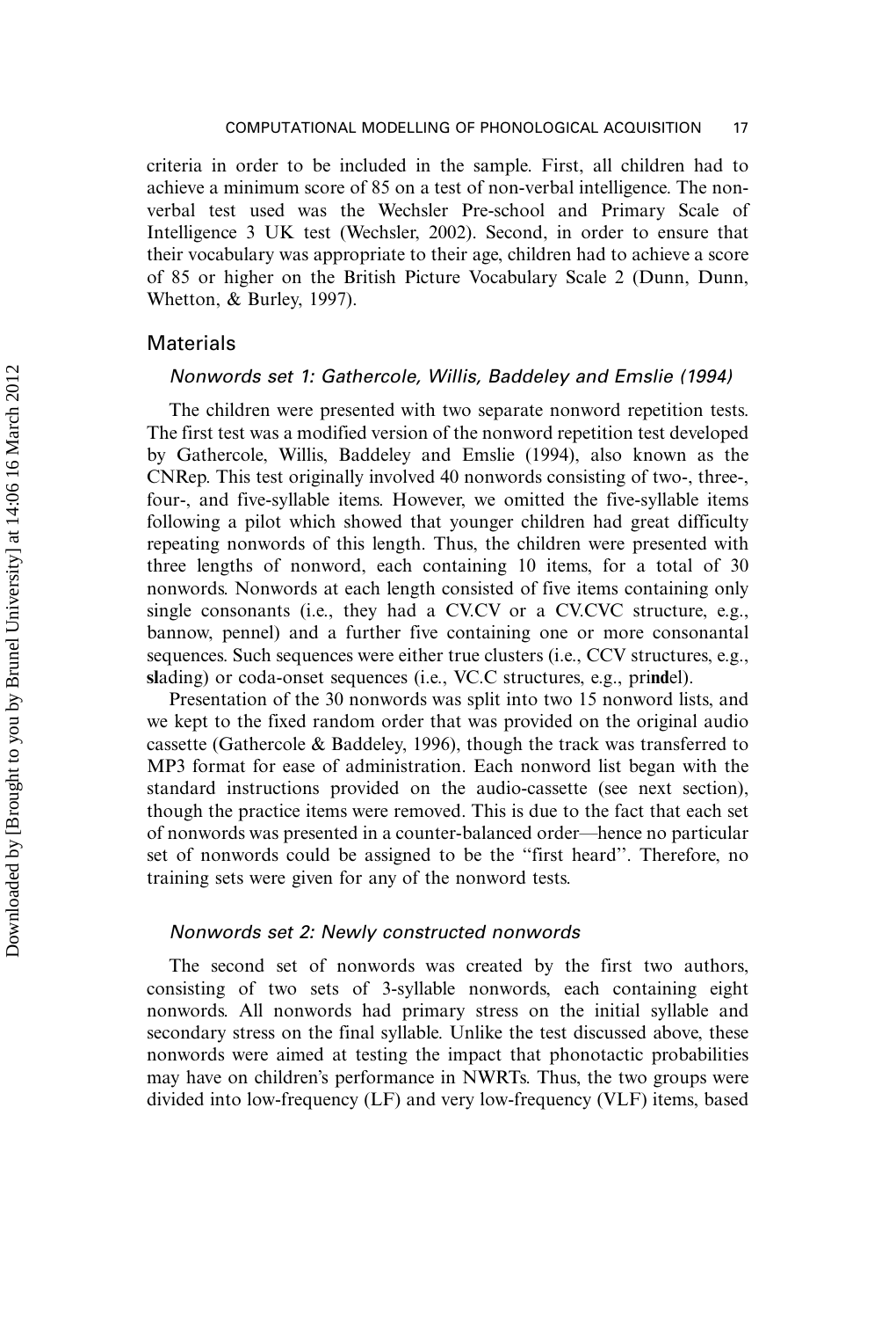criteria in order to be included in the sample. First, all children had to achieve a minimum score of 85 on a test of non-verbal intelligence. The non-verbal test used was the Wechsler Pre-school and Primary Scale of Intelligence 3 UK test (Wechsler, 2002). Second, in order to ensure that their vocabulary was appropriate to their age, children had to achieve a score of 85 or higher on the British Picture Vocabulary Scale 2 (Dunn, Dunn, Whetton, & Burley, 1997).

## Materials

### *Nonwords set 1: Gathercole, Willis, Baddeley and Emslie (1994)*

The children were presented with two separate nonword repetition tests. The first test was a modified version of the nonword repetition test developed by Gathercole, Willis, Baddeley and Emslie (1994), also known as the CNRep. This test originally involved 40 nonwords consisting of two-, three-, four-, and five-syllable items. However, we omitted the five-syllable items following a pilot which showed that younger children had great difficulty repeating nonwords of this length. Thus, the children were presented with three lengths of nonword, each containing 10 items, for a total of 30 nonwords. Nonwords at each length consisted of five items containing only single consonants (i.e., they had a CV.CV or a CV.CVC structure, e.g., bannow, pennel) and a further five containing one or more consonantal sequences. Such sequences were either true clusters (i.e., CCV structures, e.g., **sl**ading) or coda-onset sequences (i.e., VC.C structures, e.g., pri**nd**el).

Presentation of the 30 nonwords was split into two 15 nonword lists, and we kept to the fixed random order that was provided on the original audio cassette (Gathercole & Baddeley, 1996), though the track was transferred to MP3 format for ease of administration. Each nonword list began with the standard instructions provided on the audio-cassette (see next section), though the practice items were removed. This is due to the fact that each set of nonwords was presented in a counter-balanced order—hence no particular set of nonwords could be assigned to be the "first heard". Therefore, no training sets were given for any of the nonword tests.

### *Nonwords set 2: Newly constructed nonwords*

The second set of nonwords was created by the first two authors, consisting of two sets of 3-syllable nonwords, each containing eight nonwords. All nonwords had primary stress on the initial syllable and secondary stress on the final syllable. Unlike the test discussed above, these nonwords were aimed at testing the impact that phonotactic probabilities may have on children's performance in NWRTs. Thus, the two groups were divided into low-frequency (LF) and very low-frequency (VLF) items, based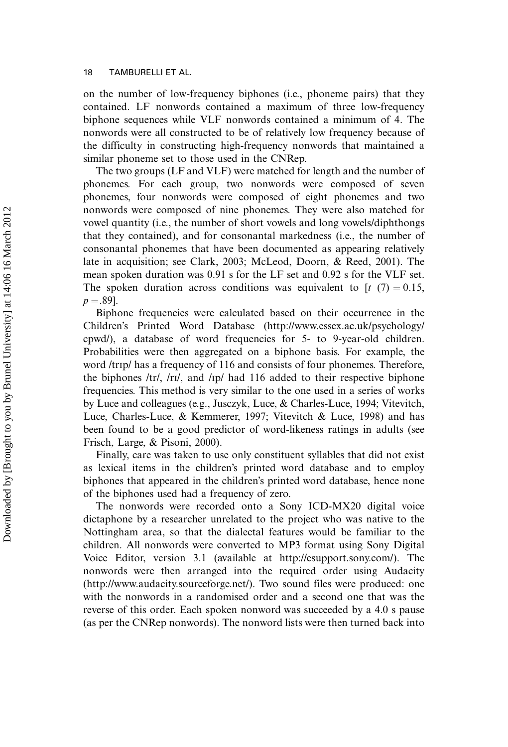on the number of low-frequency biphones (i.e., phoneme pairs) that they contained. LF nonwords contained a maximum of three low-frequency biphone sequences while VLF nonwords contained a minimum of 4. The nonwords were all constructed to be of relatively low frequency because of the difficulty in constructing high-frequency nonwords that maintained a similar phoneme set to those used in the CNRep.

The two groups (LF and VLF) were matched for length and the number of phonemes. For each group, two nonwords were composed of seven phonemes, four nonwords were composed of eight phonemes and two nonwords were composed of nine phonemes. They were also matched for vowel quantity (i.e., the number of short vowels and long vowels/diphthongs that they contained), and for consonantal markedness (i.e., the number of consonantal phonemes that have been documented as appearing relatively late in acquisition; see Clark, 2003; McLeod, Doorn, & Reed, 2001). The mean spoken duration was 0.91 s for the LF set and 0.92 s for the VLF set. The spoken duration across conditions was equivalent to [$t$ (7) = 0.15, $p$ = .89].

Biphone frequencies were calculated based on their occurrence in the Children's Printed Word Database (http://www.essex.ac.uk/psychology/cpwd/), a database of word frequencies for 5- to 9-year-old children. Probabilities were then aggregated on a biphone basis. For example, the word /trɪp/ has a frequency of 116 and consists of four phonemes. Therefore, the biphones /tr/, /rɪ/, and /ɪp/ had 116 added to their respective biphone frequencies. This method is very similar to the one used in a series of works by Luce and colleagues (e.g., Jusczyk, Luce, & Charles-Luce, 1994; Vitevitch, Luce, Charles-Luce, & Kemmerer, 1997; Vitevitch & Luce, 1998) and has been found to be a good predictor of word-likeness ratings in adults (see Frisch, Large, & Pisoni, 2000).

Finally, care was taken to use only constituent syllables that did not exist as lexical items in the children's printed word database and to employ biphones that appeared in the children's printed word database, hence none of the biphones used had a frequency of zero.

The nonwords were recorded onto a Sony ICD-MX20 digital voice dictaphone by a researcher unrelated to the project who was native to the Nottingham area, so that the dialectal features would be familiar to the children. All nonwords were converted to MP3 format using Sony Digital Voice Editor, version 3.1 (available at http://esupport.sony.com/). The nonwords were then arranged into the required order using Audacity (http://www.audacity.sourceforge.net/). Two sound files were produced: one with the nonwords in a randomised order and a second one that was the reverse of this order. Each spoken nonword was succeeded by a 4.0 s pause (as per the CNRep nonwords). The nonword lists were then turned back into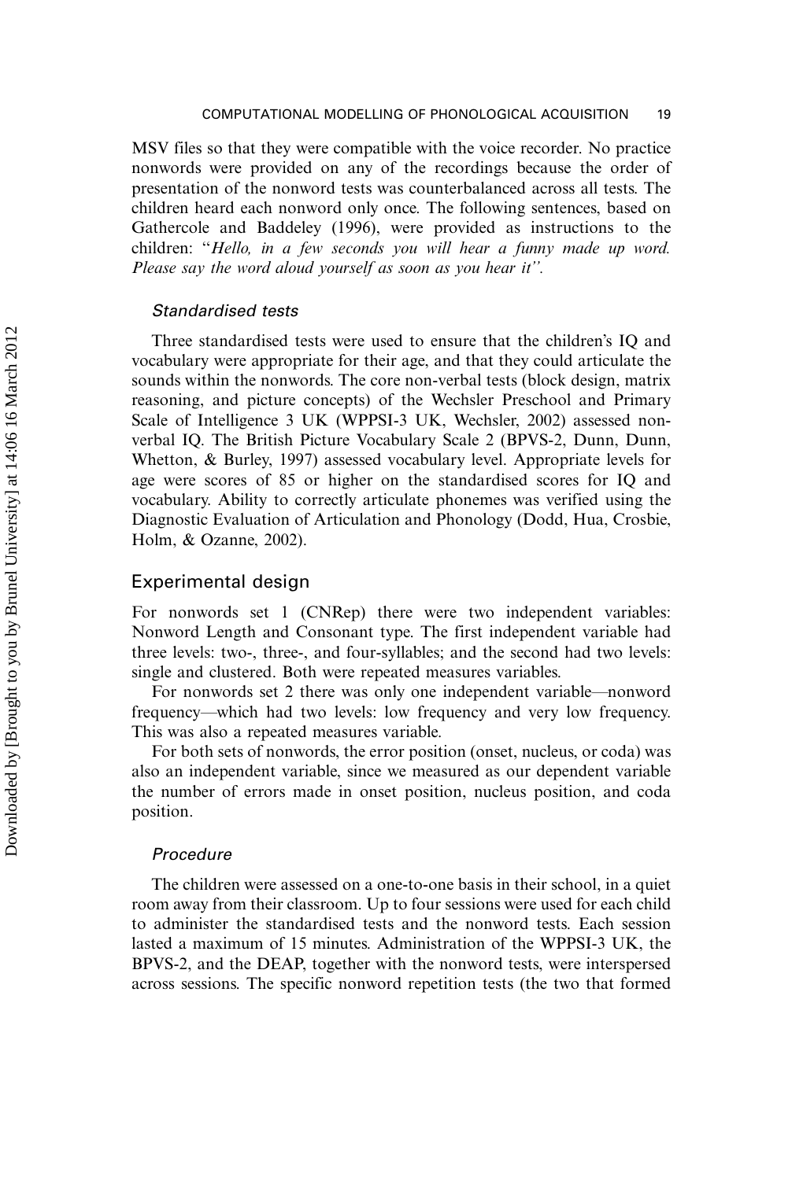MSV files so that they were compatible with the voice recorder. No practice nonwords were provided on any of the recordings because the order of presentation of the nonword tests was counterbalanced across all tests. The children heard each nonword only once. The following sentences, based on Gathercole and Baddeley (1996), were provided as instructions to the children: "*Hello, in a few seconds you will hear a funny made up word. Please say the word aloud yourself as soon as you hear it*".

### *Standardised tests*

Three standardised tests were used to ensure that the children's IQ and vocabulary were appropriate for their age, and that they could articulate the sounds within the nonwords. The core non-verbal tests (block design, matrix reasoning, and picture concepts) of the Wechsler Preschool and Primary Scale of Intelligence 3 UK (WPPSI-3 UK, Wechsler, 2002) assessed non-verbal IQ. The British Picture Vocabulary Scale 2 (BPVS-2, Dunn, Dunn, Whetton, & Burley, 1997) assessed vocabulary level. Appropriate levels for age were scores of 85 or higher on the standardised scores for IQ and vocabulary. Ability to correctly articulate phonemes was verified using the Diagnostic Evaluation of Articulation and Phonology (Dodd, Hua, Crosbie, Holm, & Ozanne, 2002).

## Experimental design

For nonwords set 1 (CNRep) there were two independent variables: Nonword Length and Consonant type. The first independent variable had three levels: two-, three-, and four-syllables; and the second had two levels: single and clustered. Both were repeated measures variables.

For nonwords set 2 there was only one independent variable—nonword frequency—which had two levels: low frequency and very low frequency. This was also a repeated measures variable.

For both sets of nonwords, the error position (onset, nucleus, or coda) was also an independent variable, since we measured as our dependent variable the number of errors made in onset position, nucleus position, and coda position.

### *Procedure*

The children were assessed on a one-to-one basis in their school, in a quiet room away from their classroom. Up to four sessions were used for each child to administer the standardised tests and the nonword tests. Each session lasted a maximum of 15 minutes. Administration of the WPPSI-3 UK, the BPVS-2, and the DEAP, together with the nonword tests, were interspersed across sessions. The specific nonword repetition tests (the two that formed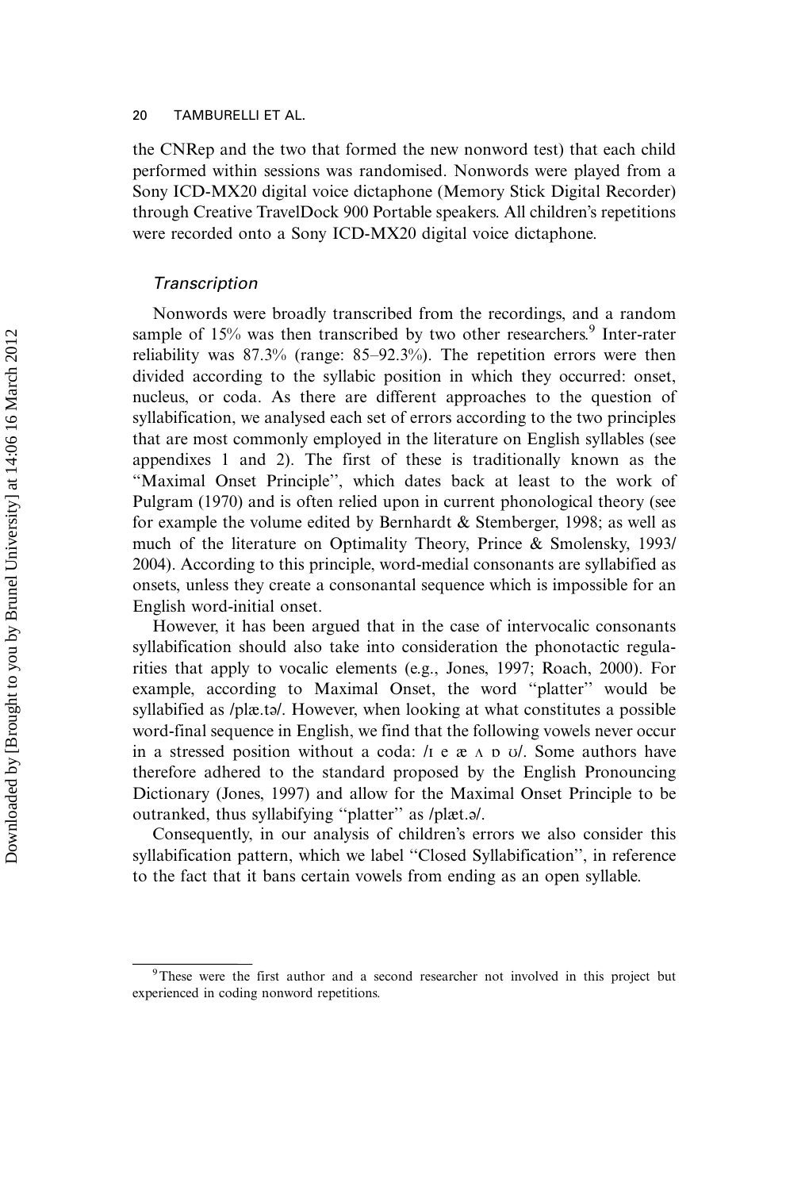the CNRep and the two that formed the new nonword test) that each child performed within sessions was randomised. Nonwords were played from a Sony ICD-MX20 digital voice dictaphone (Memory Stick Digital Recorder) through Creative TravelDock 900 Portable speakers. All children's repetitions were recorded onto a Sony ICD-MX20 digital voice dictaphone.

### *Transcription*

Nonwords were broadly transcribed from the recordings, and a random sample of 15% was then transcribed by two other researchers.[9] Inter-rater reliability was 87.3% (range: 85–92.3%). The repetition errors were then divided according to the syllabic position in which they occurred: onset, nucleus, or coda. As there are different approaches to the question of syllabification, we analysed each set of errors according to the two principles that are most commonly employed in the literature on English syllables (see appendixes 1 and 2). The first of these is traditionally known as the "Maximal Onset Principle", which dates back at least to the work of Pulgram (1970) and is often relied upon in current phonological theory (see for example the volume edited by Bernhardt & Stemberger, 1998; as well as much of the literature on Optimality Theory, Prince & Smolensky, 1993/2004). According to this principle, word-medial consonants are syllabified as onsets, unless they create a consonantal sequence which is impossible for an English word-initial onset.

However, it has been argued that in the case of intervocalic consonants syllabification should also take into consideration the phonotactic regularities that apply to vocalic elements (e.g., Jones, 1997; Roach, 2000). For example, according to Maximal Onset, the word "platter" would be syllabified as /plæ.tə/. However, when looking at what constitutes a possible word-final sequence in English, we find that the following vowels never occur in a stressed position without a coda: /ɪ e æ ʌ ɒ ʊ/. Some authors have therefore adhered to the standard proposed by the English Pronouncing Dictionary (Jones, 1997) and allow for the Maximal Onset Principle to be outranked, thus syllabifying "platter" as /plæt.ə/.

Consequently, in our analysis of children's errors we also consider this syllabification pattern, which we label "Closed Syllabification", in reference to the fact that it bans certain vowels from ending as an open syllable.

---

[9] These were the first author and a second researcher not involved in this project but experienced in coding nonword repetitions.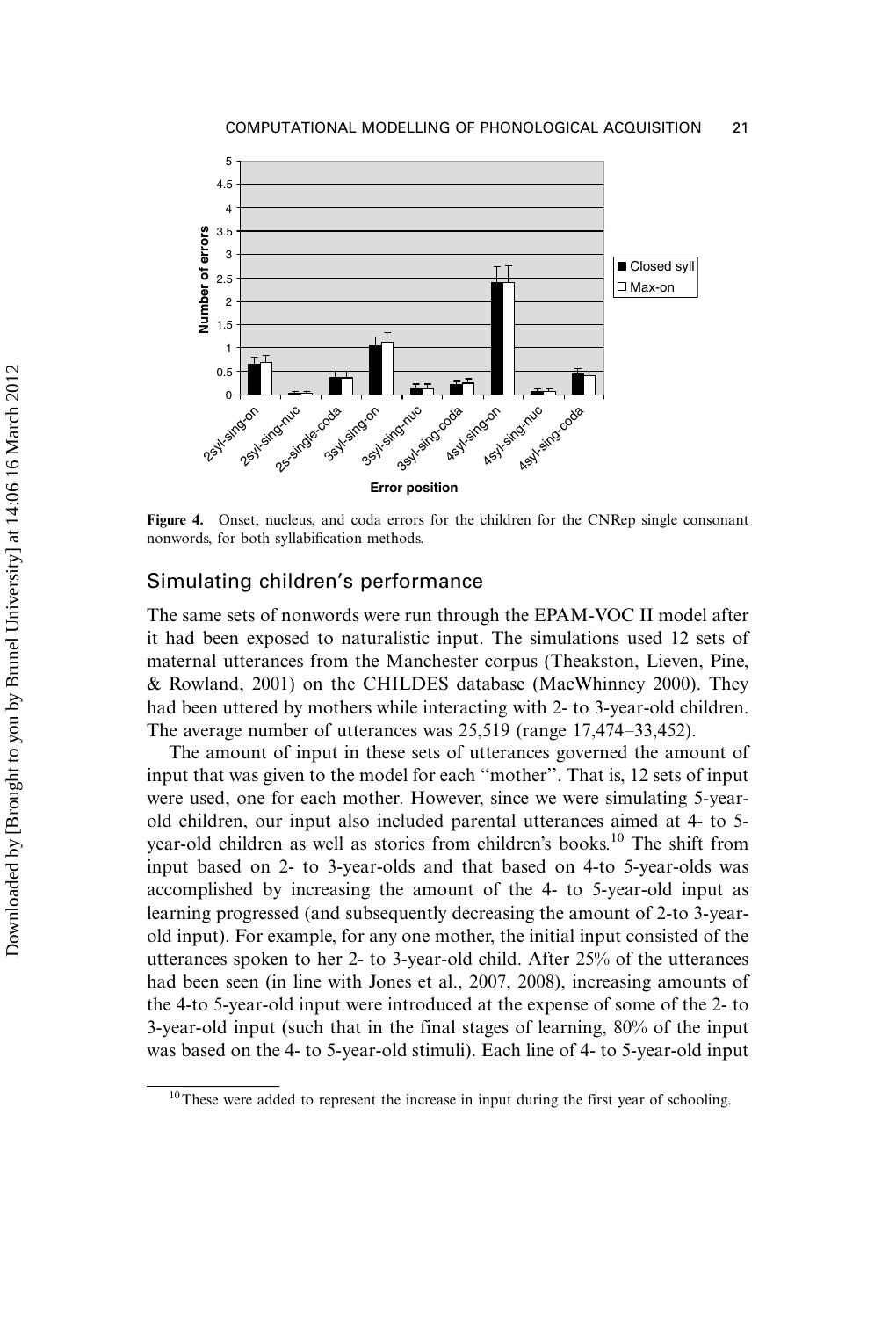**Figure 4.** Onset, nucleus, and coda errors for the children for the CNRep single consonant nonwords, for both syllabification methods.

## Simulating children's performance

The same sets of nonwords were run through the EPAM-VOC II model after it had been exposed to naturalistic input. The simulations used 12 sets of maternal utterances from the Manchester corpus (Theakston, Lieven, Pine, & Rowland, 2001) on the CHILDES database (MacWhinney 2000). They had been uttered by mothers while interacting with 2- to 3-year-old children. The average number of utterances was 25,519 (range 17,474–33,452).

The amount of input in these sets of utterances governed the amount of input that was given to the model for each "mother". That is, 12 sets of input were used, one for each mother. However, since we were simulating 5-year-old children, our input also included parental utterances aimed at 4- to 5-year-old children as well as stories from children's books.[10] The shift from input based on 2- to 3-year-olds and that based on 4-to 5-year-olds was accomplished by increasing the amount of the 4- to 5-year-old input as learning progressed (and subsequently decreasing the amount of 2-to 3-year-old input). For example, for any one mother, the initial input consisted of the utterances spoken to her 2- to 3-year-old child. After 25% of the utterances had been seen (in line with Jones et al., 2007, 2008), increasing amounts of the 4-to 5-year-old input were introduced at the expense of some of the 2- to 3-year-old input (such that in the final stages of learning, 80% of the input was based on the 4- to 5-year-old stimuli). Each line of 4- to 5-year-old input

[10] These were added to represent the increase in input during the first year of schooling.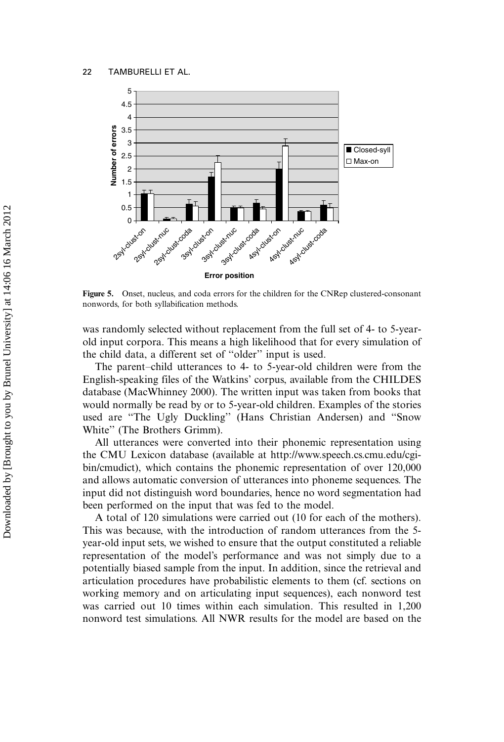Figure 5. Onset, nucleus, and coda errors for the children for the CNRep clustered-consonant nonwords, for both syllabification methods.

was randomly selected without replacement from the full set of 4- to 5-year-old input corpora. This means a high likelihood that for every simulation of the child data, a different set of "older" input is used.

The parent–child utterances to 4- to 5-year-old children were from the English-speaking files of the Watkins' corpus, available from the CHILDES database (MacWhinney 2000). The written input was taken from books that would normally be read by or to 5-year-old children. Examples of the stories used are "The Ugly Duckling" (Hans Christian Andersen) and "Snow White" (The Brothers Grimm).

All utterances were converted into their phonemic representation using the CMU Lexicon database (available at http://www.speech.cs.cmu.edu/cgi-bin/cmudict), which contains the phonemic representation of over 120,000 and allows automatic conversion of utterances into phoneme sequences. The input did not distinguish word boundaries, hence no word segmentation had been performed on the input that was fed to the model.

A total of 120 simulations were carried out (10 for each of the mothers). This was because, with the introduction of random utterances from the 5-year-old input sets, we wished to ensure that the output constituted a reliable representation of the model's performance and was not simply due to a potentially biased sample from the input. In addition, since the retrieval and articulation procedures have probabilistic elements to them (cf. sections on working memory and on articulating input sequences), each nonword test was carried out 10 times within each simulation. This resulted in 1,200 nonword test simulations. All NWR results for the model are based on the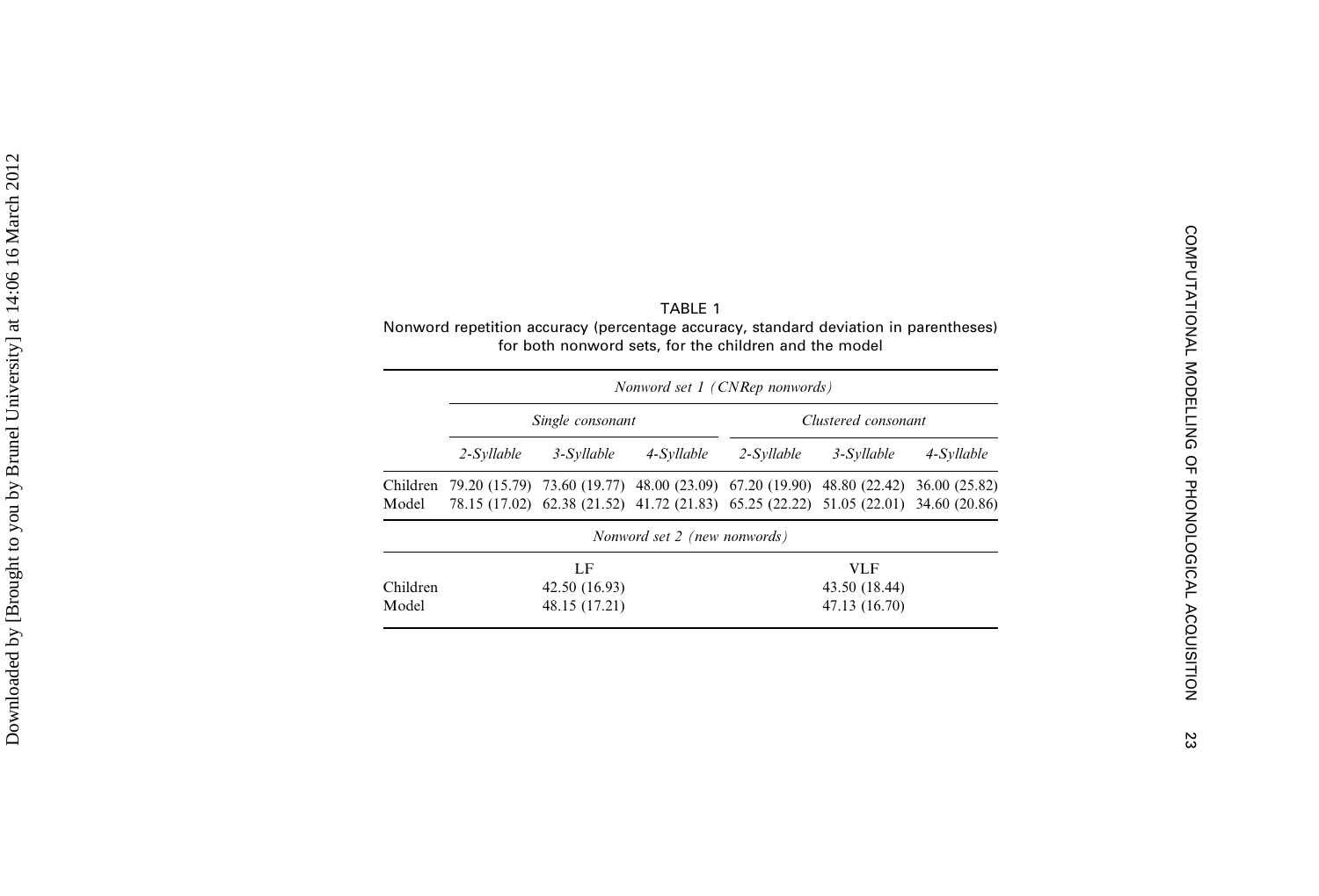TABLE 1

Nonword repetition accuracy (percentage accuracy, standard deviation in parentheses) for both nonword sets, for the children and the model

| | *Nonword set 1 (CNRep nonwords)* | | | | | |
|---|---|---|---|---|---|---|
| | *Single consonant* | | | *Clustered consonant* | | |
| | *2-Syllable* | *3-Syllable* | *4-Syllable* | *2-Syllable* | *3-Syllable* | *4-Syllable* |
| Children | 79.20 (15.79) | 73.60 (19.77) | 48.00 (23.09) | 67.20 (19.90) | 48.80 (22.42) | 36.00 (25.82) |
| Model | 78.15 (17.02) | 62.38 (21.52) | 41.72 (21.83) | 65.25 (22.22) | 51.05 (22.01) | 34.60 (20.86) |

| | *Nonword set 2 (new nonwords)* | |
|---|---|---|
| | LF | VLF |
| Children | 42.50 (16.93) | 43.50 (18.44) |
| Model | 48.15 (17.21) | 47.13 (16.70) |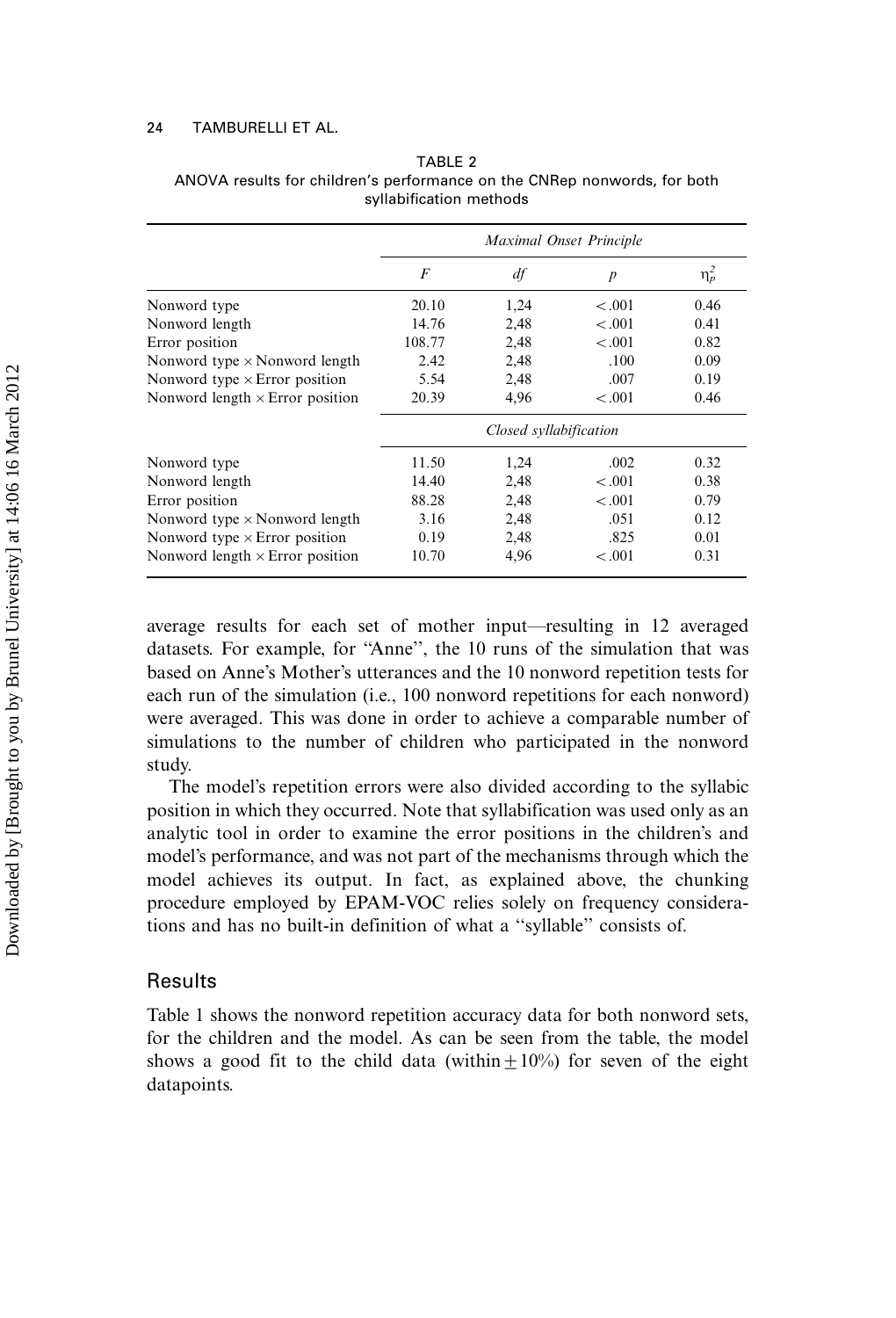TABLE 2
ANOVA results for children's performance on the CNRep nonwords, for both syllabification methods

| | Maximal Onset Principle | | | |
|---|---|---|---|---|
| | $F$ | $df$ | $p$ | $\eta_p^2$ |
| Nonword type | 20.10 | 1,24 | < .001 | 0.46 |
| Nonword length | 14.76 | 2,48 | < .001 | 0.41 |
| Error position | 108.77 | 2,48 | < .001 | 0.82 |
| Nonword type × Nonword length | 2.42 | 2,48 | .100 | 0.09 |
| Nonword type × Error position | 5.54 | 2,48 | .007 | 0.19 |
| Nonword length × Error position | 20.39 | 4,96 | < .001 | 0.46 |
| | *Closed syllabification* | | | |
| Nonword type | 11.50 | 1,24 | .002 | 0.32 |
| Nonword length | 14.40 | 2,48 | < .001 | 0.38 |
| Error position | 88.28 | 2,48 | < .001 | 0.79 |
| Nonword type × Nonword length | 3.16 | 2,48 | .051 | 0.12 |
| Nonword type × Error position | 0.19 | 2,48 | .825 | 0.01 |
| Nonword length × Error position | 10.70 | 4,96 | < .001 | 0.31 |

average results for each set of mother input—resulting in 12 averaged datasets. For example, for "Anne", the 10 runs of the simulation that was based on Anne's Mother's utterances and the 10 nonword repetition tests for each run of the simulation (i.e., 100 nonword repetitions for each nonword) were averaged. This was done in order to achieve a comparable number of simulations to the number of children who participated in the nonword study.

The model's repetition errors were also divided according to the syllabic position in which they occurred. Note that syllabification was used only as an analytic tool in order to examine the error positions in the children's and model's performance, and was not part of the mechanisms through which the model achieves its output. In fact, as explained above, the chunking procedure employed by EPAM-VOC relies solely on frequency considerations and has no built-in definition of what a "syllable" consists of.

## Results

Table 1 shows the nonword repetition accuracy data for both nonword sets, for the children and the model. As can be seen from the table, the model shows a good fit to the child data (within $\pm 10\%$) for seven of the eight datapoints.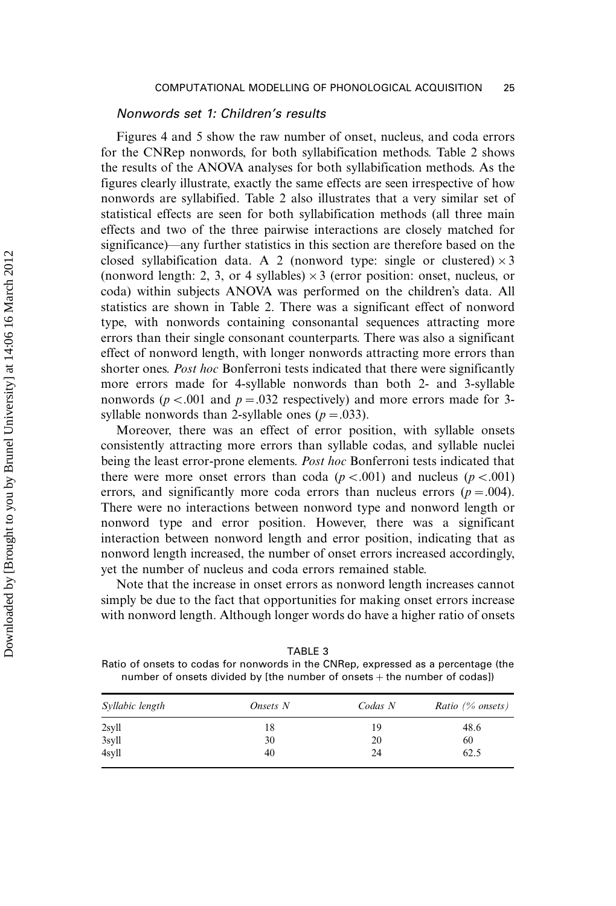### *Nonwords set 1: Children's results*

Figures 4 and 5 show the raw number of onset, nucleus, and coda errors for the CNRep nonwords, for both syllabification methods. Table 2 shows the results of the ANOVA analyses for both syllabification methods. As the figures clearly illustrate, exactly the same effects are seen irrespective of how nonwords are syllabified. Table 2 also illustrates that a very similar set of statistical effects are seen for both syllabification methods (all three main effects and two of the three pairwise interactions are closely matched for significance)—any further statistics in this section are therefore based on the closed syllabification data. A 2 (nonword type: single or clustered) × 3 (nonword length: 2, 3, or 4 syllables) × 3 (error position: onset, nucleus, or coda) within subjects ANOVA was performed on the children's data. All statistics are shown in Table 2. There was a significant effect of nonword type, with nonwords containing consonantal sequences attracting more errors than their single consonant counterparts. There was also a significant effect of nonword length, with longer nonwords attracting more errors than shorter ones. *Post hoc* Bonferroni tests indicated that there were significantly more errors made for 4-syllable nonwords than both 2- and 3-syllable nonwords ($p < .001$ and $p = .032$ respectively) and more errors made for 3-syllable nonwords than 2-syllable ones ($p = .033$).

Moreover, there was an effect of error position, with syllable onsets consistently attracting more errors than syllable codas, and syllable nuclei being the least error-prone elements. *Post hoc* Bonferroni tests indicated that there were more onset errors than coda ($p < .001$) and nucleus ($p < .001$) errors, and significantly more coda errors than nucleus errors ($p = .004$). There were no interactions between nonword type and nonword length or nonword type and error position. However, there was a significant interaction between nonword length and error position, indicating that as nonword length increased, the number of onset errors increased accordingly, yet the number of nucleus and coda errors remained stable.

Note that the increase in onset errors as nonword length increases cannot simply be due to the fact that opportunities for making onset errors increase with nonword length. Although longer words do have a higher ratio of onsets

TABLE 3
Ratio of onsets to codas for nonwords in the CNRep, expressed as a percentage (the number of onsets divided by [the number of onsets + the number of codas])

| *Syllabic length* | *Onsets N* | *Codas N* | *Ratio (% onsets)* |
|---|---|---|---|
| 2syll | 18 | 19 | 48.6 |
| 3syll | 30 | 20 | 60 |
| 4syll | 40 | 24 | 62.5 |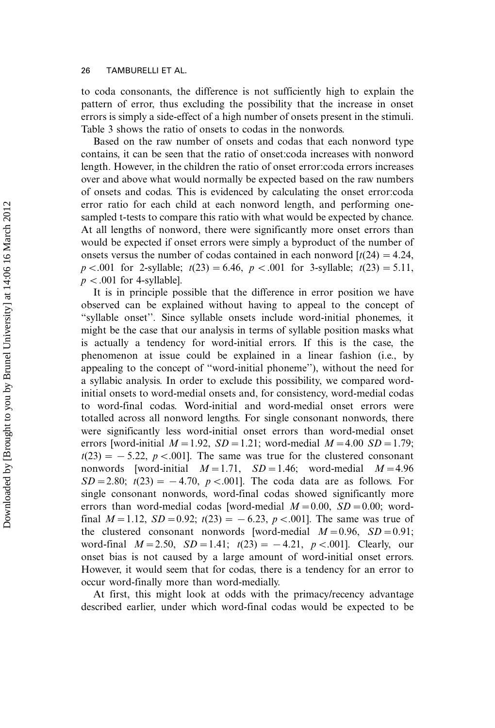to coda consonants, the difference is not sufficiently high to explain the pattern of error, thus excluding the possibility that the increase in onset errors is simply a side-effect of a high number of onsets present in the stimuli. Table 3 shows the ratio of onsets to codas in the nonwords.

Based on the raw number of onsets and codas that each nonword type contains, it can be seen that the ratio of onset:coda increases with nonword length. However, in the children the ratio of onset error:coda errors increases over and above what would normally be expected based on the raw numbers of onsets and codas. This is evidenced by calculating the onset error:coda error ratio for each child at each nonword length, and performing one-sampled t-tests to compare this ratio with what would be expected by chance. At all lengths of nonword, there were significantly more onset errors than would be expected if onset errors were simply a byproduct of the number of onsets versus the number of codas contained in each nonword [$t(24) = 4.24$, $p < .001$ for 2-syllable; $t(23) = 6.46$, $p < .001$ for 3-syllable; $t(23) = 5.11$, $p < .001$ for 4-syllable].

It is in principle possible that the difference in error position we have observed can be explained without having to appeal to the concept of "syllable onset". Since syllable onsets include word-initial phonemes, it might be the case that our analysis in terms of syllable position masks what is actually a tendency for word-initial errors. If this is the case, the phenomenon at issue could be explained in a linear fashion (i.e., by appealing to the concept of "word-initial phoneme"), without the need for a syllabic analysis. In order to exclude this possibility, we compared word-initial onsets to word-medial onsets and, for consistency, word-medial codas to word-final codas. Word-initial and word-medial onset errors were totalled across all nonword lengths. For single consonant nonwords, there were significantly less word-initial onset errors than word-medial onset errors [word-initial $M = 1.92$, $SD = 1.21$; word-medial $M = 4.00$ $SD = 1.79$; $t(23) = -5.22$, $p < .001$]. The same was true for the clustered consonant nonwords [word-initial $M = 1.71$, $SD = 1.46$; word-medial $M = 4.96$ $SD = 2.80$; $t(23) = -4.70$, $p < .001$]. The coda data are as follows. For single consonant nonwords, word-final codas showed significantly more errors than word-medial codas [word-medial $M = 0.00$, $SD = 0.00$; word-final $M = 1.12$, $SD = 0.92$; $t(23) = -6.23$, $p < .001$]. The same was true of the clustered consonant nonwords [word-medial $M = 0.96$, $SD = 0.91$; word-final $M = 2.50$, $SD = 1.41$; $t(23) = -4.21$, $p < .001$]. Clearly, our onset bias is not caused by a large amount of word-initial onset errors. However, it would seem that for codas, there is a tendency for an error to occur word-finally more than word-medially.

At first, this might look at odds with the primacy/recency advantage described earlier, under which word-final codas would be expected to be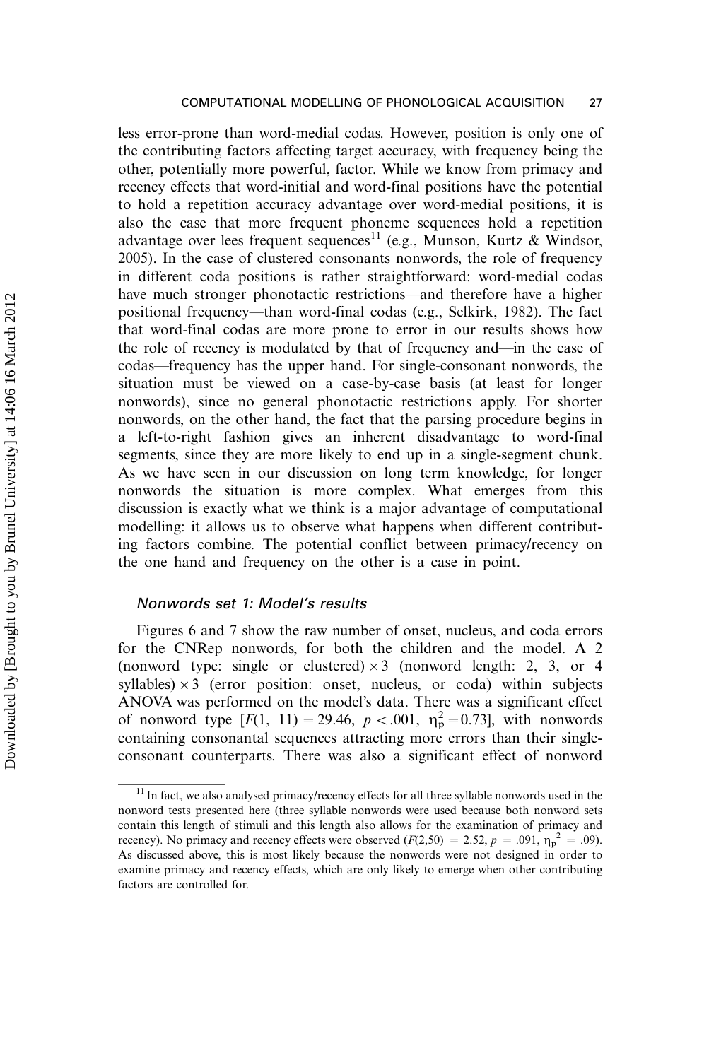less error-prone than word-medial codas. However, position is only one of the contributing factors affecting target accuracy, with frequency being the other, potentially more powerful, factor. While we know from primacy and recency effects that word-initial and word-final positions have the potential to hold a repetition accuracy advantage over word-medial positions, it is also the case that more frequent phoneme sequences hold a repetition advantage over lees frequent sequences[11] (e.g., Munson, Kurtz & Windsor, 2005). In the case of clustered consonants nonwords, the role of frequency in different coda positions is rather straightforward: word-medial codas have much stronger phonotactic restrictions—and therefore have a higher positional frequency—than word-final codas (e.g., Selkirk, 1982). The fact that word-final codas are more prone to error in our results shows how the role of recency is modulated by that of frequency and—in the case of codas—frequency has the upper hand. For single-consonant nonwords, the situation must be viewed on a case-by-case basis (at least for longer nonwords), since no general phonotactic restrictions apply. For shorter nonwords, on the other hand, the fact that the parsing procedure begins in a left-to-right fashion gives an inherent disadvantage to word-final segments, since they are more likely to end up in a single-segment chunk. As we have seen in our discussion on long term knowledge, for longer nonwords the situation is more complex. What emerges from this discussion is exactly what we think is a major advantage of computational modelling: it allows us to observe what happens when different contributing factors combine. The potential conflict between primacy/recency on the one hand and frequency on the other is a case in point.

### *Nonwords set 1: Model's results*

Figures 6 and 7 show the raw number of onset, nucleus, and coda errors for the CNRep nonwords, for both the children and the model. A 2 (nonword type: single or clustered) × 3 (nonword length: 2, 3, or 4 syllables) × 3 (error position: onset, nucleus, or coda) within subjects ANOVA was performed on the model's data. There was a significant effect of nonword type [$F(1, 11) = 29.46$, $p < .001$, $\eta_p^2 = 0.73$], with nonwords containing consonantal sequences attracting more errors than their single-consonant counterparts. There was also a significant effect of nonword

[11] In fact, we also analysed primacy/recency effects for all three syllable nonwords used in the nonword tests presented here (three syllable nonwords were used because both nonword sets contain this length of stimuli and this length also allows for the examination of primacy and recency). No primacy and recency effects were observed ($F(2,50) = 2.52$, $p = .091$, $\eta_p^2 = .09$). As discussed above, this is most likely because the nonwords were not designed in order to examine primacy and recency effects, which are only likely to emerge when other contributing factors are controlled for.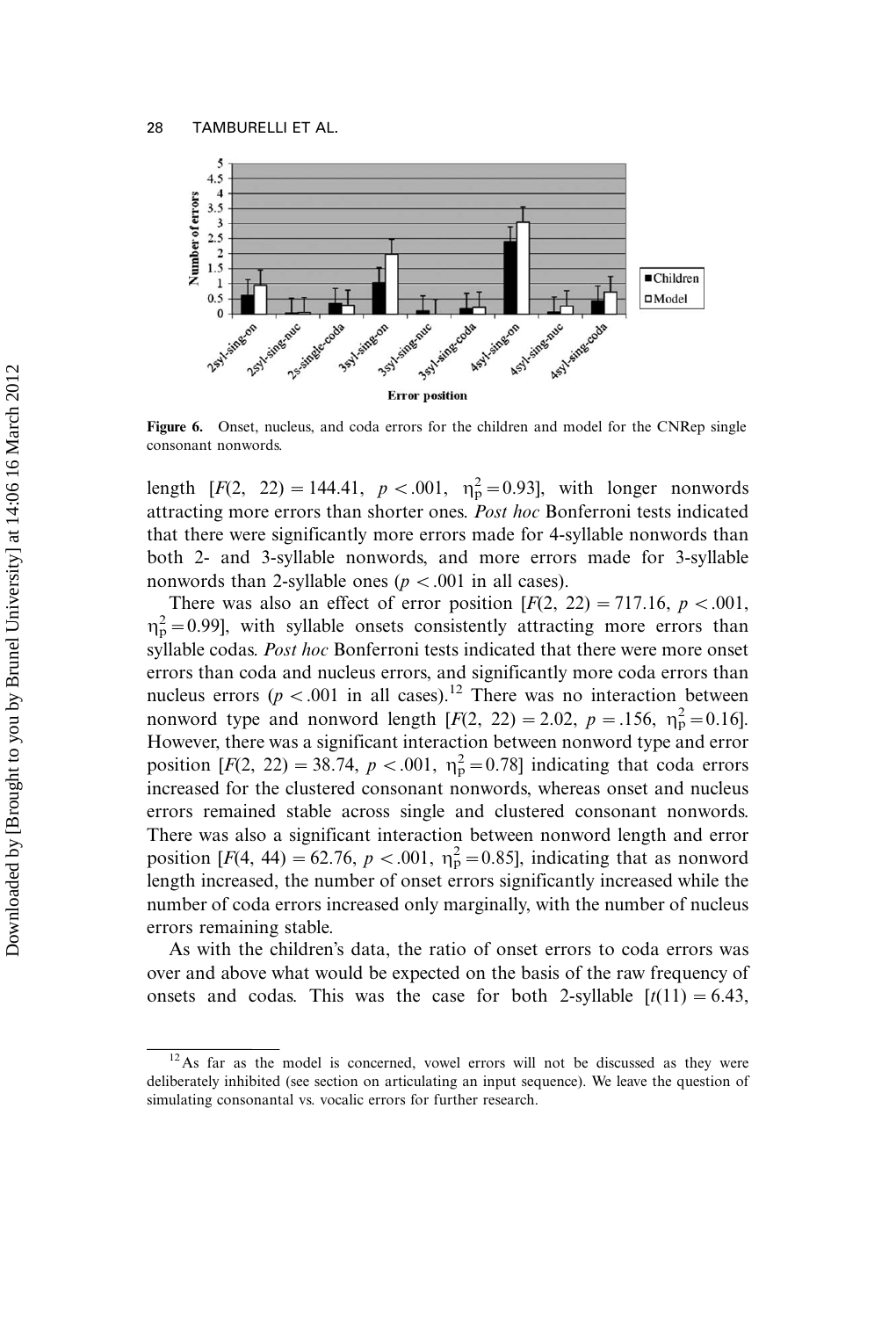**Figure 6.** Onset, nucleus, and coda errors for the children and model for the CNRep single consonant nonwords.

length [$F(2, 22) = 144.41$, $p < .001$, $\eta_p^2 = 0.93$], with longer nonwords attracting more errors than shorter ones. *Post hoc* Bonferroni tests indicated that there were significantly more errors made for 4-syllable nonwords than both 2- and 3-syllable nonwords, and more errors made for 3-syllable nonwords than 2-syllable ones ($p < .001$ in all cases).

There was also an effect of error position [$F(2, 22) = 717.16$, $p < .001$, $\eta_p^2 = 0.99$], with syllable onsets consistently attracting more errors than syllable codas. *Post hoc* Bonferroni tests indicated that there were more onset errors than coda and nucleus errors, and significantly more coda errors than nucleus errors ($p < .001$ in all cases).[12] There was no interaction between nonword type and nonword length [$F(2, 22) = 2.02$, $p = .156$, $\eta_p^2 = 0.16$]. However, there was a significant interaction between nonword type and error position [$F(2, 22) = 38.74$, $p < .001$, $\eta_p^2 = 0.78$] indicating that coda errors increased for the clustered consonant nonwords, whereas onset and nucleus errors remained stable across single and clustered consonant nonwords. There was also a significant interaction between nonword length and error position [$F(4, 44) = 62.76$, $p < .001$, $\eta_p^2 = 0.85$], indicating that as nonword length increased, the number of onset errors significantly increased while the number of coda errors increased only marginally, with the number of nucleus errors remaining stable.

As with the children's data, the ratio of onset errors to coda errors was over and above what would be expected on the basis of the raw frequency of onsets and codas. This was the case for both 2-syllable [$t(11) = 6.43$,

[12] As far as the model is concerned, vowel errors will not be discussed as they were deliberately inhibited (see section on articulating an input sequence). We leave the question of simulating consonantal vs. vocalic errors for further research.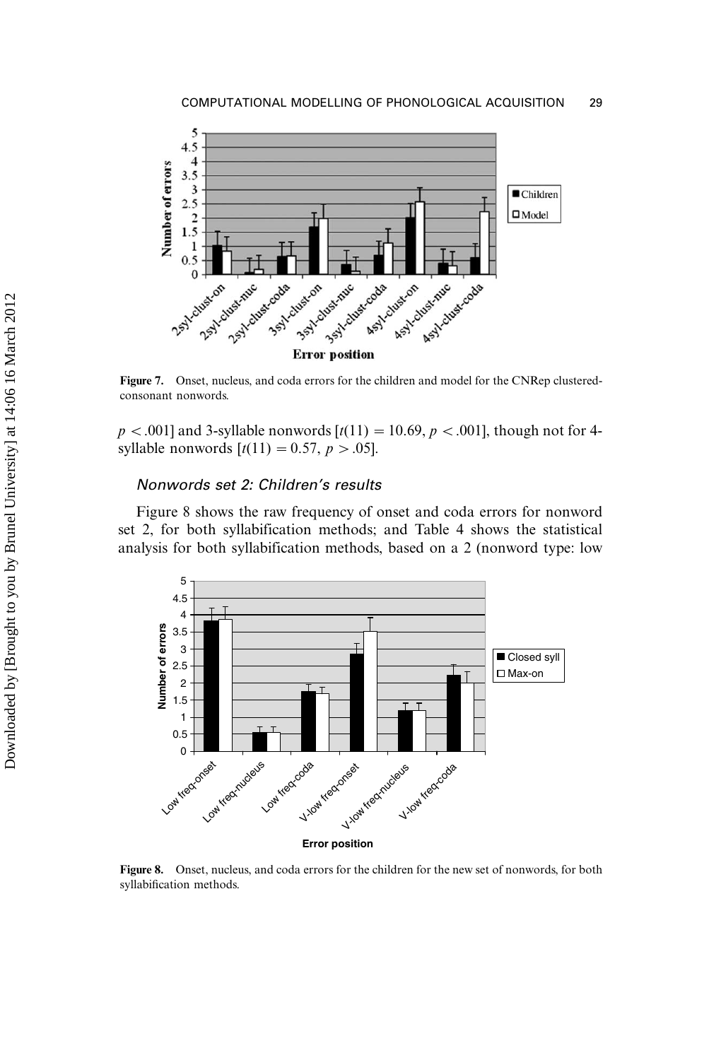Figure 7. Onset, nucleus, and coda errors for the children and model for the CNRep clustered-consonant nonwords.

$p < .001$] and 3-syllable nonwords [$t(11) = 10.69$, $p < .001$], though not for 4-syllable nonwords [$t(11) = 0.57$, $p > .05$].

### Nonwords set 2: Children's results

Figure 8 shows the raw frequency of onset and coda errors for nonword set 2, for both syllabification methods; and Table 4 shows the statistical analysis for both syllabification methods, based on a 2 (nonword type: low

Figure 8. Onset, nucleus, and coda errors for the children for the new set of nonwords, for both syllabification methods.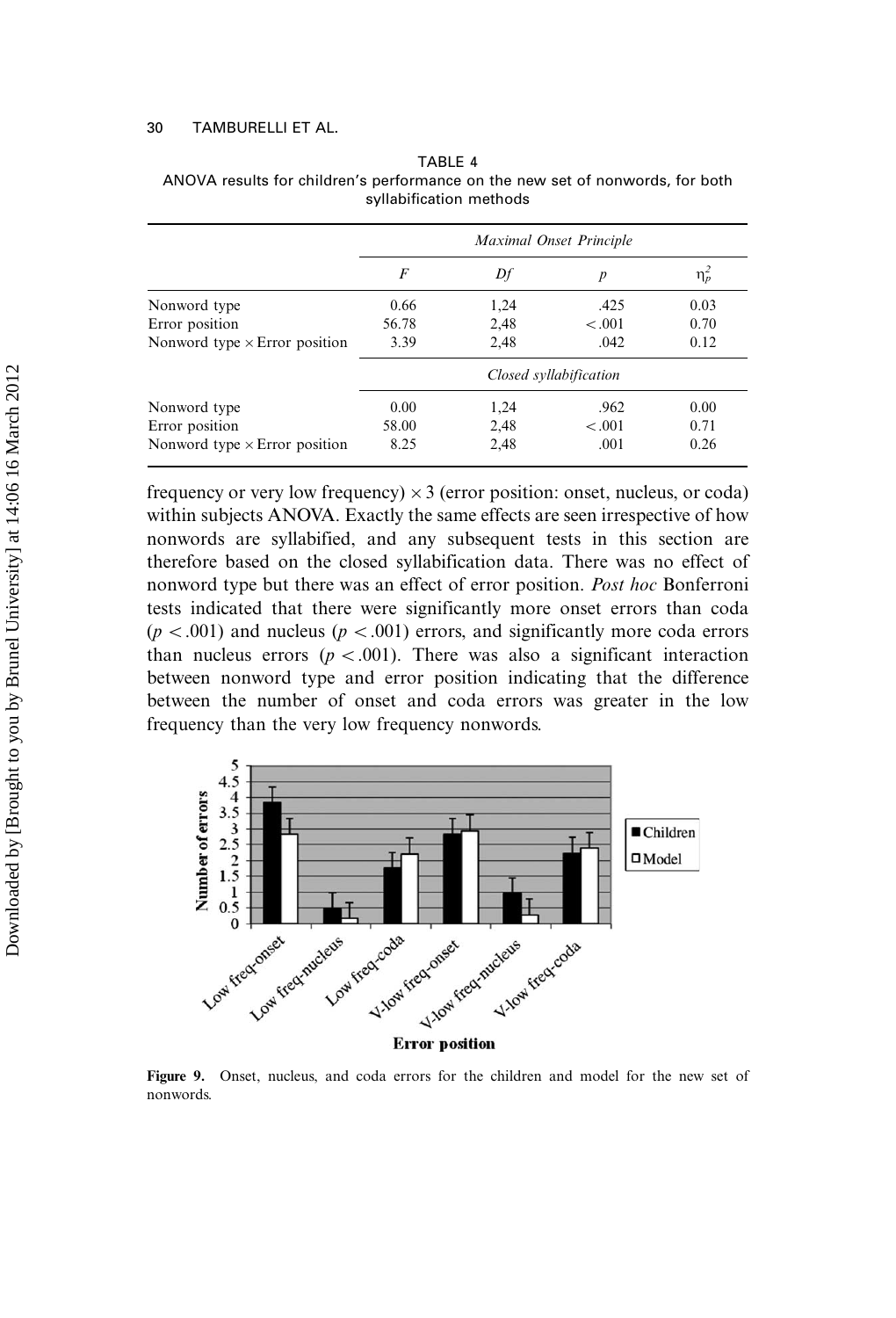TABLE 4
ANOVA results for children's performance on the new set of nonwords, for both syllabification methods

| | *Maximal Onset Principle* | | | |
|---|---|---|---|---|
| | *F* | *Df* | *p* | $\eta_p^2$ |
| Nonword type | 0.66 | 1,24 | .425 | 0.03 |
| Error position | 56.78 | 2,48 | < .001 | 0.70 |
| Nonword type × Error position | 3.39 | 2,48 | .042 | 0.12 |
| | *Closed syllabification* | | | |
| Nonword type | 0.00 | 1,24 | .962 | 0.00 |
| Error position | 58.00 | 2,48 | < .001 | 0.71 |
| Nonword type × Error position | 8.25 | 2,48 | .001 | 0.26 |

frequency or very low frequency) × 3 (error position: onset, nucleus, or coda) within subjects ANOVA. Exactly the same effects are seen irrespective of how nonwords are syllabified, and any subsequent tests in this section are therefore based on the closed syllabification data. There was no effect of nonword type but there was an effect of error position. *Post hoc* Bonferroni tests indicated that there were significantly more onset errors than coda ($p < .001$) and nucleus ($p < .001$) errors, and significantly more coda errors than nucleus errors ($p < .001$). There was also a significant interaction between nonword type and error position indicating that the difference between the number of onset and coda errors was greater in the low frequency than the very low frequency nonwords.

**Figure 9.** Onset, nucleus, and coda errors for the children and model for the new set of nonwords.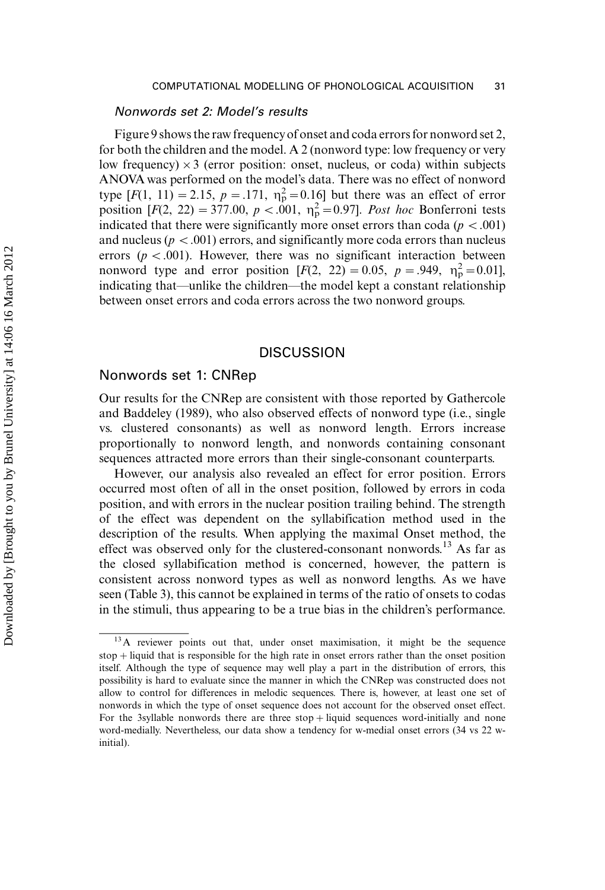### *Nonwords set 2: Model's results*

Figure 9 shows the raw frequency of onset and coda errors for nonword set 2, for both the children and the model. A 2 (nonword type: low frequency or very low frequency) × 3 (error position: onset, nucleus, or coda) within subjects ANOVA was performed on the model's data. There was no effect of nonword type [$F(1, 11) = 2.15$, $p = .171$, $\eta_p^2 = 0.16$] but there was an effect of error position [$F(2, 22) = 377.00$, $p < .001$, $\eta_p^2 = 0.97$]. *Post hoc* Bonferroni tests indicated that there were significantly more onset errors than coda ($p < .001$) and nucleus ($p < .001$) errors, and significantly more coda errors than nucleus errors ($p < .001$). However, there was no significant interaction between nonword type and error position [$F(2, 22) = 0.05$, $p = .949$, $\eta_p^2 = 0.01$], indicating that—unlike the children—the model kept a constant relationship between onset errors and coda errors across the two nonword groups.

## DISCUSSION

### Nonwords set 1: CNRep

Our results for the CNRep are consistent with those reported by Gathercole and Baddeley (1989), who also observed effects of nonword type (i.e., single vs. clustered consonants) as well as nonword length. Errors increase proportionally to nonword length, and nonwords containing consonant sequences attracted more errors than their single-consonant counterparts.

However, our analysis also revealed an effect for error position. Errors occurred most often of all in the onset position, followed by errors in coda position, and with errors in the nuclear position trailing behind. The strength of the effect was dependent on the syllabification method used in the description of the results. When applying the maximal Onset method, the effect was observed only for the clustered-consonant nonwords.[13] As far as the closed syllabification method is concerned, however, the pattern is consistent across nonword types as well as nonword lengths. As we have seen (Table 3), this cannot be explained in terms of the ratio of onsets to codas in the stimuli, thus appearing to be a true bias in the children's performance.

[13] A reviewer points out that, under onset maximisation, it might be the sequence stop + liquid that is responsible for the high rate in onset errors rather than the onset position itself. Although the type of sequence may well play a part in the distribution of errors, this possibility is hard to evaluate since the manner in which the CNRep was constructed does not allow to control for differences in melodic sequences. There is, however, at least one set of nonwords in which the type of onset sequence does not account for the observed onset effect. For the 3syllable nonwords there are three stop + liquid sequences word-initially and none word-medially. Nevertheless, our data show a tendency for w-medial onset errors (34 vs 22 w-initial).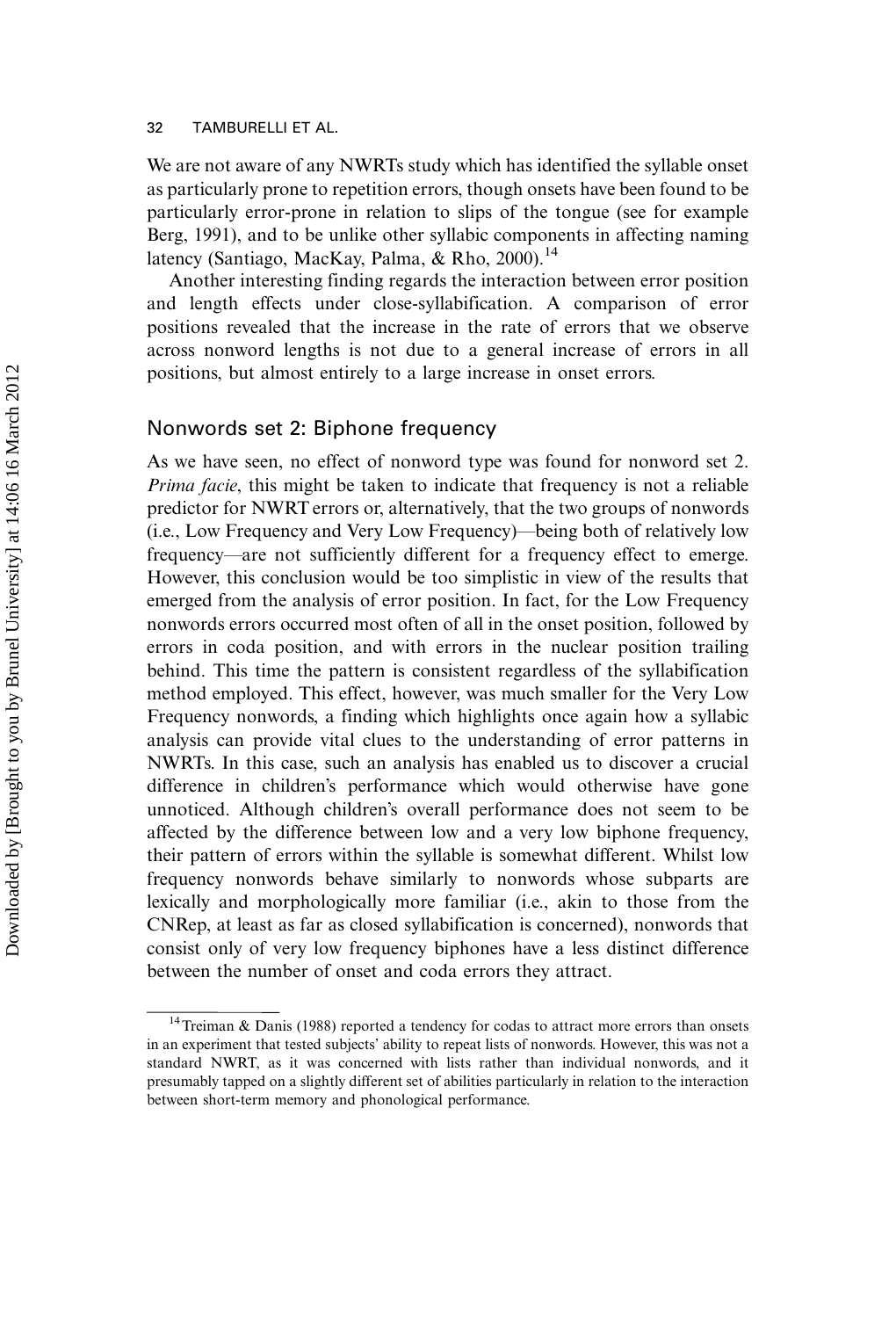We are not aware of any NWRTs study which has identified the syllable onset as particularly prone to repetition errors, though onsets have been found to be particularly error-prone in relation to slips of the tongue (see for example Berg, 1991), and to be unlike other syllabic components in affecting naming latency (Santiago, MacKay, Palma, & Rho, 2000).[14]

Another interesting finding regards the interaction between error position and length effects under close-syllabification. A comparison of error positions revealed that the increase in the rate of errors that we observe across nonword lengths is not due to a general increase of errors in all positions, but almost entirely to a large increase in onset errors.

## Nonwords set 2: Biphone frequency

As we have seen, no effect of nonword type was found for nonword set 2. *Prima facie*, this might be taken to indicate that frequency is not a reliable predictor for NWRT errors or, alternatively, that the two groups of nonwords (i.e., Low Frequency and Very Low Frequency)—being both of relatively low frequency—are not sufficiently different for a frequency effect to emerge. However, this conclusion would be too simplistic in view of the results that emerged from the analysis of error position. In fact, for the Low Frequency nonwords errors occurred most often of all in the onset position, followed by errors in coda position, and with errors in the nuclear position trailing behind. This time the pattern is consistent regardless of the syllabification method employed. This effect, however, was much smaller for the Very Low Frequency nonwords, a finding which highlights once again how a syllabic analysis can provide vital clues to the understanding of error patterns in NWRTs. In this case, such an analysis has enabled us to discover a crucial difference in children's performance which would otherwise have gone unnoticed. Although children's overall performance does not seem to be affected by the difference between low and a very low biphone frequency, their pattern of errors within the syllable is somewhat different. Whilst low frequency nonwords behave similarly to nonwords whose subparts are lexically and morphologically more familiar (i.e., akin to those from the CNRep, at least as far as closed syllabification is concerned), nonwords that consist only of very low frequency biphones have a less distinct difference between the number of onset and coda errors they attract.

[14] Treiman & Danis (1988) reported a tendency for codas to attract more errors than onsets in an experiment that tested subjects' ability to repeat lists of nonwords. However, this was not a standard NWRT, as it was concerned with lists rather than individual nonwords, and it presumably tapped on a slightly different set of abilities particularly in relation to the interaction between short-term memory and phonological performance.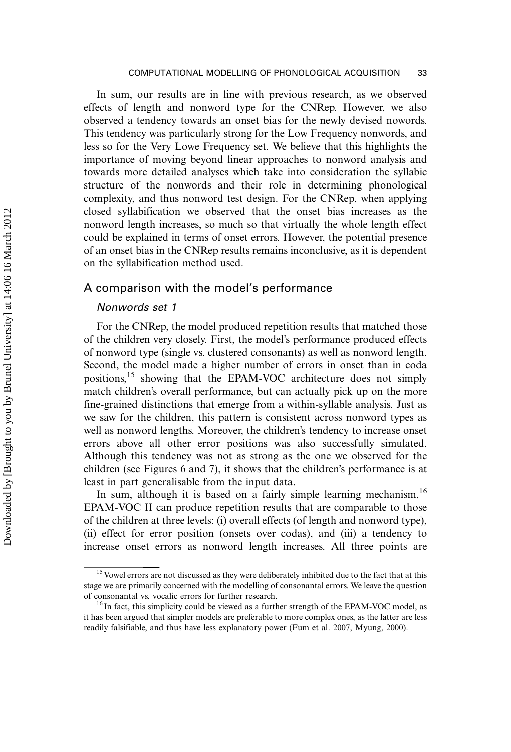In sum, our results are in line with previous research, as we observed effects of length and nonword type for the CNRep. However, we also observed a tendency towards an onset bias for the newly devised nowords. This tendency was particularly strong for the Low Frequency nonwords, and less so for the Very Lowe Frequency set. We believe that this highlights the importance of moving beyond linear approaches to nonword analysis and towards more detailed analyses which take into consideration the syllabic structure of the nonwords and their role in determining phonological complexity, and thus nonword test design. For the CNRep, when applying closed syllabification we observed that the onset bias increases as the nonword length increases, so much so that virtually the whole length effect could be explained in terms of onset errors. However, the potential presence of an onset bias in the CNRep results remains inconclusive, as it is dependent on the syllabification method used.

## A comparison with the model's performance

### *Nonwords set 1*

For the CNRep, the model produced repetition results that matched those of the children very closely. First, the model's performance produced effects of nonword type (single vs. clustered consonants) as well as nonword length. Second, the model made a higher number of errors in onset than in coda positions,[15] showing that the EPAM-VOC architecture does not simply match children's overall performance, but can actually pick up on the more fine-grained distinctions that emerge from a within-syllable analysis. Just as we saw for the children, this pattern is consistent across nonword types as well as nonword lengths. Moreover, the children's tendency to increase onset errors above all other error positions was also successfully simulated. Although this tendency was not as strong as the one we observed for the children (see Figures 6 and 7), it shows that the children's performance is at least in part generalisable from the input data.

In sum, although it is based on a fairly simple learning mechanism,[16] EPAM-VOC II can produce repetition results that are comparable to those of the children at three levels: (i) overall effects (of length and nonword type), (ii) effect for error position (onsets over codas), and (iii) a tendency to increase onset errors as nonword length increases. All three points are

---

[15] Vowel errors are not discussed as they were deliberately inhibited due to the fact that at this stage we are primarily concerned with the modelling of consonantal errors. We leave the question of consonantal vs. vocalic errors for further research.

[16] In fact, this simplicity could be viewed as a further strength of the EPAM-VOC model, as it has been argued that simpler models are preferable to more complex ones, as the latter are less readily falsifiable, and thus have less explanatory power (Fum et al. 2007, Myung, 2000).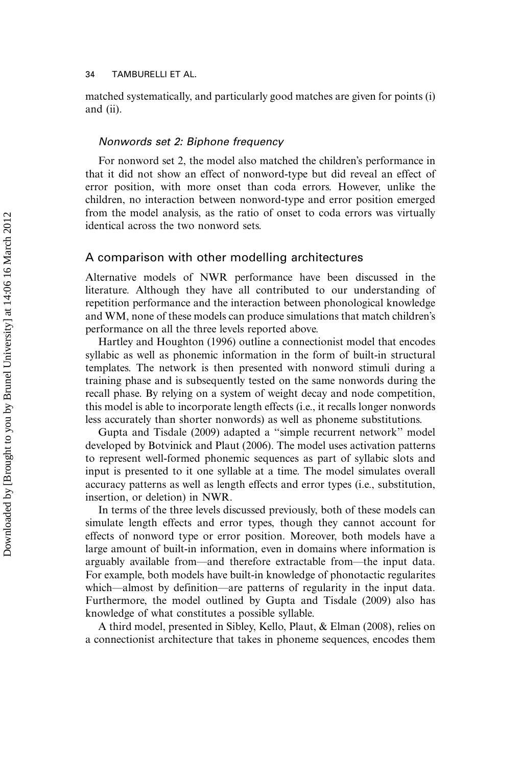matched systematically, and particularly good matches are given for points (i) and (ii).

### *Nonwords set 2: Biphone frequency*

For nonword set 2, the model also matched the children's performance in that it did not show an effect of nonword-type but did reveal an effect of error position, with more onset than coda errors. However, unlike the children, no interaction between nonword-type and error position emerged from the model analysis, as the ratio of onset to coda errors was virtually identical across the two nonword sets.

## A comparison with other modelling architectures

Alternative models of NWR performance have been discussed in the literature. Although they have all contributed to our understanding of repetition performance and the interaction between phonological knowledge and WM, none of these models can produce simulations that match children's performance on all the three levels reported above.

Hartley and Houghton (1996) outline a connectionist model that encodes syllabic as well as phonemic information in the form of built-in structural templates. The network is then presented with nonword stimuli during a training phase and is subsequently tested on the same nonwords during the recall phase. By relying on a system of weight decay and node competition, this model is able to incorporate length effects (i.e., it recalls longer nonwords less accurately than shorter nonwords) as well as phoneme substitutions.

Gupta and Tisdale (2009) adapted a "simple recurrent network" model developed by Botvinick and Plaut (2006). The model uses activation patterns to represent well-formed phonemic sequences as part of syllabic slots and input is presented to it one syllable at a time. The model simulates overall accuracy patterns as well as length effects and error types (i.e., substitution, insertion, or deletion) in NWR.

In terms of the three levels discussed previously, both of these models can simulate length effects and error types, though they cannot account for effects of nonword type or error position. Moreover, both models have a large amount of built-in information, even in domains where information is arguably available from—and therefore extractable from—the input data. For example, both models have built-in knowledge of phonotactic regularites which—almost by definition—are patterns of regularity in the input data. Furthermore, the model outlined by Gupta and Tisdale (2009) also has knowledge of what constitutes a possible syllable.

A third model, presented in Sibley, Kello, Plaut, & Elman (2008), relies on a connectionist architecture that takes in phoneme sequences, encodes them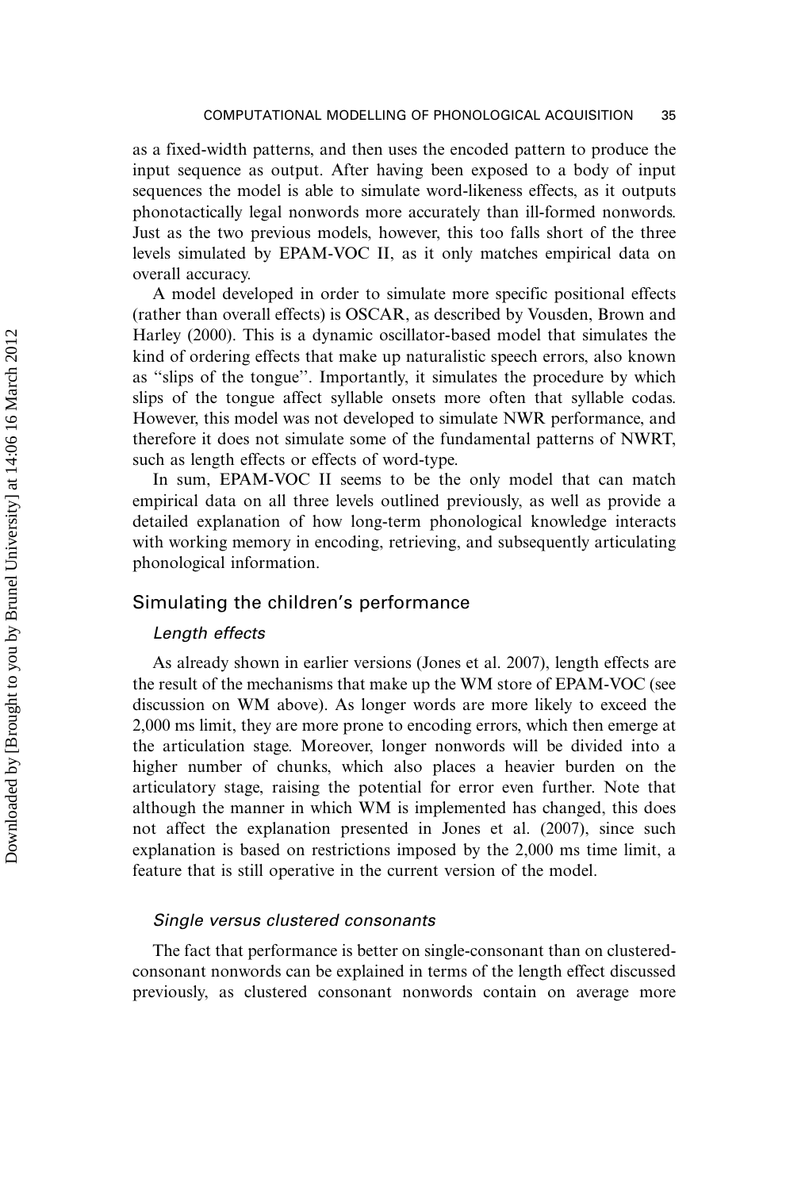as a fixed-width patterns, and then uses the encoded pattern to produce the input sequence as output. After having been exposed to a body of input sequences the model is able to simulate word-likeness effects, as it outputs phonotactically legal nonwords more accurately than ill-formed nonwords. Just as the two previous models, however, this too falls short of the three levels simulated by EPAM-VOC II, as it only matches empirical data on overall accuracy.

A model developed in order to simulate more specific positional effects (rather than overall effects) is OSCAR, as described by Vousden, Brown and Harley (2000). This is a dynamic oscillator-based model that simulates the kind of ordering effects that make up naturalistic speech errors, also known as "slips of the tongue". Importantly, it simulates the procedure by which slips of the tongue affect syllable onsets more often that syllable codas. However, this model was not developed to simulate NWR performance, and therefore it does not simulate some of the fundamental patterns of NWRT, such as length effects or effects of word-type.

In sum, EPAM-VOC II seems to be the only model that can match empirical data on all three levels outlined previously, as well as provide a detailed explanation of how long-term phonological knowledge interacts with working memory in encoding, retrieving, and subsequently articulating phonological information.

## Simulating the children's performance

### *Length effects*

As already shown in earlier versions (Jones et al. 2007), length effects are the result of the mechanisms that make up the WM store of EPAM-VOC (see discussion on WM above). As longer words are more likely to exceed the 2,000 ms limit, they are more prone to encoding errors, which then emerge at the articulation stage. Moreover, longer nonwords will be divided into a higher number of chunks, which also places a heavier burden on the articulatory stage, raising the potential for error even further. Note that although the manner in which WM is implemented has changed, this does not affect the explanation presented in Jones et al. (2007), since such explanation is based on restrictions imposed by the 2,000 ms time limit, a feature that is still operative in the current version of the model.

### *Single versus clustered consonants*

The fact that performance is better on single-consonant than on clustered-consonant nonwords can be explained in terms of the length effect discussed previously, as clustered consonant nonwords contain on average more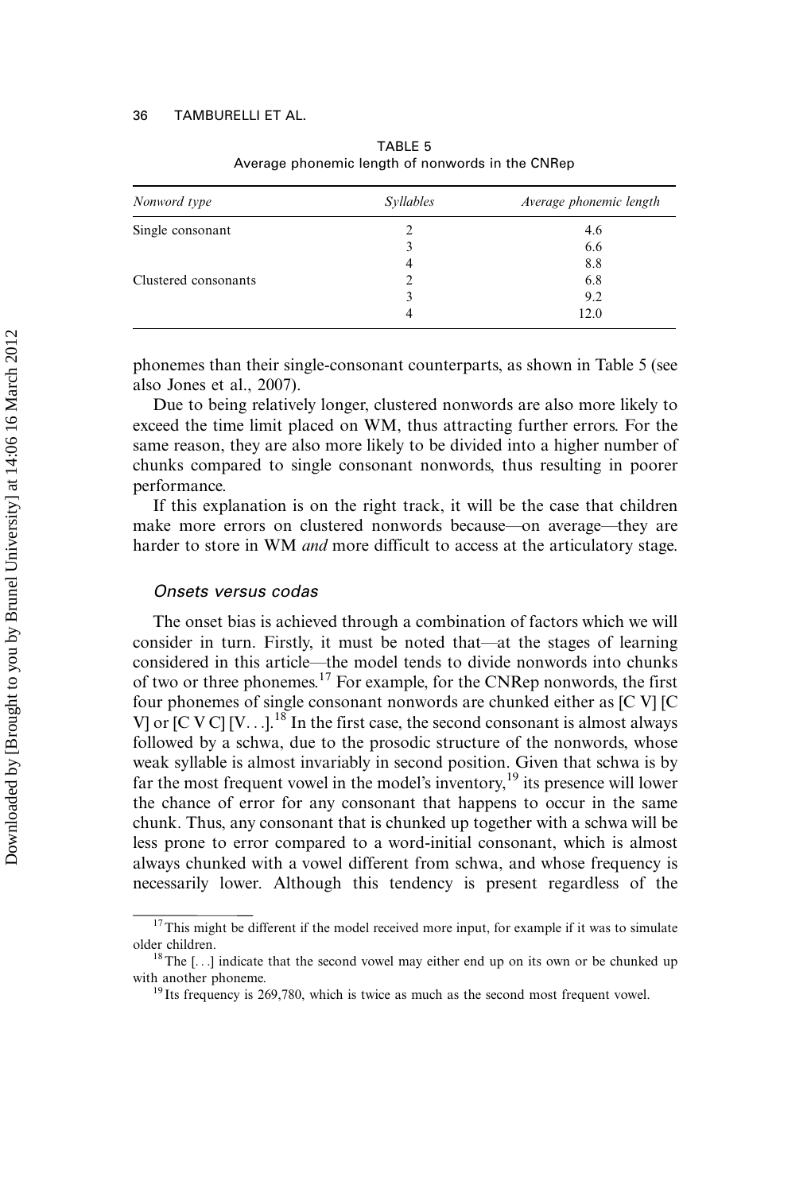TABLE 5
Average phonemic length of nonwords in the CNRep

| *Nonword type* | *Syllables* | *Average phonemic length* |
|---|---|---|
| Single consonant | 2 | 4.6 |
| | 3 | 6.6 |
| | 4 | 8.8 |
| Clustered consonants | 2 | 6.8 |
| | 3 | 9.2 |
| | 4 | 12.0 |

phonemes than their single-consonant counterparts, as shown in Table 5 (see also Jones et al., 2007).

Due to being relatively longer, clustered nonwords are also more likely to exceed the time limit placed on WM, thus attracting further errors. For the same reason, they are also more likely to be divided into a higher number of chunks compared to single consonant nonwords, thus resulting in poorer performance.

If this explanation is on the right track, it will be the case that children make more errors on clustered nonwords because—on average—they are harder to store in WM *and* more difficult to access at the articulatory stage.

### *Onsets versus codas*

The onset bias is achieved through a combination of factors which we will consider in turn. Firstly, it must be noted that—at the stages of learning considered in this article—the model tends to divide nonwords into chunks of two or three phonemes.[17] For example, for the CNRep nonwords, the first four phonemes of single consonant nonwords are chunked either as [C V] [C V] or [C V C] [V. . .].[18] In the first case, the second consonant is almost always followed by a schwa, due to the prosodic structure of the nonwords, whose weak syllable is almost invariably in second position. Given that schwa is by far the most frequent vowel in the model's inventory,[19] its presence will lower the chance of error for any consonant that happens to occur in the same chunk. Thus, any consonant that is chunked up together with a schwa will be less prone to error compared to a word-initial consonant, which is almost always chunked with a vowel different from schwa, and whose frequency is necessarily lower. Although this tendency is present regardless of the

[17] This might be different if the model received more input, for example if it was to simulate older children.

[18] The [. . .] indicate that the second vowel may either end up on its own or be chunked up with another phoneme.

[19] Its frequency is 269,780, which is twice as much as the second most frequent vowel.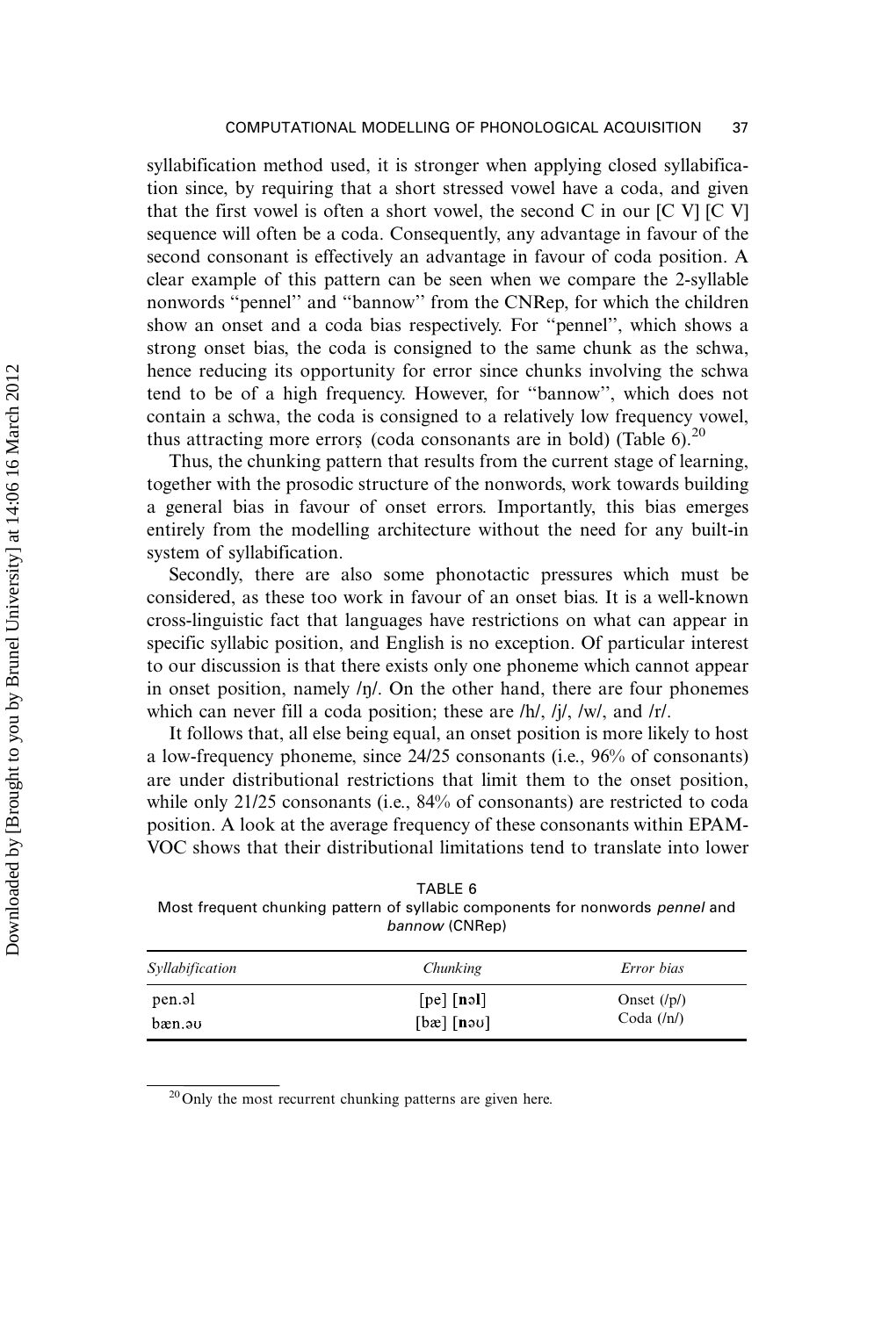syllabification method used, it is stronger when applying closed syllabification since, by requiring that a short stressed vowel have a coda, and given that the first vowel is often a short vowel, the second C in our [C V] [C V] sequence will often be a coda. Consequently, any advantage in favour of the second consonant is effectively an advantage in favour of coda position. A clear example of this pattern can be seen when we compare the 2-syllable nonwords "pennel" and "bannow" from the CNRep, for which the children show an onset and a coda bias respectively. For "pennel", which shows a strong onset bias, the coda is consigned to the same chunk as the schwa, hence reducing its opportunity for error since chunks involving the schwa tend to be of a high frequency. However, for "bannow", which does not contain a schwa, the coda is consigned to a relatively low frequency vowel, thus attracting more errors (coda consonants are in bold) (Table 6).[20]

Thus, the chunking pattern that results from the current stage of learning, together with the prosodic structure of the nonwords, work towards building a general bias in favour of onset errors. Importantly, this bias emerges entirely from the modelling architecture without the need for any built-in system of syllabification.

Secondly, there are also some phonotactic pressures which must be considered, as these too work in favour of an onset bias. It is a well-known cross-linguistic fact that languages have restrictions on what can appear in specific syllabic position, and English is no exception. Of particular interest to our discussion is that there exists only one phoneme which cannot appear in onset position, namely /ŋ/. On the other hand, there are four phonemes which can never fill a coda position; these are /h/, /j/, /w/, and /r/.

It follows that, all else being equal, an onset position is more likely to host a low-frequency phoneme, since 24/25 consonants (i.e., 96% of consonants) are under distributional restrictions that limit them to the onset position, while only 21/25 consonants (i.e., 84% of consonants) are restricted to coda position. A look at the average frequency of these consonants within EPAM-VOC shows that their distributional limitations tend to translate into lower

TABLE 6
Most frequent chunking pattern of syllabic components for nonwords *pennel* and *bannow* (CNRep)

| *Syllabification* | *Chunking* | *Error bias* |
|---|---|---|
| pen.əl | [pe] [**n**əl] | Onset (/p/) |
| bæn.əʊ | [bæ] [**n**əʊ] | Coda (/n/) |

[20] Only the most recurrent chunking patterns are given here.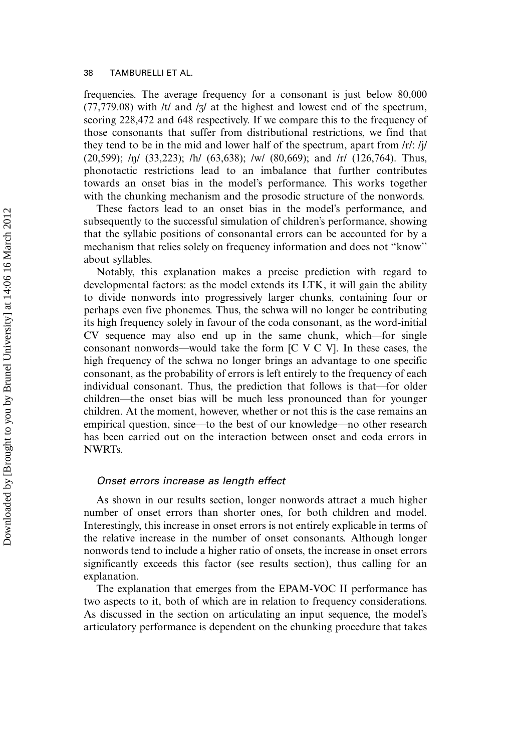frequencies. The average frequency for a consonant is just below 80,000 (77,779.08) with /t/ and /ʒ/ at the highest and lowest end of the spectrum, scoring 228,472 and 648 respectively. If we compare this to the frequency of those consonants that suffer from distributional restrictions, we find that they tend to be in the mid and lower half of the spectrum, apart from /r/: /j/ (20,599); /ŋ/ (33,223); /h/ (63,638); /w/ (80,669); and /r/ (126,764). Thus, phonotactic restrictions lead to an imbalance that further contributes towards an onset bias in the model's performance. This works together with the chunking mechanism and the prosodic structure of the nonwords.

These factors lead to an onset bias in the model's performance, and subsequently to the successful simulation of children's performance, showing that the syllabic positions of consonantal errors can be accounted for by a mechanism that relies solely on frequency information and does not "know" about syllables.

Notably, this explanation makes a precise prediction with regard to developmental factors: as the model extends its LTK, it will gain the ability to divide nonwords into progressively larger chunks, containing four or perhaps even five phonemes. Thus, the schwa will no longer be contributing its high frequency solely in favour of the coda consonant, as the word-initial CV sequence may also end up in the same chunk, which—for single consonant nonwords—would take the form [C V C V]. In these cases, the high frequency of the schwa no longer brings an advantage to one specific consonant, as the probability of errors is left entirely to the frequency of each individual consonant. Thus, the prediction that follows is that—for older children—the onset bias will be much less pronounced than for younger children. At the moment, however, whether or not this is the case remains an empirical question, since—to the best of our knowledge—no other research has been carried out on the interaction between onset and coda errors in NWRTs.

### *Onset errors increase as length effect*

As shown in our results section, longer nonwords attract a much higher number of onset errors than shorter ones, for both children and model. Interestingly, this increase in onset errors is not entirely explicable in terms of the relative increase in the number of onset consonants. Although longer nonwords tend to include a higher ratio of onsets, the increase in onset errors significantly exceeds this factor (see results section), thus calling for an explanation.

The explanation that emerges from the EPAM-VOC II performance has two aspects to it, both of which are in relation to frequency considerations. As discussed in the section on articulating an input sequence, the model's articulatory performance is dependent on the chunking procedure that takes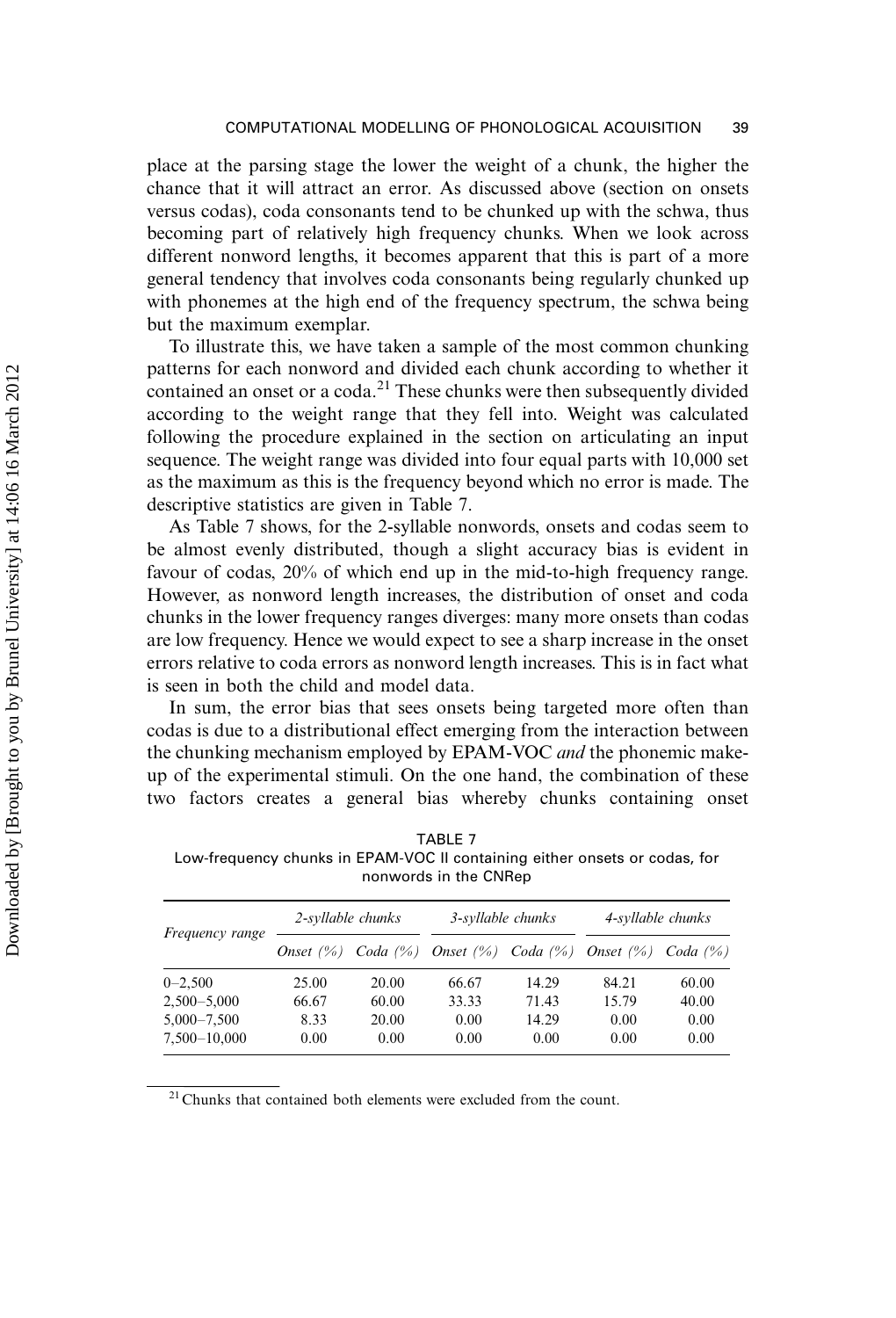place at the parsing stage the lower the weight of a chunk, the higher the chance that it will attract an error. As discussed above (section on onsets versus codas), coda consonants tend to be chunked up with the schwa, thus becoming part of relatively high frequency chunks. When we look across different nonword lengths, it becomes apparent that this is part of a more general tendency that involves coda consonants being regularly chunked up with phonemes at the high end of the frequency spectrum, the schwa being but the maximum exemplar.

To illustrate this, we have taken a sample of the most common chunking patterns for each nonword and divided each chunk according to whether it contained an onset or a coda.[21] These chunks were then subsequently divided according to the weight range that they fell into. Weight was calculated following the procedure explained in the section on articulating an input sequence. The weight range was divided into four equal parts with 10,000 set as the maximum as this is the frequency beyond which no error is made. The descriptive statistics are given in Table 7.

As Table 7 shows, for the 2-syllable nonwords, onsets and codas seem to be almost evenly distributed, though a slight accuracy bias is evident in favour of codas, 20% of which end up in the mid-to-high frequency range. However, as nonword length increases, the distribution of onset and coda chunks in the lower frequency ranges diverges: many more onsets than codas are low frequency. Hence we would expect to see a sharp increase in the onset errors relative to coda errors as nonword length increases. This is in fact what is seen in both the child and model data.

In sum, the error bias that sees onsets being targeted more often than codas is due to a distributional effect emerging from the interaction between the chunking mechanism employed by EPAM-VOC *and* the phonemic make-up of the experimental stimuli. On the one hand, the combination of these two factors creates a general bias whereby chunks containing onset

TABLE 7
Low-frequency chunks in EPAM-VOC II containing either onsets or codas, for nonwords in the CNRep

| *Frequency range* | *2-syllable chunks* | | *3-syllable chunks* | | *4-syllable chunks* | |
|---|---|---|---|---|---|---|
| | *Onset (%)* | *Coda (%)* | *Onset (%)* | *Coda (%)* | *Onset (%)* | *Coda (%)* |
| 0–2,500 | 25.00 | 20.00 | 66.67 | 14.29 | 84.21 | 60.00 |
| 2,500–5,000 | 66.67 | 60.00 | 33.33 | 71.43 | 15.79 | 40.00 |
| 5,000–7,500 | 8.33 | 20.00 | 0.00 | 14.29 | 0.00 | 0.00 |
| 7,500–10,000 | 0.00 | 0.00 | 0.00 | 0.00 | 0.00 | 0.00 |

[21] Chunks that contained both elements were excluded from the count.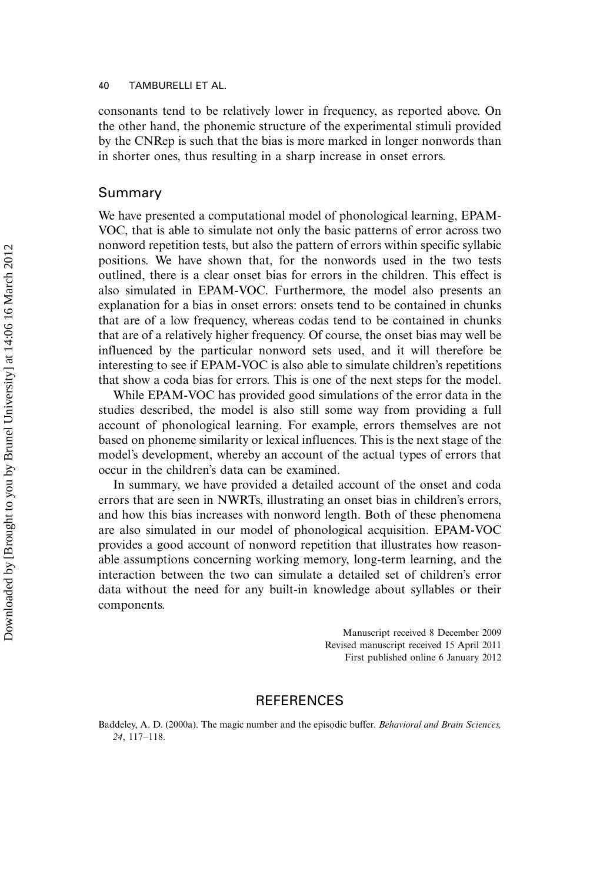consonants tend to be relatively lower in frequency, as reported above. On the other hand, the phonemic structure of the experimental stimuli provided by the CNRep is such that the bias is more marked in longer nonwords than in shorter ones, thus resulting in a sharp increase in onset errors.

## Summary

We have presented a computational model of phonological learning, EPAM-VOC, that is able to simulate not only the basic patterns of error across two nonword repetition tests, but also the pattern of errors within specific syllabic positions. We have shown that, for the nonwords used in the two tests outlined, there is a clear onset bias for errors in the children. This effect is also simulated in EPAM-VOC. Furthermore, the model also presents an explanation for a bias in onset errors: onsets tend to be contained in chunks that are of a low frequency, whereas codas tend to be contained in chunks that are of a relatively higher frequency. Of course, the onset bias may well be influenced by the particular nonword sets used, and it will therefore be interesting to see if EPAM-VOC is also able to simulate children's repetitions that show a coda bias for errors. This is one of the next steps for the model.

While EPAM-VOC has provided good simulations of the error data in the studies described, the model is also still some way from providing a full account of phonological learning. For example, errors themselves are not based on phoneme similarity or lexical influences. This is the next stage of the model's development, whereby an account of the actual types of errors that occur in the children's data can be examined.

In summary, we have provided a detailed account of the onset and coda errors that are seen in NWRTs, illustrating an onset bias in children's errors, and how this bias increases with nonword length. Both of these phenomena are also simulated in our model of phonological acquisition. EPAM-VOC provides a good account of nonword repetition that illustrates how reasonable assumptions concerning working memory, long-term learning, and the interaction between the two can simulate a detailed set of children's error data without the need for any built-in knowledge about syllables or their components.

Manuscript received 8 December 2009
Revised manuscript received 15 April 2011
First published online 6 January 2012

## REFERENCES

Baddeley, A. D. (2000a). The magic number and the episodic buffer. *Behavioral and Brain Sciences, 24*, 117–118.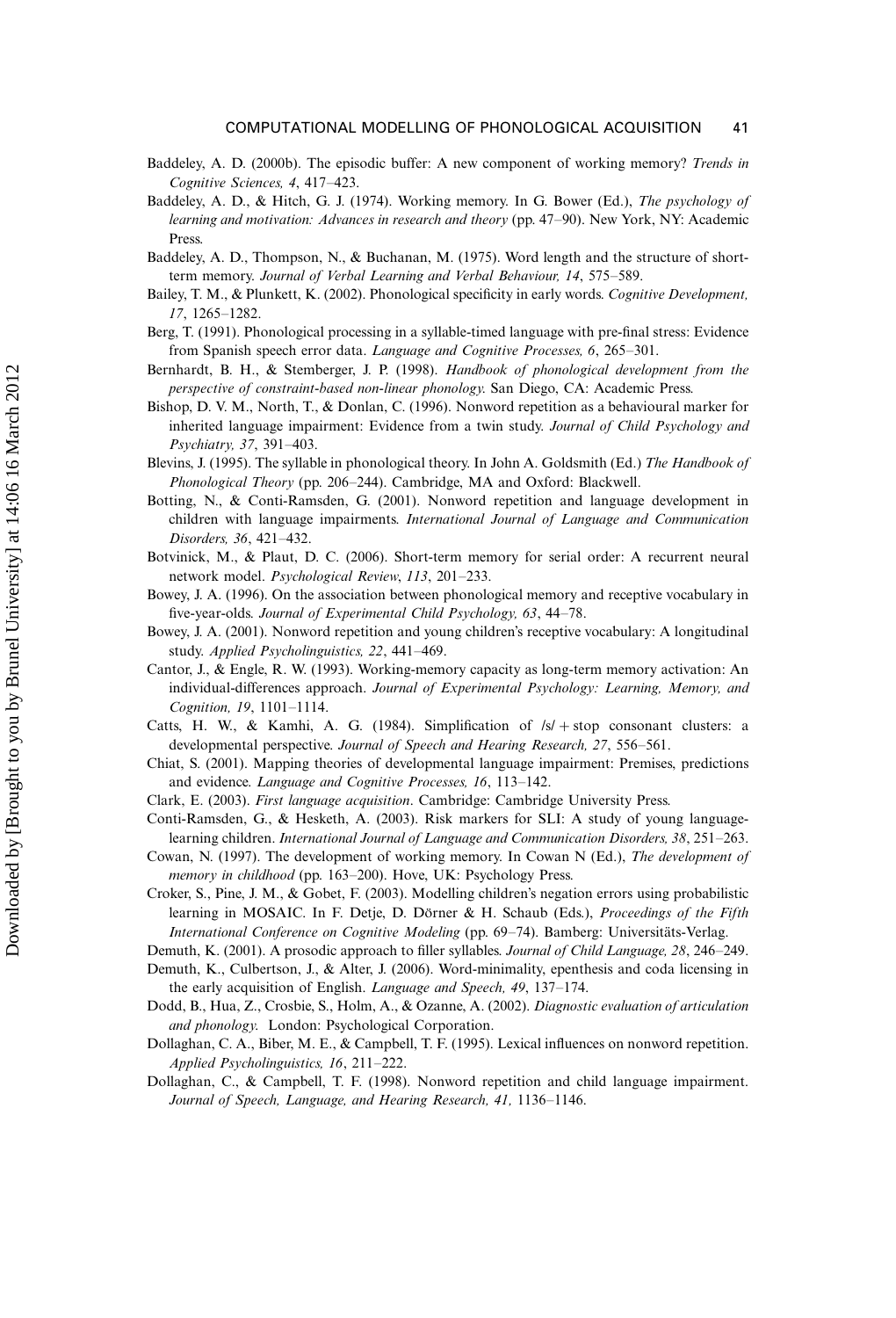Baddeley, A. D. (2000b). The episodic buffer: A new component of working memory? *Trends in Cognitive Sciences, 4*, 417–423.

Baddeley, A. D., & Hitch, G. J. (1974). Working memory. In G. Bower (Ed.), *The psychology of learning and motivation: Advances in research and theory* (pp. 47–90). New York, NY: Academic Press.

Baddeley, A. D., Thompson, N., & Buchanan, M. (1975). Word length and the structure of short-term memory. *Journal of Verbal Learning and Verbal Behaviour, 14*, 575–589.

Bailey, T. M., & Plunkett, K. (2002). Phonological specificity in early words. *Cognitive Development, 17*, 1265–1282.

Berg, T. (1991). Phonological processing in a syllable-timed language with pre-final stress: Evidence from Spanish speech error data. *Language and Cognitive Processes, 6*, 265–301.

Bernhardt, B. H., & Stemberger, J. P. (1998). *Handbook of phonological development from the perspective of constraint-based non-linear phonology.* San Diego, CA: Academic Press.

Bishop, D. V. M., North, T., & Donlan, C. (1996). Nonword repetition as a behavioural marker for inherited language impairment: Evidence from a twin study. *Journal of Child Psychology and Psychiatry, 37*, 391–403.

Blevins, J. (1995). The syllable in phonological theory. In John A. Goldsmith (Ed.) *The Handbook of Phonological Theory* (pp. 206–244). Cambridge, MA and Oxford: Blackwell.

Botting, N., & Conti-Ramsden, G. (2001). Nonword repetition and language development in children with language impairments. *International Journal of Language and Communication Disorders, 36*, 421–432.

Botvinick, M., & Plaut, D. C. (2006). Short-term memory for serial order: A recurrent neural network model. *Psychological Review*, *113*, 201–233.

Bowey, J. A. (1996). On the association between phonological memory and receptive vocabulary in five-year-olds. *Journal of Experimental Child Psychology, 63*, 44–78.

Bowey, J. A. (2001). Nonword repetition and young children's receptive vocabulary: A longitudinal study. *Applied Psycholinguistics, 22*, 441–469.

Cantor, J., & Engle, R. W. (1993). Working-memory capacity as long-term memory activation: An individual-differences approach. *Journal of Experimental Psychology: Learning, Memory, and Cognition, 19*, 1101–1114.

Catts, H. W., & Kamhi, A. G. (1984). Simplification of /s/ + stop consonant clusters: a developmental perspective. *Journal of Speech and Hearing Research, 27*, 556–561.

Chiat, S. (2001). Mapping theories of developmental language impairment: Premises, predictions and evidence. *Language and Cognitive Processes, 16*, 113–142.

Clark, E. (2003). *First language acquisition*. Cambridge: Cambridge University Press.

Conti-Ramsden, G., & Hesketh, A. (2003). Risk markers for SLI: A study of young language-learning children. *International Journal of Language and Communication Disorders, 38*, 251–263.

Cowan, N. (1997). The development of working memory. In Cowan N (Ed.), *The development of memory in childhood* (pp. 163–200). Hove, UK: Psychology Press.

Croker, S., Pine, J. M., & Gobet, F. (2003). Modelling children's negation errors using probabilistic learning in MOSAIC. In F. Detje, D. Dörner & H. Schaub (Eds.), *Proceedings of the Fifth International Conference on Cognitive Modeling* (pp. 69–74). Bamberg: Universitäts-Verlag.

Demuth, K. (2001). A prosodic approach to filler syllables. *Journal of Child Language, 28*, 246–249.

Demuth, K., Culbertson, J., & Alter, J. (2006). Word-minimality, epenthesis and coda licensing in the early acquisition of English. *Language and Speech, 49*, 137–174.

Dodd, B., Hua, Z., Crosbie, S., Holm, A., & Ozanne, A. (2002). *Diagnostic evaluation of articulation and phonology.* London: Psychological Corporation.

Dollaghan, C. A., Biber, M. E., & Campbell, T. F. (1995). Lexical influences on nonword repetition. *Applied Psycholinguistics, 16*, 211–222.

Dollaghan, C., & Campbell, T. F. (1998). Nonword repetition and child language impairment. *Journal of Speech, Language, and Hearing Research, 41,* 1136–1146.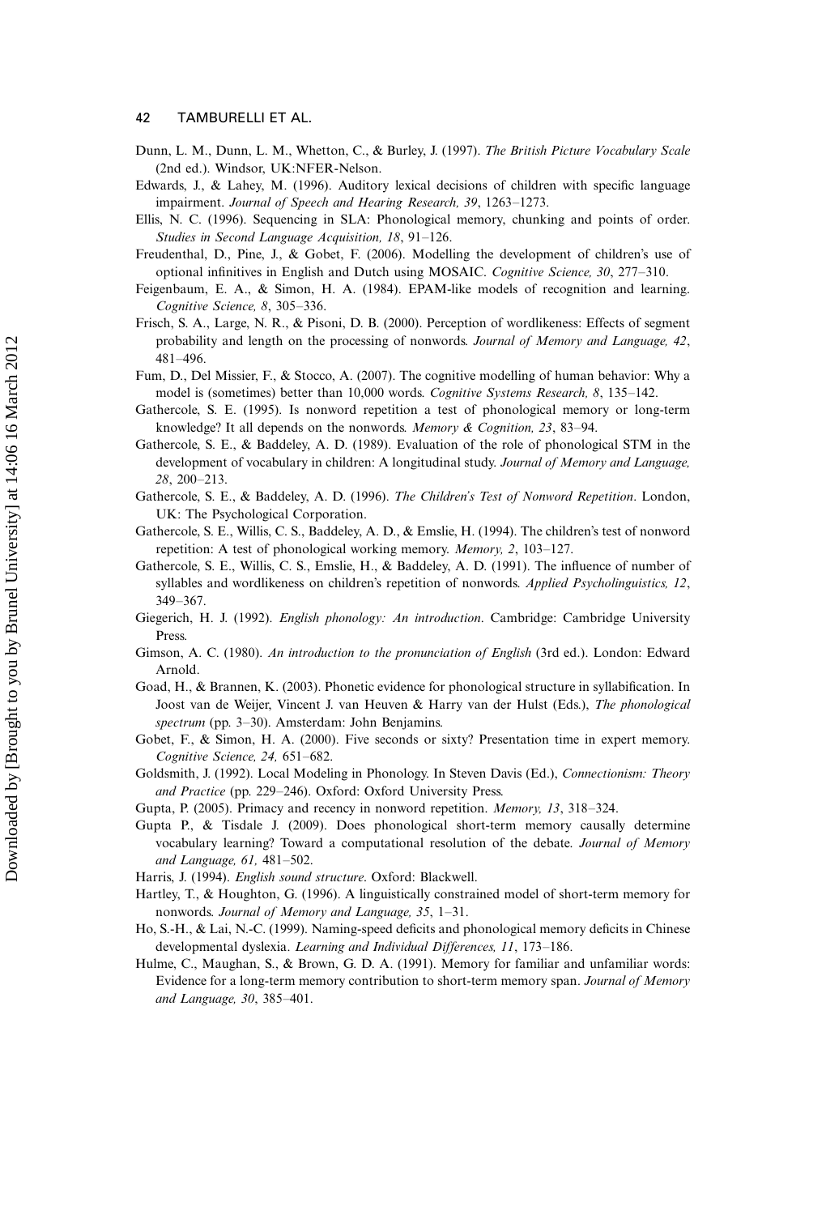Dunn, L. M., Dunn, L. M., Whetton, C., & Burley, J. (1997). *The British Picture Vocabulary Scale* (2nd ed.). Windsor, UK:NFER-Nelson.

Edwards, J., & Lahey, M. (1996). Auditory lexical decisions of children with specific language impairment. *Journal of Speech and Hearing Research, 39*, 1263–1273.

Ellis, N. C. (1996). Sequencing in SLA: Phonological memory, chunking and points of order. *Studies in Second Language Acquisition, 18*, 91–126.

Freudenthal, D., Pine, J., & Gobet, F. (2006). Modelling the development of children's use of optional infinitives in English and Dutch using MOSAIC. *Cognitive Science, 30*, 277–310.

Feigenbaum, E. A., & Simon, H. A. (1984). EPAM-like models of recognition and learning. *Cognitive Science, 8*, 305–336.

Frisch, S. A., Large, N. R., & Pisoni, D. B. (2000). Perception of wordlikeness: Effects of segment probability and length on the processing of nonwords. *Journal of Memory and Language, 42*, 481–496.

Fum, D., Del Missier, F., & Stocco, A. (2007). The cognitive modelling of human behavior: Why a model is (sometimes) better than 10,000 words. *Cognitive Systems Research, 8*, 135–142.

Gathercole, S. E. (1995). Is nonword repetition a test of phonological memory or long-term knowledge? It all depends on the nonwords. *Memory & Cognition, 23*, 83–94.

Gathercole, S. E., & Baddeley, A. D. (1989). Evaluation of the role of phonological STM in the development of vocabulary in children: A longitudinal study. *Journal of Memory and Language, 28*, 200–213.

Gathercole, S. E., & Baddeley, A. D. (1996). *The Children's Test of Nonword Repetition*. London, UK: The Psychological Corporation.

Gathercole, S. E., Willis, C. S., Baddeley, A. D., & Emslie, H. (1994). The children's test of nonword repetition: A test of phonological working memory. *Memory, 2*, 103–127.

Gathercole, S. E., Willis, C. S., Emslie, H., & Baddeley, A. D. (1991). The influence of number of syllables and wordlikeness on children's repetition of nonwords. *Applied Psycholinguistics, 12*, 349–367.

Giegerich, H. J. (1992). *English phonology: An introduction*. Cambridge: Cambridge University Press.

Gimson, A. C. (1980). *An introduction to the pronunciation of English* (3rd ed.). London: Edward Arnold.

Goad, H., & Brannen, K. (2003). Phonetic evidence for phonological structure in syllabification. In Joost van de Weijer, Vincent J. van Heuven & Harry van der Hulst (Eds.), *The phonological spectrum* (pp. 3–30). Amsterdam: John Benjamins.

Gobet, F., & Simon, H. A. (2000). Five seconds or sixty? Presentation time in expert memory. *Cognitive Science, 24,* 651–682.

Goldsmith, J. (1992). Local Modeling in Phonology. In Steven Davis (Ed.), *Connectionism: Theory and Practice* (pp. 229–246). Oxford: Oxford University Press.

Gupta, P. (2005). Primacy and recency in nonword repetition. *Memory, 13*, 318–324.

Gupta P., & Tisdale J. (2009). Does phonological short-term memory causally determine vocabulary learning? Toward a computational resolution of the debate. *Journal of Memory and Language, 61,* 481–502.

Harris, J. (1994). *English sound structure*. Oxford: Blackwell.

Hartley, T., & Houghton, G. (1996). A linguistically constrained model of short-term memory for nonwords. *Journal of Memory and Language, 35*, 1–31.

Ho, S.-H., & Lai, N.-C. (1999). Naming-speed deficits and phonological memory deficits in Chinese developmental dyslexia. *Learning and Individual Differences, 11*, 173–186.

Hulme, C., Maughan, S., & Brown, G. D. A. (1991). Memory for familiar and unfamiliar words: Evidence for a long-term memory contribution to short-term memory span. *Journal of Memory and Language, 30*, 385–401.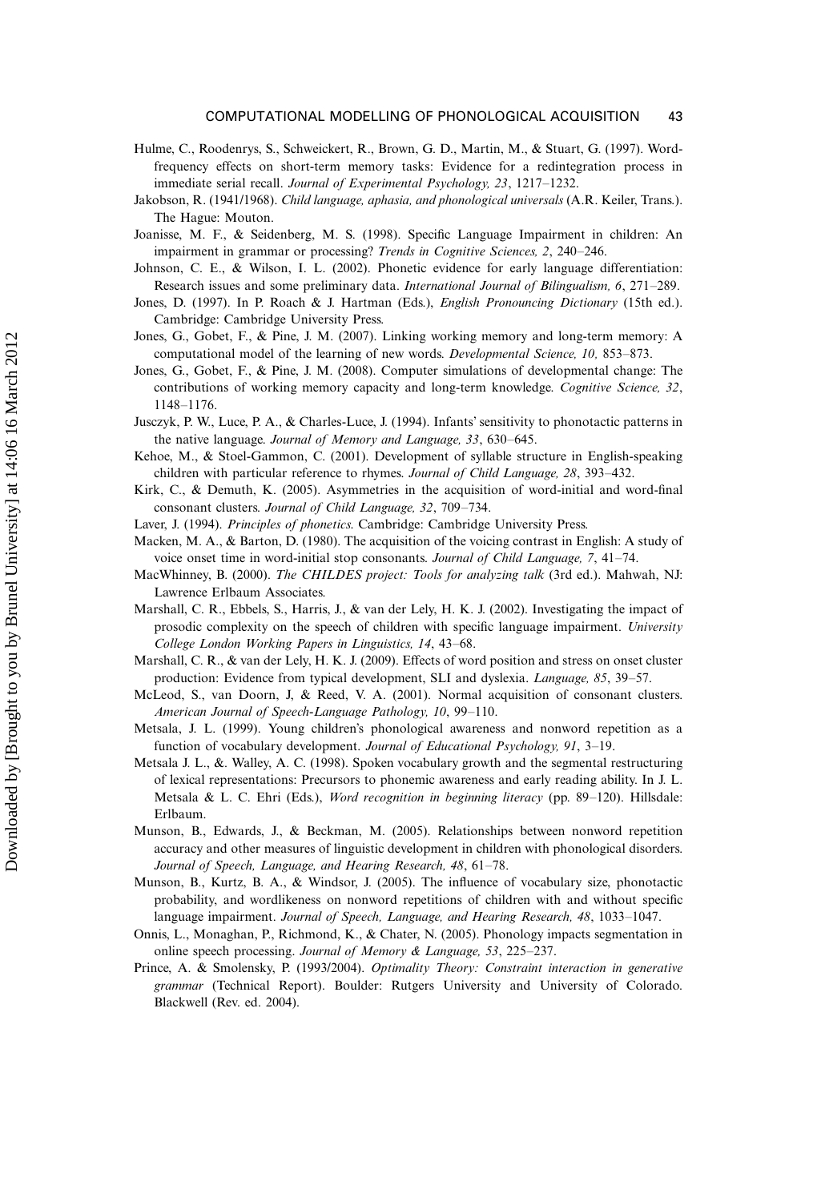Hulme, C., Roodenrys, S., Schweickert, R., Brown, G. D., Martin, M., & Stuart, G. (1997). Word-frequency effects on short-term memory tasks: Evidence for a redintegration process in immediate serial recall. *Journal of Experimental Psychology, 23*, 1217–1232.

Jakobson, R. (1941/1968). *Child language, aphasia, and phonological universals* (A.R. Keiler, Trans.). The Hague: Mouton.

Joanisse, M. F., & Seidenberg, M. S. (1998). Specific Language Impairment in children: An impairment in grammar or processing? *Trends in Cognitive Sciences, 2*, 240–246.

Johnson, C. E., & Wilson, I. L. (2002). Phonetic evidence for early language differentiation: Research issues and some preliminary data. *International Journal of Bilingualism, 6*, 271–289.

Jones, D. (1997). In P. Roach & J. Hartman (Eds.), *English Pronouncing Dictionary* (15th ed.). Cambridge: Cambridge University Press.

Jones, G., Gobet, F., & Pine, J. M. (2007). Linking working memory and long-term memory: A computational model of the learning of new words. *Developmental Science, 10*, 853–873.

Jones, G., Gobet, F., & Pine, J. M. (2008). Computer simulations of developmental change: The contributions of working memory capacity and long-term knowledge. *Cognitive Science, 32*, 1148–1176.

Jusczyk, P. W., Luce, P. A., & Charles-Luce, J. (1994). Infants' sensitivity to phonotactic patterns in the native language. *Journal of Memory and Language, 33*, 630–645.

Kehoe, M., & Stoel-Gammon, C. (2001). Development of syllable structure in English-speaking children with particular reference to rhymes. *Journal of Child Language, 28*, 393–432.

Kirk, C., & Demuth, K. (2005). Asymmetries in the acquisition of word-initial and word-final consonant clusters. *Journal of Child Language, 32*, 709–734.

Laver, J. (1994). *Principles of phonetics*. Cambridge: Cambridge University Press.

Macken, M. A., & Barton, D. (1980). The acquisition of the voicing contrast in English: A study of voice onset time in word-initial stop consonants. *Journal of Child Language, 7*, 41–74.

MacWhinney, B. (2000). *The CHILDES project: Tools for analyzing talk* (3rd ed.). Mahwah, NJ: Lawrence Erlbaum Associates.

Marshall, C. R., Ebbels, S., Harris, J., & van der Lely, H. K. J. (2002). Investigating the impact of prosodic complexity on the speech of children with specific language impairment. *University College London Working Papers in Linguistics, 14*, 43–68.

Marshall, C. R., & van der Lely, H. K. J. (2009). Effects of word position and stress on onset cluster production: Evidence from typical development, SLI and dyslexia. *Language, 85*, 39–57.

McLeod, S., van Doorn, J, & Reed, V. A. (2001). Normal acquisition of consonant clusters. *American Journal of Speech-Language Pathology, 10*, 99–110.

Metsala, J. L. (1999). Young children's phonological awareness and nonword repetition as a function of vocabulary development. *Journal of Educational Psychology, 91*, 3–19.

Metsala J. L., &. Walley, A. C. (1998). Spoken vocabulary growth and the segmental restructuring of lexical representations: Precursors to phonemic awareness and early reading ability. In J. L. Metsala & L. C. Ehri (Eds.), *Word recognition in beginning literacy* (pp. 89–120). Hillsdale: Erlbaum.

Munson, B., Edwards, J., & Beckman, M. (2005). Relationships between nonword repetition accuracy and other measures of linguistic development in children with phonological disorders. *Journal of Speech, Language, and Hearing Research, 48*, 61–78.

Munson, B., Kurtz, B. A., & Windsor, J. (2005). The influence of vocabulary size, phonotactic probability, and wordlikeness on nonword repetitions of children with and without specific language impairment. *Journal of Speech, Language, and Hearing Research, 48*, 1033–1047.

Onnis, L., Monaghan, P., Richmond, K., & Chater, N. (2005). Phonology impacts segmentation in online speech processing. *Journal of Memory & Language, 53*, 225–237.

Prince, A. & Smolensky, P. (1993/2004). *Optimality Theory: Constraint interaction in generative grammar* (Technical Report). Boulder: Rutgers University and University of Colorado. Blackwell (Rev. ed. 2004).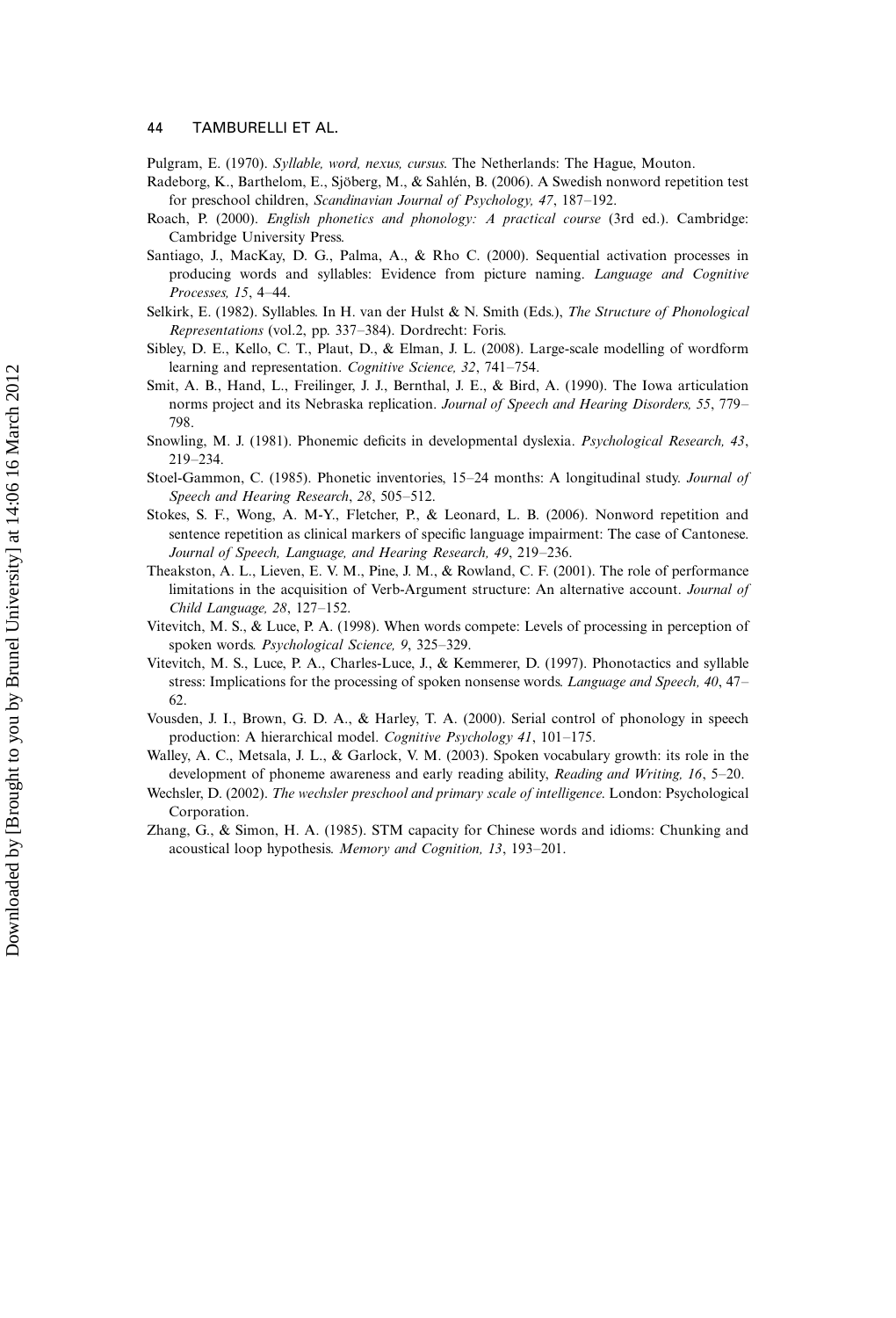Pulgram, E. (1970). *Syllable, word, nexus, cursus*. The Netherlands: The Hague, Mouton.

Radeborg, K., Barthelom, E., Sjöberg, M., & Sahlén, B. (2006). A Swedish nonword repetition test for preschool children, *Scandinavian Journal of Psychology, 47*, 187–192.

Roach, P. (2000). *English phonetics and phonology: A practical course* (3rd ed.). Cambridge: Cambridge University Press.

Santiago, J., MacKay, D. G., Palma, A., & Rho C. (2000). Sequential activation processes in producing words and syllables: Evidence from picture naming. *Language and Cognitive Processes, 15*, 4–44.

Selkirk, E. (1982). Syllables. In H. van der Hulst & N. Smith (Eds.), *The Structure of Phonological Representations* (vol.2, pp. 337–384). Dordrecht: Foris.

Sibley, D. E., Kello, C. T., Plaut, D., & Elman, J. L. (2008). Large-scale modelling of wordform learning and representation. *Cognitive Science, 32*, 741–754.

Smit, A. B., Hand, L., Freilinger, J. J., Bernthal, J. E., & Bird, A. (1990). The Iowa articulation norms project and its Nebraska replication. *Journal of Speech and Hearing Disorders, 55*, 779–798.

Snowling, M. J. (1981). Phonemic deficits in developmental dyslexia. *Psychological Research, 43*, 219–234.

Stoel-Gammon, C. (1985). Phonetic inventories, 15–24 months: A longitudinal study. *Journal of Speech and Hearing Research*, *28*, 505–512.

Stokes, S. F., Wong, A. M-Y., Fletcher, P., & Leonard, L. B. (2006). Nonword repetition and sentence repetition as clinical markers of specific language impairment: The case of Cantonese. *Journal of Speech, Language, and Hearing Research, 49*, 219–236.

Theakston, A. L., Lieven, E. V. M., Pine, J. M., & Rowland, C. F. (2001). The role of performance limitations in the acquisition of Verb-Argument structure: An alternative account. *Journal of Child Language, 28*, 127–152.

Vitevitch, M. S., & Luce, P. A. (1998). When words compete: Levels of processing in perception of spoken words. *Psychological Science, 9*, 325–329.

Vitevitch, M. S., Luce, P. A., Charles-Luce, J., & Kemmerer, D. (1997). Phonotactics and syllable stress: Implications for the processing of spoken nonsense words. *Language and Speech, 40*, 47–62.

Vousden, J. I., Brown, G. D. A., & Harley, T. A. (2000). Serial control of phonology in speech production: A hierarchical model. *Cognitive Psychology 41*, 101–175.

Walley, A. C., Metsala, J. L., & Garlock, V. M. (2003). Spoken vocabulary growth: its role in the development of phoneme awareness and early reading ability, *Reading and Writing, 16*, 5–20.

Wechsler, D. (2002). *The wechsler preschool and primary scale of intelligence*. London: Psychological Corporation.

Zhang, G., & Simon, H. A. (1985). STM capacity for Chinese words and idioms: Chunking and acoustical loop hypothesis. *Memory and Cognition, 13*, 193–201.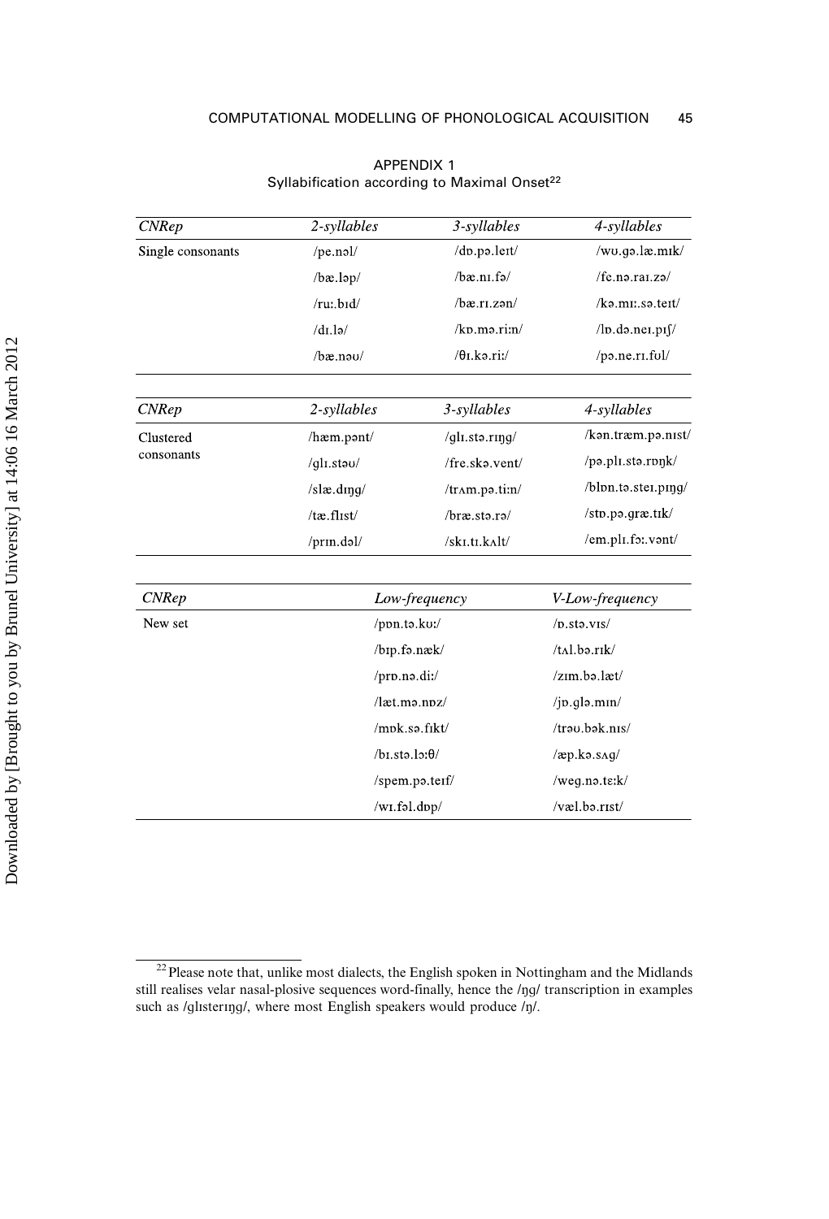## APPENDIX 1
### Syllabification according to Maximal Onset[22]

| *CNRep* | *2-syllables* | *3-syllables* | *4-syllables* |
|---|---|---|---|
| Single consonants | /pe.nəl/ | /dɒ.pə.leɪt/ | /wʊ.gə.læ.mɪk/ |
| | /bæ.ləp/ | /bæ.nɪ.fə/ | /fe.nə.raɪ.zə/ |
| | /ruː.bɪd/ | /bæ.rɪ.zən/ | /kə.mɪː.sə.teɪt/ |
| | /dɪ.lə/ | /kɒ.mə.riːn/ | /lɒ.də.neɪ.pɪʃ/ |
| | /bæ.nəʊ/ | /θɪ.kə.riː/ | /pə.ne.rɪ.fʊl/ |

| *CNRep* | *2-syllables* | *3-syllables* | *4-syllables* |
|---|---|---|---|
| Clustered consonants | /hæm.pənt/ | /glɪ.stə.rɪŋg/ | /kən.træm.pə.nɪst/ |
| | /glɪ.stəʊ/ | /fre.skə.vent/ | /pə.plɪ.stə.rɒŋk/ |
| | /slæ.dɪŋg/ | /trʌm.pə.tiːn/ | /blɒn.tə.steɪ.pɪŋg/ |
| | /tæ.flɪst/ | /bræ.stə.rə/ | /stɒ.pə.græ.tɪk/ |
| | /prɪn.dəl/ | /skɪ.tɪ.kʌlt/ | /em.plɪ.fɔː.vənt/ |

| *CNRep* | *Low-frequency* | *V-Low-frequency* |
|---|---|---|
| New set | /pɒn.tə.kʊː/ | /ɒ.stə.vɪs/ |
| | /bɪp.fə.næk/ | /tʌl.bə.rɪk/ |
| | /prɒ.nə.diː/ | /zɪm.bə.læt/ |
| | /læt.mə.nɒz/ | /jɒ.glə.mɪn/ |
| | /mɒk.sə.fɪkt/ | /trəʊ.bək.nɪs/ |
| | /bɪ.stə.lɔːθ/ | /æp.kə.sʌg/ |
| | /spem.pə.teɪf/ | /weg.nə.tɛːk/ |
| | /wɪ.fəl.dɒp/ | /væl.bə.rɪst/ |

[22] Please note that, unlike most dialects, the English spoken in Nottingham and the Midlands still realises velar nasal-plosive sequences word-finally, hence the /ŋg/ transcription in examples such as /glɪsterɪŋg/, where most English speakers would produce /ŋ/.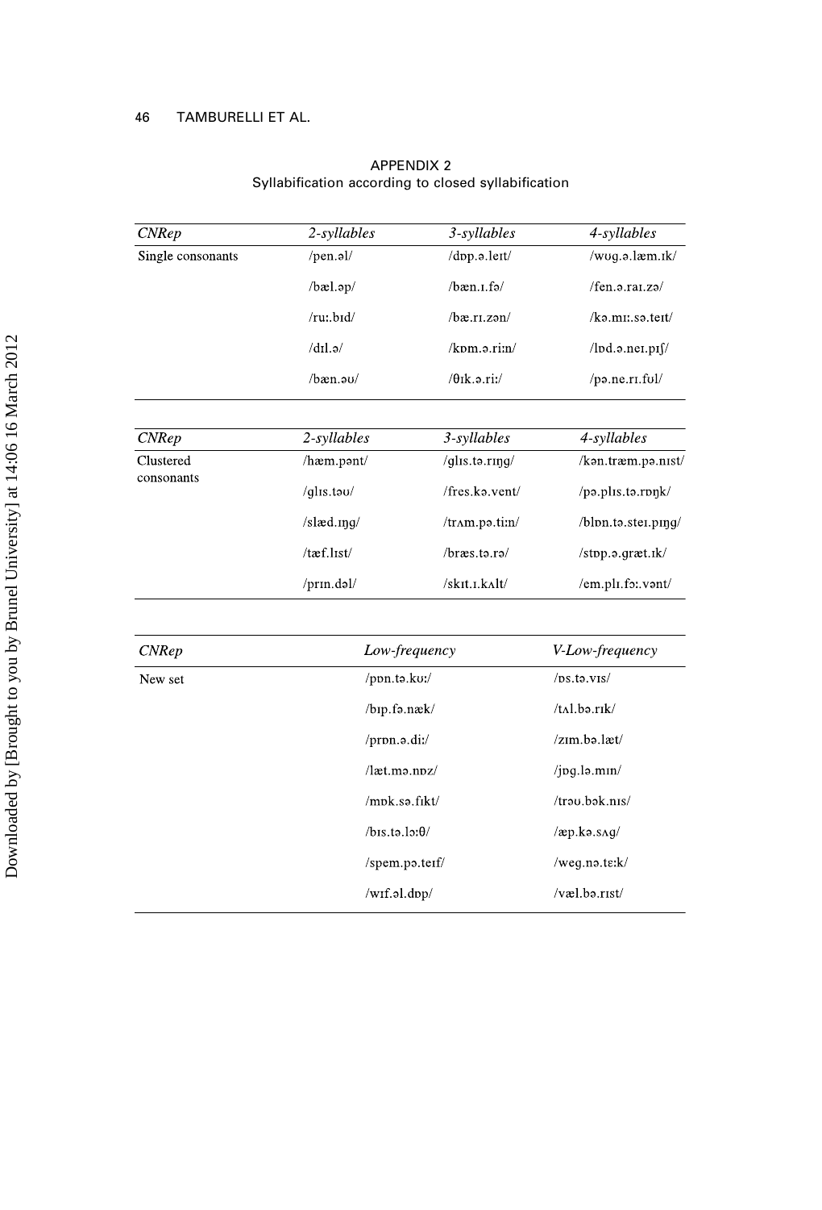## APPENDIX 2

Syllabification according to closed syllabification

| *CNRep* | *2-syllables* | *3-syllables* | *4-syllables* |
|---|---|---|---|
| Single consonants | /pen.əl/ | /dɒp.ə.leɪt/ | /wʊg.ə.læm.ɪk/ |
| | /bæl.əp/ | /bæn.ɪ.fə/ | /fen.ə.raɪ.zə/ |
| | /ruː.bɪd/ | /bæ.rɪ.zən/ | /kə.mɪː.sə.teɪt/ |
| | /dɪl.ə/ | /kɒm.ə.riːn/ | /lɒd.ə.neɪ.pɪʃ/ |
| | /bæn.əʊ/ | /θɪk.ə.riː/ | /pə.ne.rɪ.fʊl/ |

| *CNRep* | *2-syllables* | *3-syllables* | *4-syllables* |
|---|---|---|---|
| Clustered consonants | /hæm.pənt/ | /glɪs.tə.rɪŋg/ | /kən.træm.pə.nɪst/ |
| | /glɪs.təʊ/ | /fres.kə.vent/ | /pə.plɪs.tə.rɒŋk/ |
| | /slæd.ɪŋg/ | /trʌm.pə.tiːn/ | /blɒn.tə.steɪ.pɪŋg/ |
| | /tæf.lɪst/ | /bræs.tə.rə/ | /stɒp.ə.græt.ɪk/ |
| | /prɪn.dəl/ | /skɪt.ɪ.kʌlt/ | /em.plɪ.fɔː.vənt/ |

| *CNRep* | *Low-frequency* | *V-Low-frequency* |
|---|---|---|
| New set | /pɒn.tə.kʊː/ | /ɒs.tə.vɪs/ |
| | /bɪp.fə.næk/ | /tʌl.bə.rɪk/ |
| | /prɒn.ə.diː/ | /zɪm.bə.læt/ |
| | /læt.mə.nɒz/ | /jɒg.lə.mɪn/ |
| | /mɒk.sə.fɪkt/ | /trəʊ.bək.nɪs/ |
| | /bɪs.tə.lɔːθ/ | /æp.kə.sʌg/ |
| | /spem.pə.teɪf/ | /weg.nə.tɛːk/ |
| | /wɪf.əl.dɒp/ | /væl.bə.rɪst/ |